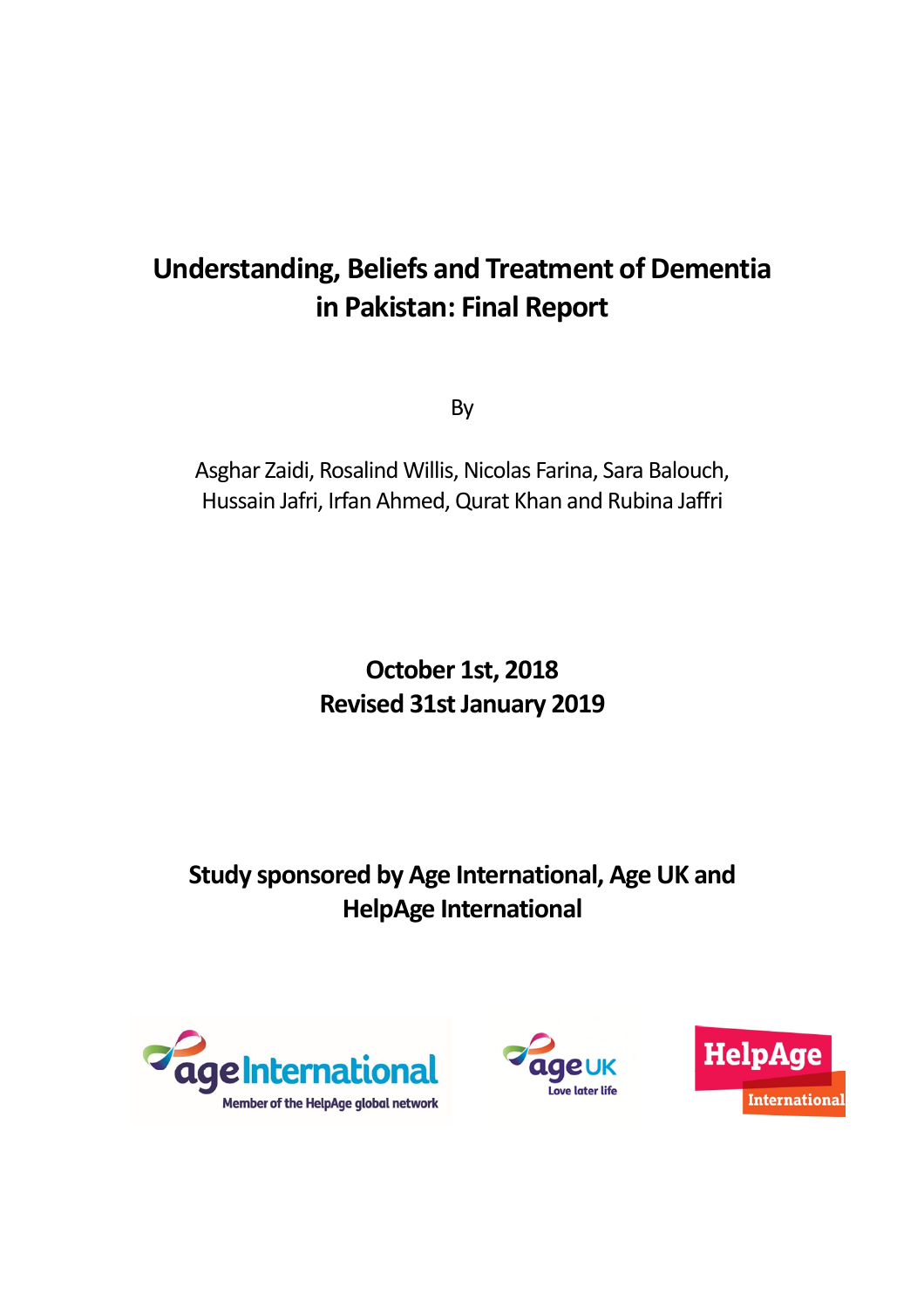# Understanding, Beliefs and Treatment of Dementia in Pakistan: Final Report

By

Asghar Zaidi, Rosalind Willis, Nicolas Farina, Sara Balouch, Hussain Jafri, Irfan Ahmed, Qurat Khan and Rubina Jaffri

**October 1st, 2018**
**Revised 31st January 2019**

**Study sponsored by Age International, Age UK and HelpAge International**

ageInternational
Member of the HelpAge global network

ageUK
Love later life

HelpAge
International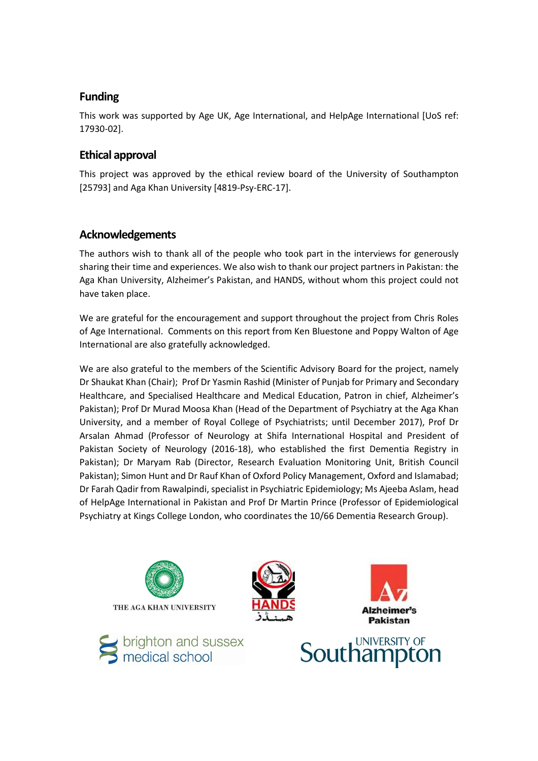## Funding

This work was supported by Age UK, Age International, and HelpAge International [UoS ref: 17930-02].

## Ethical approval

This project was approved by the ethical review board of the University of Southampton [25793] and Aga Khan University [4819-Psy-ERC-17].

## Acknowledgements

The authors wish to thank all of the people who took part in the interviews for generously sharing their time and experiences. We also wish to thank our project partners in Pakistan: the Aga Khan University, Alzheimer's Pakistan, and HANDS, without whom this project could not have taken place.

We are grateful for the encouragement and support throughout the project from Chris Roles of Age International. Comments on this report from Ken Bluestone and Poppy Walton of Age International are also gratefully acknowledged.

We are also grateful to the members of the Scientific Advisory Board for the project, namely Dr Shaukat Khan (Chair); Prof Dr Yasmin Rashid (Minister of Punjab for Primary and Secondary Healthcare, and Specialised Healthcare and Medical Education, Patron in chief, Alzheimer's Pakistan); Prof Dr Murad Moosa Khan (Head of the Department of Psychiatry at the Aga Khan University, and a member of Royal College of Psychiatrists; until December 2017), Prof Dr Arsalan Ahmad (Professor of Neurology at Shifa International Hospital and President of Pakistan Society of Neurology (2016-18), who established the first Dementia Registry in Pakistan); Dr Maryam Rab (Director, Research Evaluation Monitoring Unit, British Council Pakistan); Simon Hunt and Dr Rauf Khan of Oxford Policy Management, Oxford and Islamabad; Dr Farah Qadir from Rawalpindi, specialist in Psychiatric Epidemiology; Ms Ajeeba Aslam, head of HelpAge International in Pakistan and Prof Dr Martin Prince (Professor of Epidemiological Psychiatry at Kings College London, who coordinates the 10/66 Dementia Research Group).

THE AGA KHAN UNIVERSITY

HANDS

Alzheimer's Pakistan

brighton and sussex medical school

UNIVERSITY OF Southampton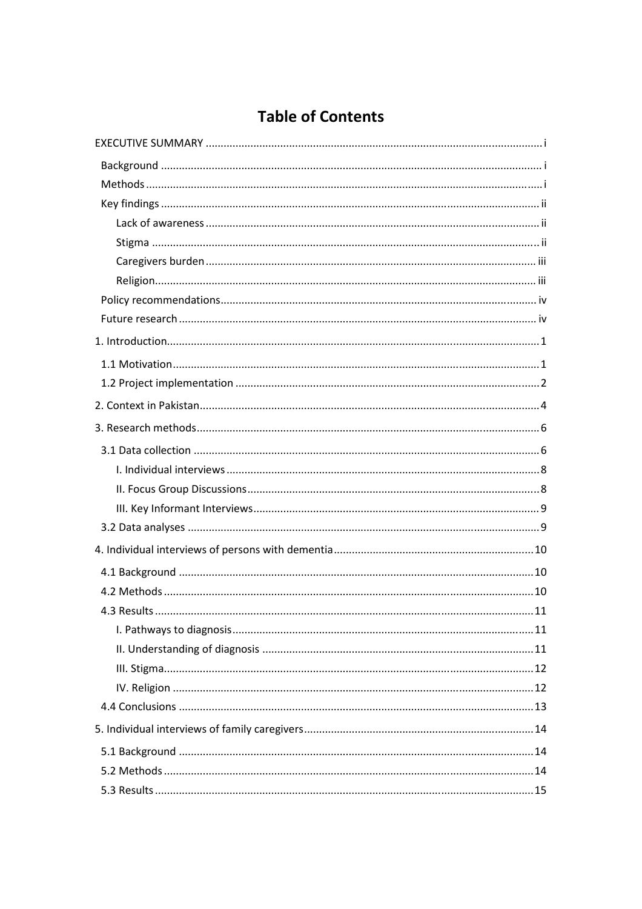# Table of Contents

- EXECUTIVE SUMMARY ..... i
  - Background ..... i
  - Methods ..... i
  - Key findings ..... ii
    - Lack of awareness ..... ii
    - Stigma ..... ii
    - Caregivers burden ..... iii
    - Religion ..... iii
  - Policy recommendations ..... iv
  - Future research ..... iv
- 1. Introduction ..... 1
  - 1.1 Motivation ..... 1
  - 1.2 Project implementation ..... 2
- 2. Context in Pakistan ..... 4
- 3. Research methods ..... 6
  - 3.1 Data collection ..... 6
    - I. Individual interviews ..... 8
    - II. Focus Group Discussions ..... 8
    - III. Key Informant Interviews ..... 9
  - 3.2 Data analyses ..... 9
- 4. Individual interviews of persons with dementia ..... 10
  - 4.1 Background ..... 10
  - 4.2 Methods ..... 10
  - 4.3 Results ..... 11
    - I. Pathways to diagnosis ..... 11
    - II. Understanding of diagnosis ..... 11
    - III. Stigma ..... 12
    - IV. Religion ..... 12
  - 4.4 Conclusions ..... 13
- 5. Individual interviews of family caregivers ..... 14
  - 5.1 Background ..... 14
  - 5.2 Methods ..... 14
  - 5.3 Results ..... 15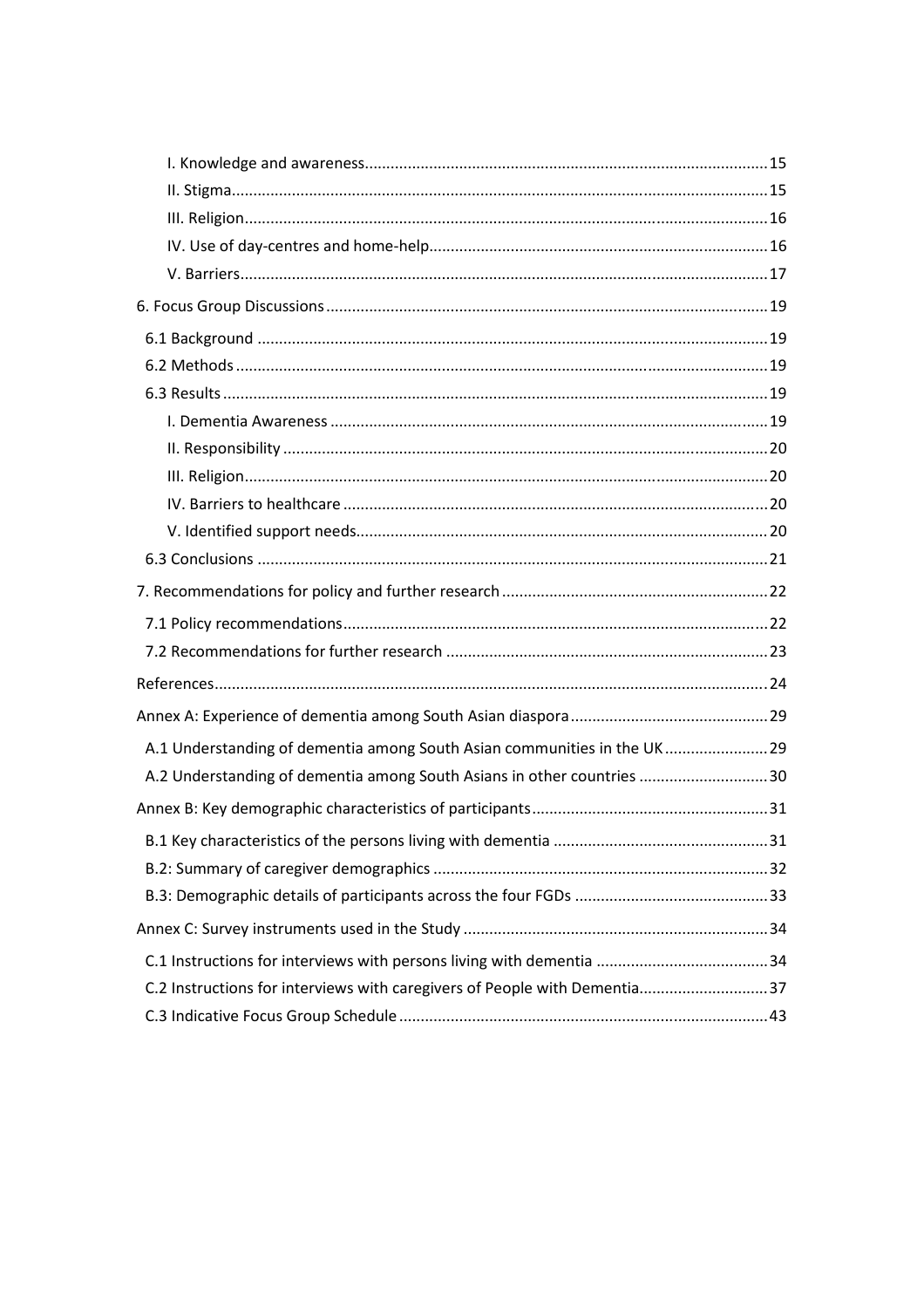I. Knowledge and awareness ............................................................ 15
II. Stigma ............................................................ 15
III. Religion ............................................................ 16
IV. Use of day-centres and home-help ............................................................ 16
V. Barriers ............................................................ 17

6. Focus Group Discussions ............................................................ 19

6.1 Background ............................................................ 19
6.2 Methods ............................................................ 19
6.3 Results ............................................................ 19
I. Dementia Awareness ............................................................ 19
II. Responsibility ............................................................ 20
III. Religion ............................................................ 20
IV. Barriers to healthcare ............................................................ 20
V. Identified support needs ............................................................ 20
6.3 Conclusions ............................................................ 21

7. Recommendations for policy and further research ............................................................ 22

7.1 Policy recommendations ............................................................ 22
7.2 Recommendations for further research ............................................................ 23

References ............................................................ 24

Annex A: Experience of dementia among South Asian diaspora ............................................................ 29

A.1 Understanding of dementia among South Asian communities in the UK ............................................................ 29
A.2 Understanding of dementia among South Asians in other countries ............................................................ 30

Annex B: Key demographic characteristics of participants ............................................................ 31

B.1 Key characteristics of the persons living with dementia ............................................................ 31
B.2: Summary of caregiver demographics ............................................................ 32
B.3: Demographic details of participants across the four FGDs ............................................................ 33

Annex C: Survey instruments used in the Study ............................................................ 34

C.1 Instructions for interviews with persons living with dementia ............................................................ 34
C.2 Instructions for interviews with caregivers of People with Dementia ............................................................ 37
C.3 Indicative Focus Group Schedule ............................................................ 43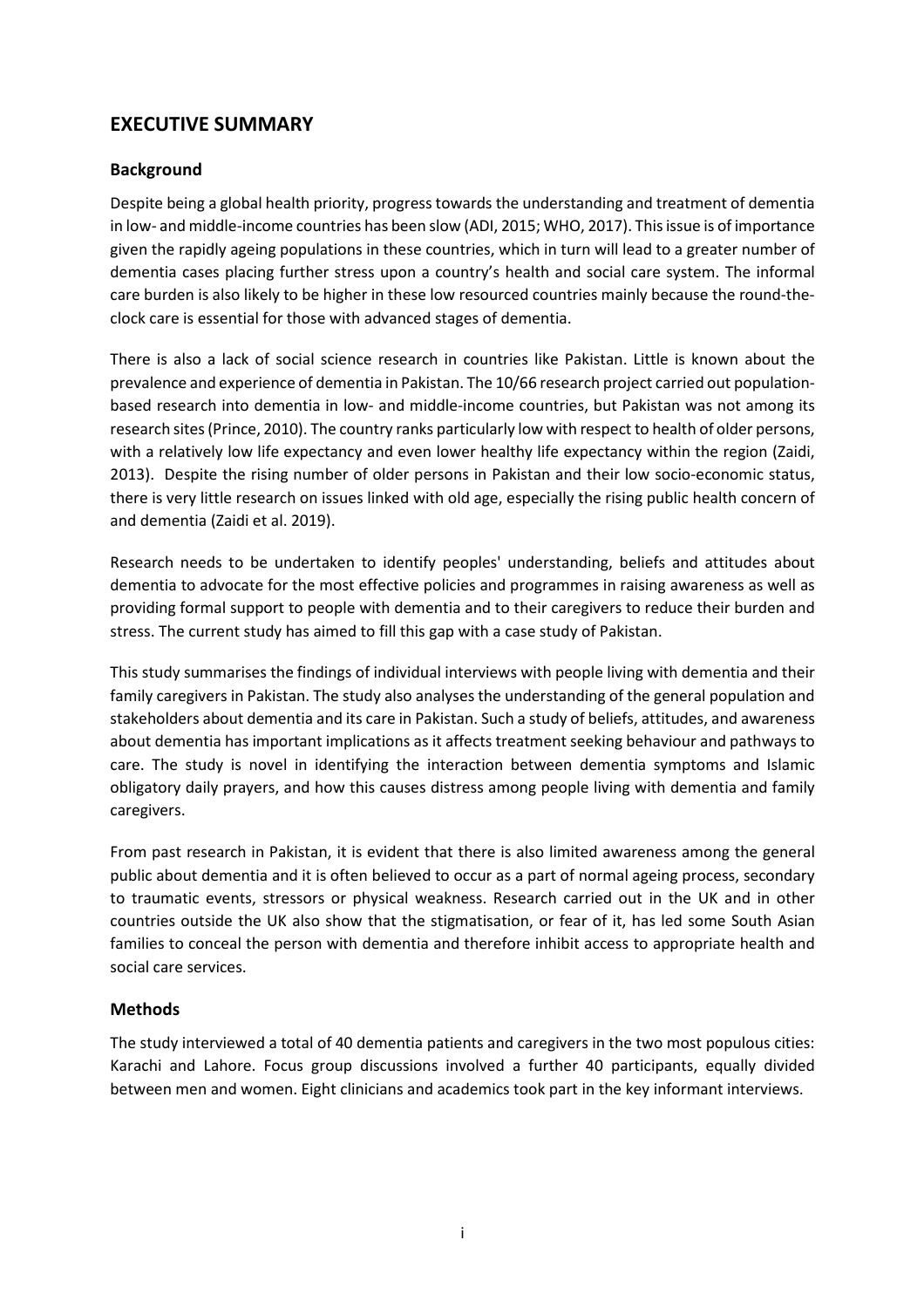## EXECUTIVE SUMMARY

### Background

Despite being a global health priority, progress towards the understanding and treatment of dementia in low- and middle-income countries has been slow (ADI, 2015; WHO, 2017). This issue is of importance given the rapidly ageing populations in these countries, which in turn will lead to a greater number of dementia cases placing further stress upon a country's health and social care system. The informal care burden is also likely to be higher in these low resourced countries mainly because the round-the-clock care is essential for those with advanced stages of dementia.

There is also a lack of social science research in countries like Pakistan. Little is known about the prevalence and experience of dementia in Pakistan. The 10/66 research project carried out population-based research into dementia in low- and middle-income countries, but Pakistan was not among its research sites (Prince, 2010). The country ranks particularly low with respect to health of older persons, with a relatively low life expectancy and even lower healthy life expectancy within the region (Zaidi, 2013). Despite the rising number of older persons in Pakistan and their low socio-economic status, there is very little research on issues linked with old age, especially the rising public health concern of and dementia (Zaidi et al. 2019).

Research needs to be undertaken to identify peoples' understanding, beliefs and attitudes about dementia to advocate for the most effective policies and programmes in raising awareness as well as providing formal support to people with dementia and to their caregivers to reduce their burden and stress. The current study has aimed to fill this gap with a case study of Pakistan.

This study summarises the findings of individual interviews with people living with dementia and their family caregivers in Pakistan. The study also analyses the understanding of the general population and stakeholders about dementia and its care in Pakistan. Such a study of beliefs, attitudes, and awareness about dementia has important implications as it affects treatment seeking behaviour and pathways to care. The study is novel in identifying the interaction between dementia symptoms and Islamic obligatory daily prayers, and how this causes distress among people living with dementia and family caregivers.

From past research in Pakistan, it is evident that there is also limited awareness among the general public about dementia and it is often believed to occur as a part of normal ageing process, secondary to traumatic events, stressors or physical weakness. Research carried out in the UK and in other countries outside the UK also show that the stigmatisation, or fear of it, has led some South Asian families to conceal the person with dementia and therefore inhibit access to appropriate health and social care services.

### Methods

The study interviewed a total of 40 dementia patients and caregivers in the two most populous cities: Karachi and Lahore. Focus group discussions involved a further 40 participants, equally divided between men and women. Eight clinicians and academics took part in the key informant interviews.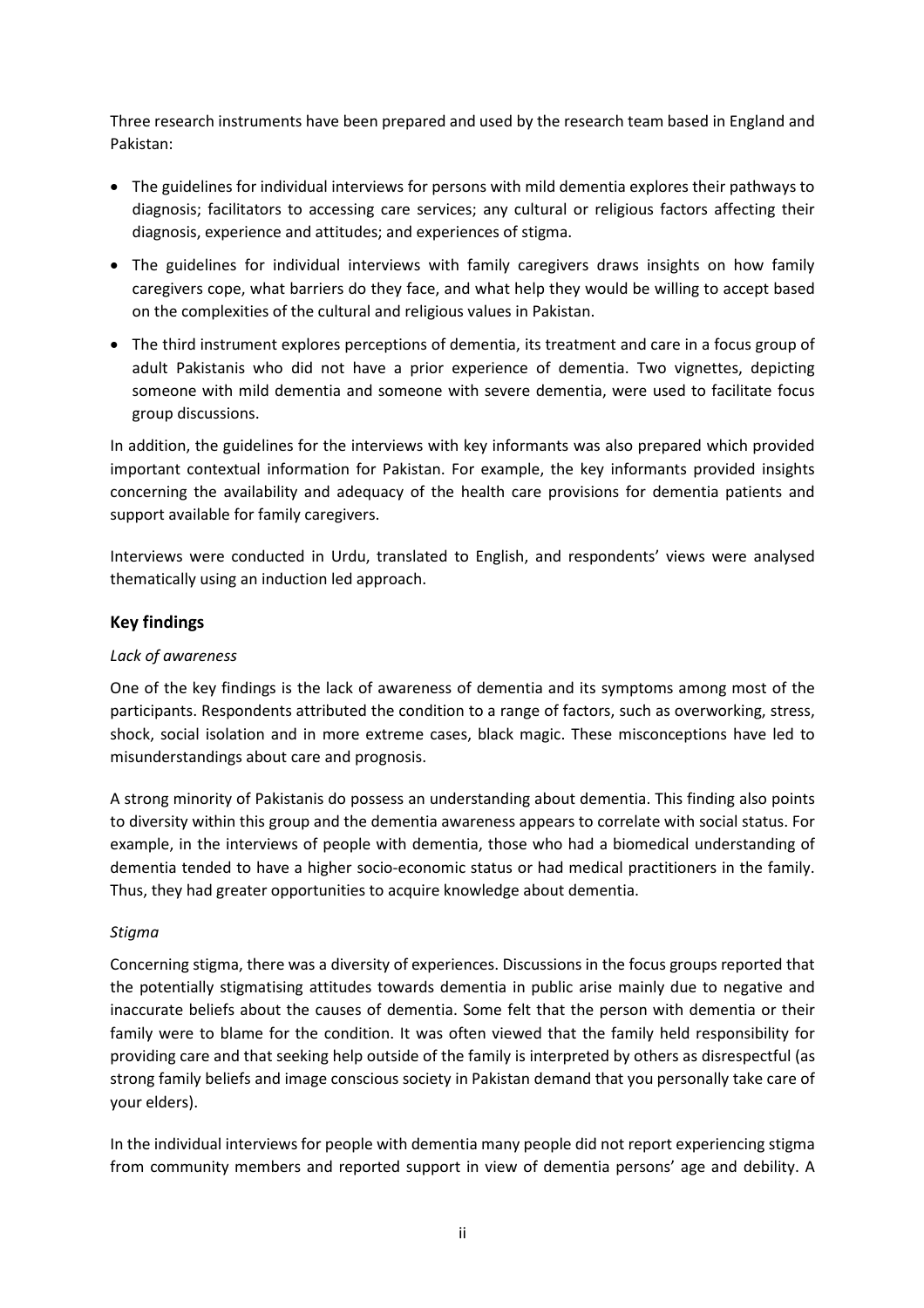Three research instruments have been prepared and used by the research team based in England and Pakistan:

- The guidelines for individual interviews for persons with mild dementia explores their pathways to diagnosis; facilitators to accessing care services; any cultural or religious factors affecting their diagnosis, experience and attitudes; and experiences of stigma.
- The guidelines for individual interviews with family caregivers draws insights on how family caregivers cope, what barriers do they face, and what help they would be willing to accept based on the complexities of the cultural and religious values in Pakistan.
- The third instrument explores perceptions of dementia, its treatment and care in a focus group of adult Pakistanis who did not have a prior experience of dementia. Two vignettes, depicting someone with mild dementia and someone with severe dementia, were used to facilitate focus group discussions.

In addition, the guidelines for the interviews with key informants was also prepared which provided important contextual information for Pakistan. For example, the key informants provided insights concerning the availability and adequacy of the health care provisions for dementia patients and support available for family caregivers.

Interviews were conducted in Urdu, translated to English, and respondents' views were analysed thematically using an induction led approach.

## Key findings

*Lack of awareness*

One of the key findings is the lack of awareness of dementia and its symptoms among most of the participants. Respondents attributed the condition to a range of factors, such as overworking, stress, shock, social isolation and in more extreme cases, black magic. These misconceptions have led to misunderstandings about care and prognosis.

A strong minority of Pakistanis do possess an understanding about dementia. This finding also points to diversity within this group and the dementia awareness appears to correlate with social status. For example, in the interviews of people with dementia, those who had a biomedical understanding of dementia tended to have a higher socio-economic status or had medical practitioners in the family. Thus, they had greater opportunities to acquire knowledge about dementia.

*Stigma*

Concerning stigma, there was a diversity of experiences. Discussions in the focus groups reported that the potentially stigmatising attitudes towards dementia in public arise mainly due to negative and inaccurate beliefs about the causes of dementia. Some felt that the person with dementia or their family were to blame for the condition. It was often viewed that the family held responsibility for providing care and that seeking help outside of the family is interpreted by others as disrespectful (as strong family beliefs and image conscious society in Pakistan demand that you personally take care of your elders).

In the individual interviews for people with dementia many people did not report experiencing stigma from community members and reported support in view of dementia persons' age and debility. A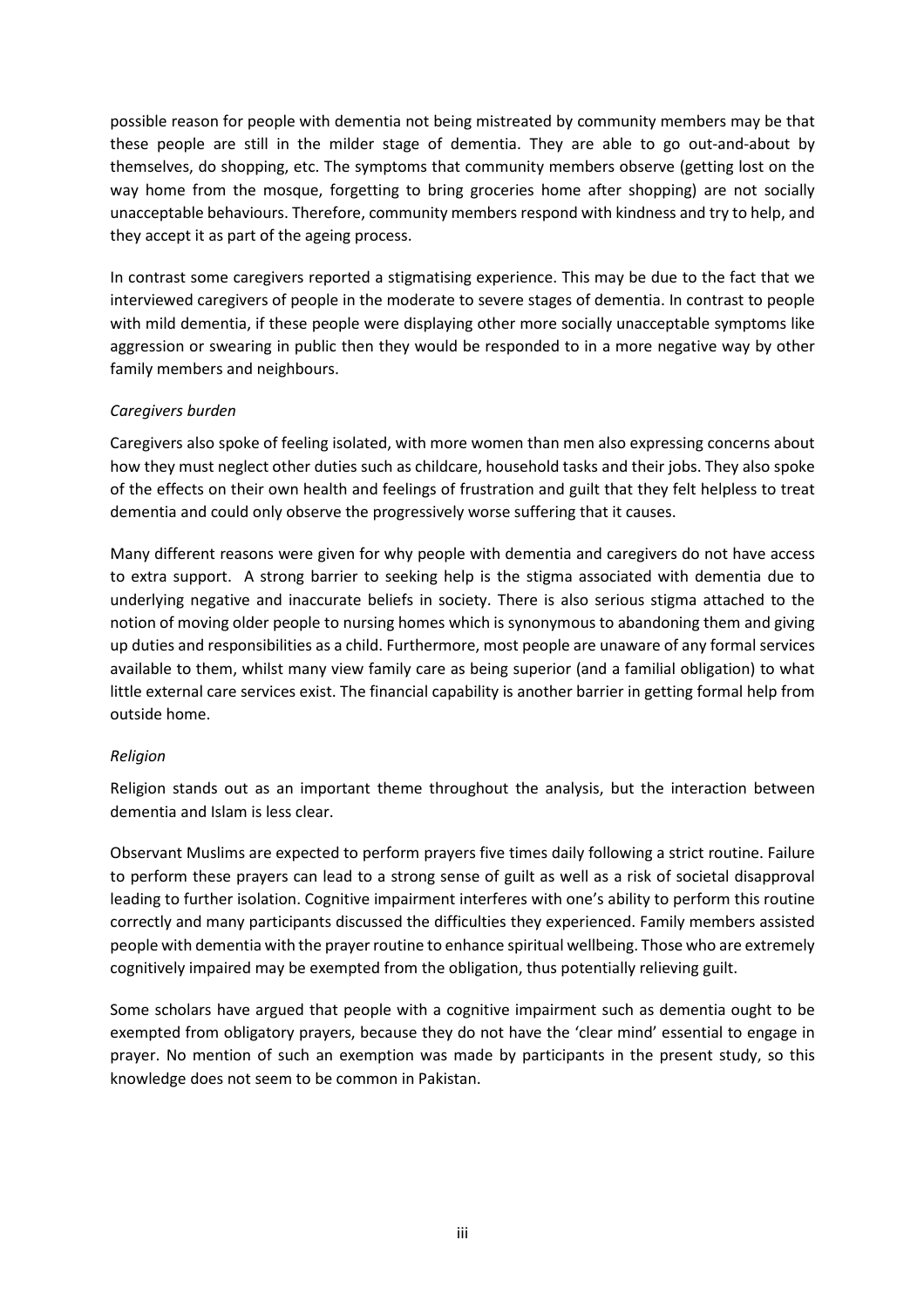possible reason for people with dementia not being mistreated by community members may be that these people are still in the milder stage of dementia. They are able to go out-and-about by themselves, do shopping, etc. The symptoms that community members observe (getting lost on the way home from the mosque, forgetting to bring groceries home after shopping) are not socially unacceptable behaviours. Therefore, community members respond with kindness and try to help, and they accept it as part of the ageing process.

In contrast some caregivers reported a stigmatising experience. This may be due to the fact that we interviewed caregivers of people in the moderate to severe stages of dementia. In contrast to people with mild dementia, if these people were displaying other more socially unacceptable symptoms like aggression or swearing in public then they would be responded to in a more negative way by other family members and neighbours.

*Caregivers burden*

Caregivers also spoke of feeling isolated, with more women than men also expressing concerns about how they must neglect other duties such as childcare, household tasks and their jobs. They also spoke of the effects on their own health and feelings of frustration and guilt that they felt helpless to treat dementia and could only observe the progressively worse suffering that it causes.

Many different reasons were given for why people with dementia and caregivers do not have access to extra support. A strong barrier to seeking help is the stigma associated with dementia due to underlying negative and inaccurate beliefs in society. There is also serious stigma attached to the notion of moving older people to nursing homes which is synonymous to abandoning them and giving up duties and responsibilities as a child. Furthermore, most people are unaware of any formal services available to them, whilst many view family care as being superior (and a familial obligation) to what little external care services exist. The financial capability is another barrier in getting formal help from outside home.

*Religion*

Religion stands out as an important theme throughout the analysis, but the interaction between dementia and Islam is less clear.

Observant Muslims are expected to perform prayers five times daily following a strict routine. Failure to perform these prayers can lead to a strong sense of guilt as well as a risk of societal disapproval leading to further isolation. Cognitive impairment interferes with one's ability to perform this routine correctly and many participants discussed the difficulties they experienced. Family members assisted people with dementia with the prayer routine to enhance spiritual wellbeing. Those who are extremely cognitively impaired may be exempted from the obligation, thus potentially relieving guilt.

Some scholars have argued that people with a cognitive impairment such as dementia ought to be exempted from obligatory prayers, because they do not have the 'clear mind' essential to engage in prayer. No mention of such an exemption was made by participants in the present study, so this knowledge does not seem to be common in Pakistan.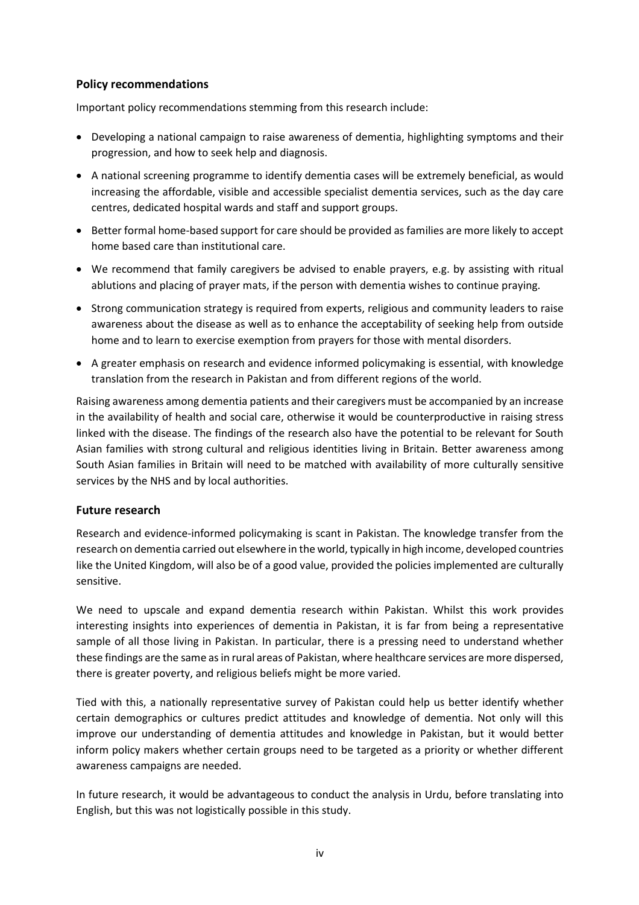## Policy recommendations

Important policy recommendations stemming from this research include:

- Developing a national campaign to raise awareness of dementia, highlighting symptoms and their progression, and how to seek help and diagnosis.
- A national screening programme to identify dementia cases will be extremely beneficial, as would increasing the affordable, visible and accessible specialist dementia services, such as the day care centres, dedicated hospital wards and staff and support groups.
- Better formal home-based support for care should be provided as families are more likely to accept home based care than institutional care.
- We recommend that family caregivers be advised to enable prayers, e.g. by assisting with ritual ablutions and placing of prayer mats, if the person with dementia wishes to continue praying.
- Strong communication strategy is required from experts, religious and community leaders to raise awareness about the disease as well as to enhance the acceptability of seeking help from outside home and to learn to exercise exemption from prayers for those with mental disorders.
- A greater emphasis on research and evidence informed policymaking is essential, with knowledge translation from the research in Pakistan and from different regions of the world.

Raising awareness among dementia patients and their caregivers must be accompanied by an increase in the availability of health and social care, otherwise it would be counterproductive in raising stress linked with the disease. The findings of the research also have the potential to be relevant for South Asian families with strong cultural and religious identities living in Britain. Better awareness among South Asian families in Britain will need to be matched with availability of more culturally sensitive services by the NHS and by local authorities.

## Future research

Research and evidence-informed policymaking is scant in Pakistan. The knowledge transfer from the research on dementia carried out elsewhere in the world, typically in high income, developed countries like the United Kingdom, will also be of a good value, provided the policies implemented are culturally sensitive.

We need to upscale and expand dementia research within Pakistan. Whilst this work provides interesting insights into experiences of dementia in Pakistan, it is far from being a representative sample of all those living in Pakistan. In particular, there is a pressing need to understand whether these findings are the same as in rural areas of Pakistan, where healthcare services are more dispersed, there is greater poverty, and religious beliefs might be more varied.

Tied with this, a nationally representative survey of Pakistan could help us better identify whether certain demographics or cultures predict attitudes and knowledge of dementia. Not only will this improve our understanding of dementia attitudes and knowledge in Pakistan, but it would better inform policy makers whether certain groups need to be targeted as a priority or whether different awareness campaigns are needed.

In future research, it would be advantageous to conduct the analysis in Urdu, before translating into English, but this was not logistically possible in this study.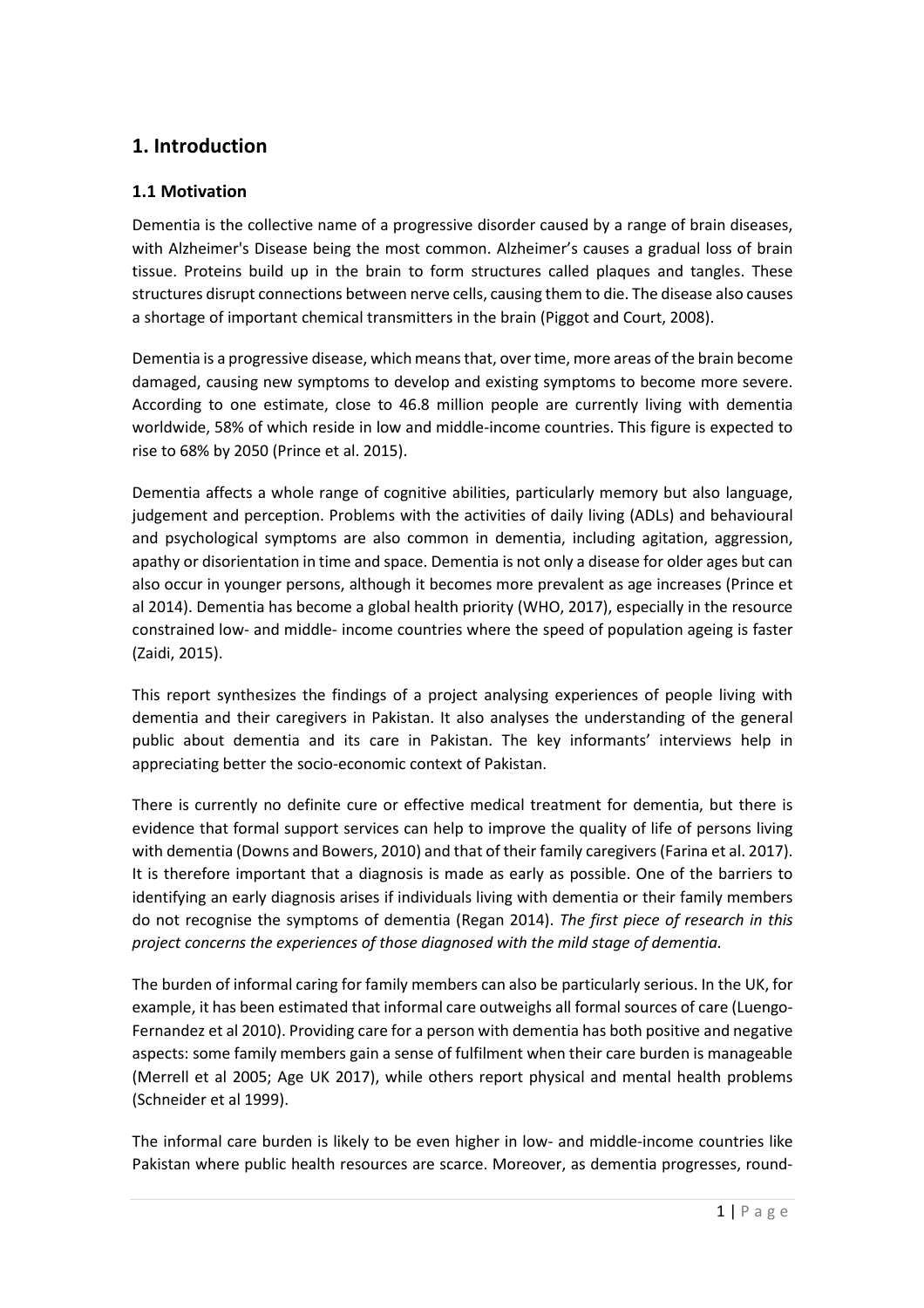# 1. Introduction

## 1.1 Motivation

Dementia is the collective name of a progressive disorder caused by a range of brain diseases, with Alzheimer's Disease being the most common. Alzheimer's causes a gradual loss of brain tissue. Proteins build up in the brain to form structures called plaques and tangles. These structures disrupt connections between nerve cells, causing them to die. The disease also causes a shortage of important chemical transmitters in the brain (Piggot and Court, 2008).

Dementia is a progressive disease, which means that, over time, more areas of the brain become damaged, causing new symptoms to develop and existing symptoms to become more severe. According to one estimate, close to 46.8 million people are currently living with dementia worldwide, 58% of which reside in low and middle-income countries. This figure is expected to rise to 68% by 2050 (Prince et al. 2015).

Dementia affects a whole range of cognitive abilities, particularly memory but also language, judgement and perception. Problems with the activities of daily living (ADLs) and behavioural and psychological symptoms are also common in dementia, including agitation, aggression, apathy or disorientation in time and space. Dementia is not only a disease for older ages but can also occur in younger persons, although it becomes more prevalent as age increases (Prince et al 2014). Dementia has become a global health priority (WHO, 2017), especially in the resource constrained low- and middle- income countries where the speed of population ageing is faster (Zaidi, 2015).

This report synthesizes the findings of a project analysing experiences of people living with dementia and their caregivers in Pakistan. It also analyses the understanding of the general public about dementia and its care in Pakistan. The key informants' interviews help in appreciating better the socio-economic context of Pakistan.

There is currently no definite cure or effective medical treatment for dementia, but there is evidence that formal support services can help to improve the quality of life of persons living with dementia (Downs and Bowers, 2010) and that of their family caregivers (Farina et al. 2017). It is therefore important that a diagnosis is made as early as possible. One of the barriers to identifying an early diagnosis arises if individuals living with dementia or their family members do not recognise the symptoms of dementia (Regan 2014). *The first piece of research in this project concerns the experiences of those diagnosed with the mild stage of dementia.*

The burden of informal caring for family members can also be particularly serious. In the UK, for example, it has been estimated that informal care outweighs all formal sources of care (Luengo-Fernandez et al 2010). Providing care for a person with dementia has both positive and negative aspects: some family members gain a sense of fulfilment when their care burden is manageable (Merrell et al 2005; Age UK 2017), while others report physical and mental health problems (Schneider et al 1999).

The informal care burden is likely to be even higher in low- and middle-income countries like Pakistan where public health resources are scarce. Moreover, as dementia progresses, round-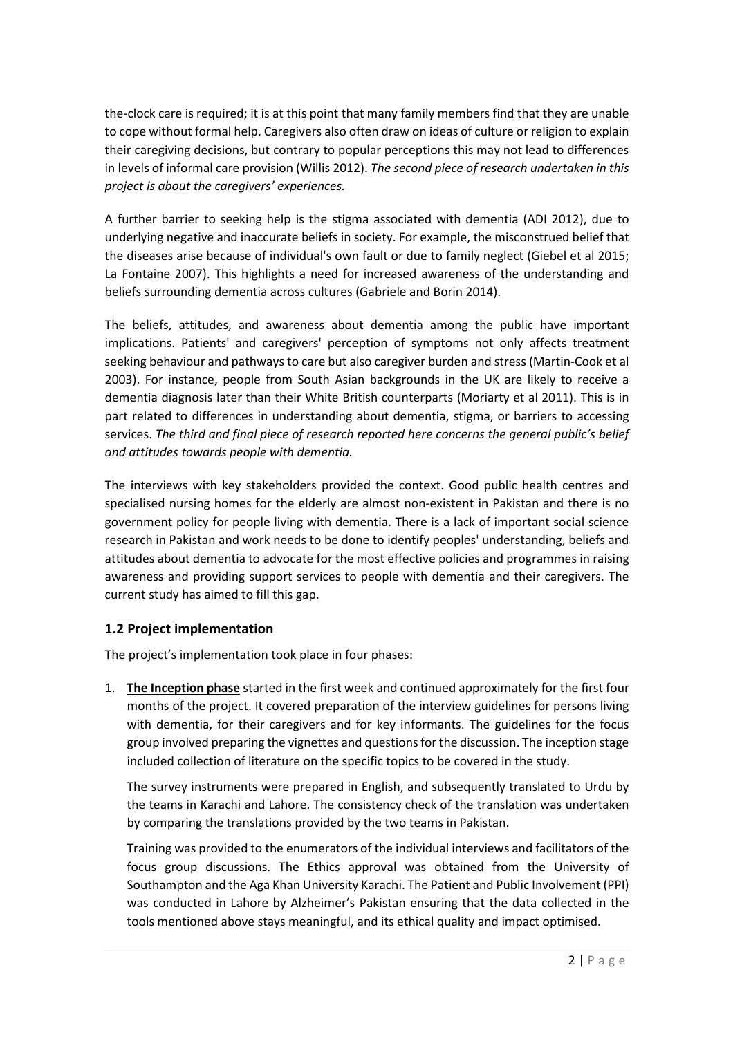the-clock care is required; it is at this point that many family members find that they are unable to cope without formal help. Caregivers also often draw on ideas of culture or religion to explain their caregiving decisions, but contrary to popular perceptions this may not lead to differences in levels of informal care provision (Willis 2012). *The second piece of research undertaken in this project is about the caregivers' experiences.*

A further barrier to seeking help is the stigma associated with dementia (ADI 2012), due to underlying negative and inaccurate beliefs in society. For example, the misconstrued belief that the diseases arise because of individual's own fault or due to family neglect (Giebel et al 2015; La Fontaine 2007). This highlights a need for increased awareness of the understanding and beliefs surrounding dementia across cultures (Gabriele and Borin 2014).

The beliefs, attitudes, and awareness about dementia among the public have important implications. Patients' and caregivers' perception of symptoms not only affects treatment seeking behaviour and pathways to care but also caregiver burden and stress (Martin-Cook et al 2003). For instance, people from South Asian backgrounds in the UK are likely to receive a dementia diagnosis later than their White British counterparts (Moriarty et al 2011). This is in part related to differences in understanding about dementia, stigma, or barriers to accessing services. *The third and final piece of research reported here concerns the general public's belief and attitudes towards people with dementia.*

The interviews with key stakeholders provided the context. Good public health centres and specialised nursing homes for the elderly are almost non-existent in Pakistan and there is no government policy for people living with dementia. There is a lack of important social science research in Pakistan and work needs to be done to identify peoples' understanding, beliefs and attitudes about dementia to advocate for the most effective policies and programmes in raising awareness and providing support services to people with dementia and their caregivers. The current study has aimed to fill this gap.

### 1.2 Project implementation

The project's implementation took place in four phases:

1. **The Inception phase** started in the first week and continued approximately for the first four months of the project. It covered preparation of the interview guidelines for persons living with dementia, for their caregivers and for key informants. The guidelines for the focus group involved preparing the vignettes and questions for the discussion. The inception stage included collection of literature on the specific topics to be covered in the study.

   The survey instruments were prepared in English, and subsequently translated to Urdu by the teams in Karachi and Lahore. The consistency check of the translation was undertaken by comparing the translations provided by the two teams in Pakistan.

   Training was provided to the enumerators of the individual interviews and facilitators of the focus group discussions. The Ethics approval was obtained from the University of Southampton and the Aga Khan University Karachi. The Patient and Public Involvement (PPI) was conducted in Lahore by Alzheimer's Pakistan ensuring that the data collected in the tools mentioned above stays meaningful, and its ethical quality and impact optimised.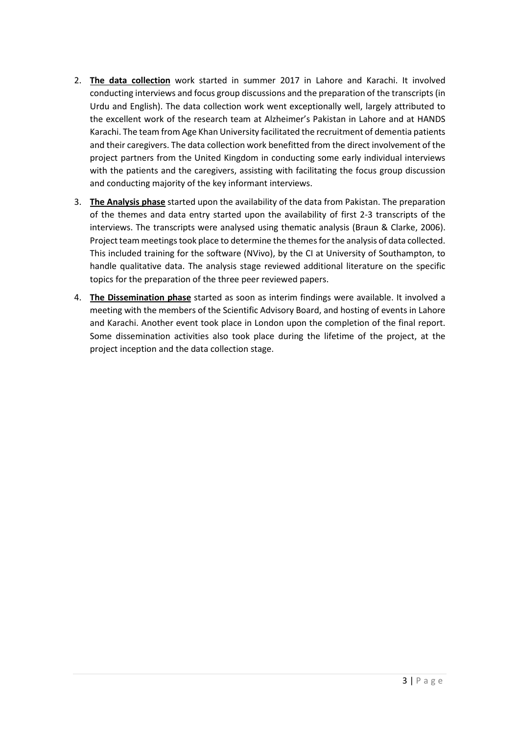2. **The data collection** work started in summer 2017 in Lahore and Karachi. It involved conducting interviews and focus group discussions and the preparation of the transcripts (in Urdu and English). The data collection work went exceptionally well, largely attributed to the excellent work of the research team at Alzheimer's Pakistan in Lahore and at HANDS Karachi. The team from Age Khan University facilitated the recruitment of dementia patients and their caregivers. The data collection work benefitted from the direct involvement of the project partners from the United Kingdom in conducting some early individual interviews with the patients and the caregivers, assisting with facilitating the focus group discussion and conducting majority of the key informant interviews.

3. **The Analysis phase** started upon the availability of the data from Pakistan. The preparation of the themes and data entry started upon the availability of first 2-3 transcripts of the interviews. The transcripts were analysed using thematic analysis (Braun & Clarke, 2006). Project team meetings took place to determine the themes for the analysis of data collected. This included training for the software (NVivo), by the CI at University of Southampton, to handle qualitative data. The analysis stage reviewed additional literature on the specific topics for the preparation of the three peer reviewed papers.

4. **The Dissemination phase** started as soon as interim findings were available. It involved a meeting with the members of the Scientific Advisory Board, and hosting of events in Lahore and Karachi. Another event took place in London upon the completion of the final report. Some dissemination activities also took place during the lifetime of the project, at the project inception and the data collection stage.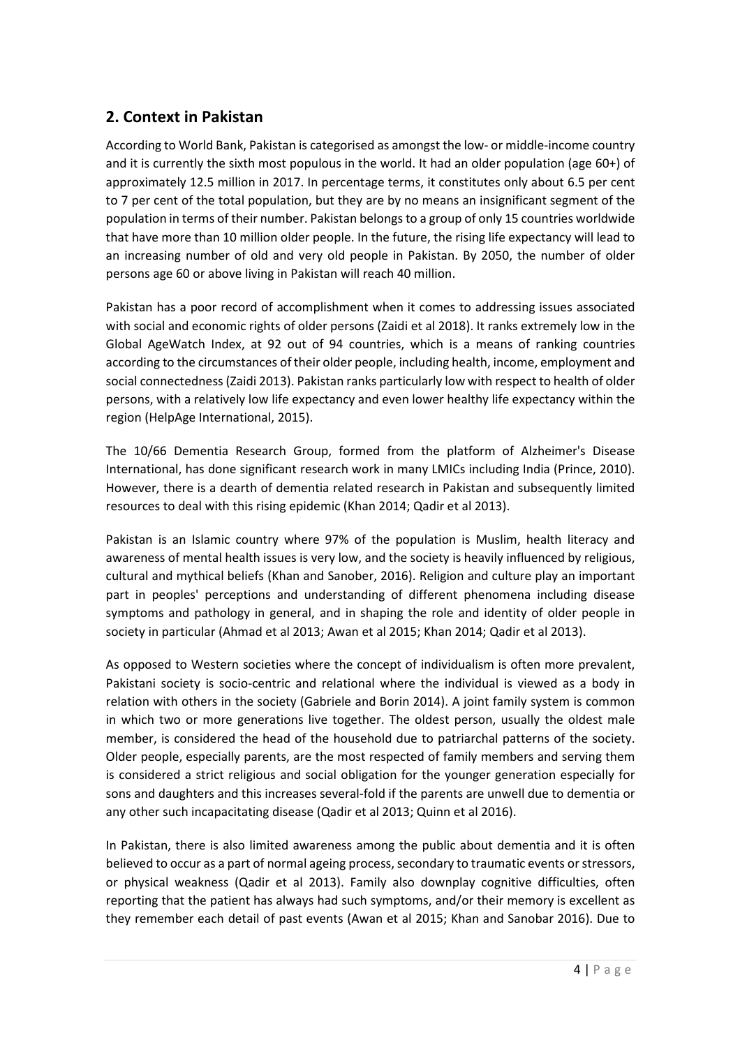## 2. Context in Pakistan

According to World Bank, Pakistan is categorised as amongst the low- or middle-income country and it is currently the sixth most populous in the world. It had an older population (age 60+) of approximately 12.5 million in 2017. In percentage terms, it constitutes only about 6.5 per cent to 7 per cent of the total population, but they are by no means an insignificant segment of the population in terms of their number. Pakistan belongs to a group of only 15 countries worldwide that have more than 10 million older people. In the future, the rising life expectancy will lead to an increasing number of old and very old people in Pakistan. By 2050, the number of older persons age 60 or above living in Pakistan will reach 40 million.

Pakistan has a poor record of accomplishment when it comes to addressing issues associated with social and economic rights of older persons (Zaidi et al 2018). It ranks extremely low in the Global AgeWatch Index, at 92 out of 94 countries, which is a means of ranking countries according to the circumstances of their older people, including health, income, employment and social connectedness (Zaidi 2013). Pakistan ranks particularly low with respect to health of older persons, with a relatively low life expectancy and even lower healthy life expectancy within the region (HelpAge International, 2015).

The 10/66 Dementia Research Group, formed from the platform of Alzheimer's Disease International, has done significant research work in many LMICs including India (Prince, 2010). However, there is a dearth of dementia related research in Pakistan and subsequently limited resources to deal with this rising epidemic (Khan 2014; Qadir et al 2013).

Pakistan is an Islamic country where 97% of the population is Muslim, health literacy and awareness of mental health issues is very low, and the society is heavily influenced by religious, cultural and mythical beliefs (Khan and Sanober, 2016). Religion and culture play an important part in peoples' perceptions and understanding of different phenomena including disease symptoms and pathology in general, and in shaping the role and identity of older people in society in particular (Ahmad et al 2013; Awan et al 2015; Khan 2014; Qadir et al 2013).

As opposed to Western societies where the concept of individualism is often more prevalent, Pakistani society is socio-centric and relational where the individual is viewed as a body in relation with others in the society (Gabriele and Borin 2014). A joint family system is common in which two or more generations live together. The oldest person, usually the oldest male member, is considered the head of the household due to patriarchal patterns of the society. Older people, especially parents, are the most respected of family members and serving them is considered a strict religious and social obligation for the younger generation especially for sons and daughters and this increases several-fold if the parents are unwell due to dementia or any other such incapacitating disease (Qadir et al 2013; Quinn et al 2016).

In Pakistan, there is also limited awareness among the public about dementia and it is often believed to occur as a part of normal ageing process, secondary to traumatic events or stressors, or physical weakness (Qadir et al 2013). Family also downplay cognitive difficulties, often reporting that the patient has always had such symptoms, and/or their memory is excellent as they remember each detail of past events (Awan et al 2015; Khan and Sanobar 2016). Due to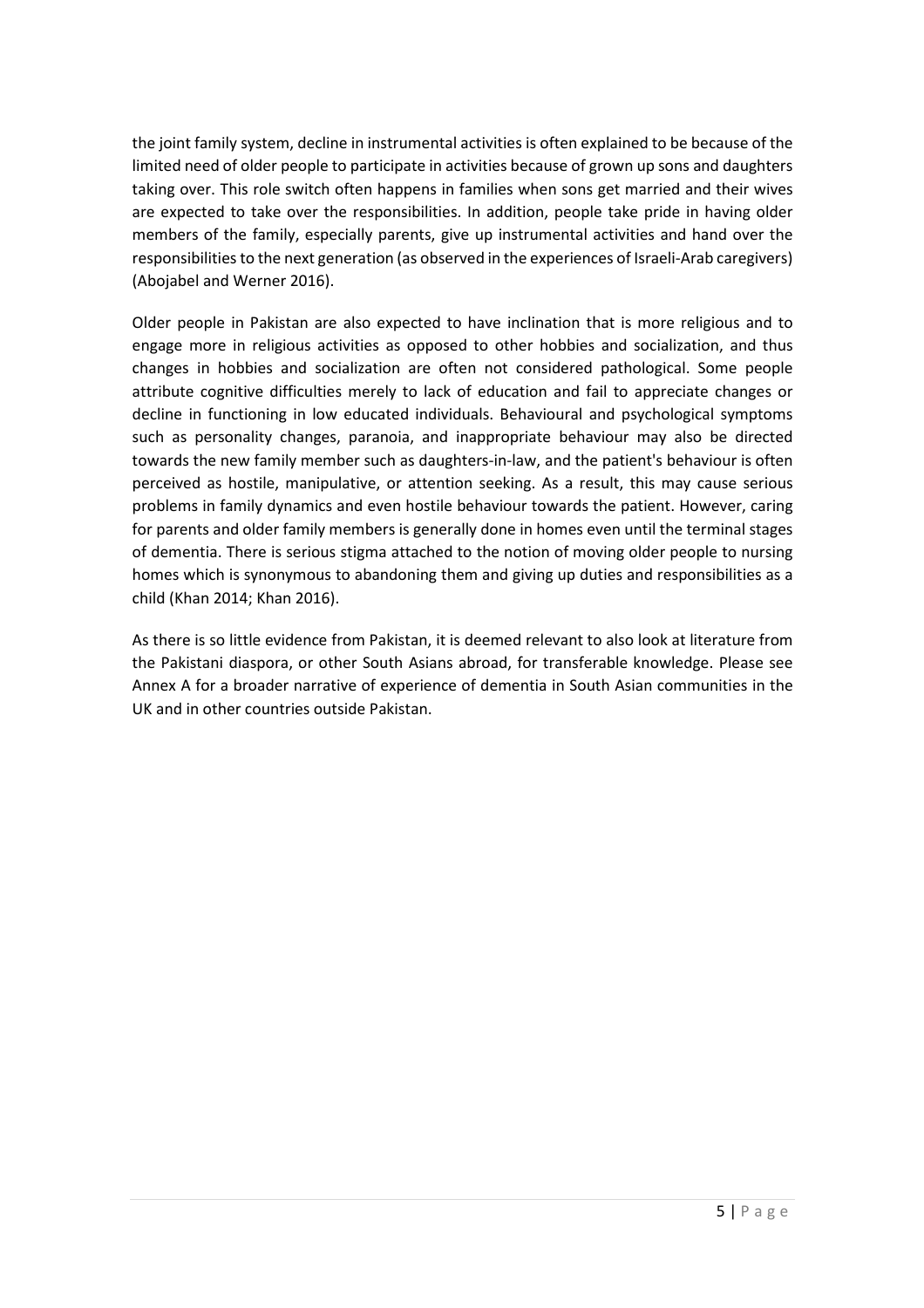the joint family system, decline in instrumental activities is often explained to be because of the limited need of older people to participate in activities because of grown up sons and daughters taking over. This role switch often happens in families when sons get married and their wives are expected to take over the responsibilities. In addition, people take pride in having older members of the family, especially parents, give up instrumental activities and hand over the responsibilities to the next generation (as observed in the experiences of Israeli-Arab caregivers) (Abojabel and Werner 2016).

Older people in Pakistan are also expected to have inclination that is more religious and to engage more in religious activities as opposed to other hobbies and socialization, and thus changes in hobbies and socialization are often not considered pathological. Some people attribute cognitive difficulties merely to lack of education and fail to appreciate changes or decline in functioning in low educated individuals. Behavioural and psychological symptoms such as personality changes, paranoia, and inappropriate behaviour may also be directed towards the new family member such as daughters-in-law, and the patient's behaviour is often perceived as hostile, manipulative, or attention seeking. As a result, this may cause serious problems in family dynamics and even hostile behaviour towards the patient. However, caring for parents and older family members is generally done in homes even until the terminal stages of dementia. There is serious stigma attached to the notion of moving older people to nursing homes which is synonymous to abandoning them and giving up duties and responsibilities as a child (Khan 2014; Khan 2016).

As there is so little evidence from Pakistan, it is deemed relevant to also look at literature from the Pakistani diaspora, or other South Asians abroad, for transferable knowledge. Please see Annex A for a broader narrative of experience of dementia in South Asian communities in the UK and in other countries outside Pakistan.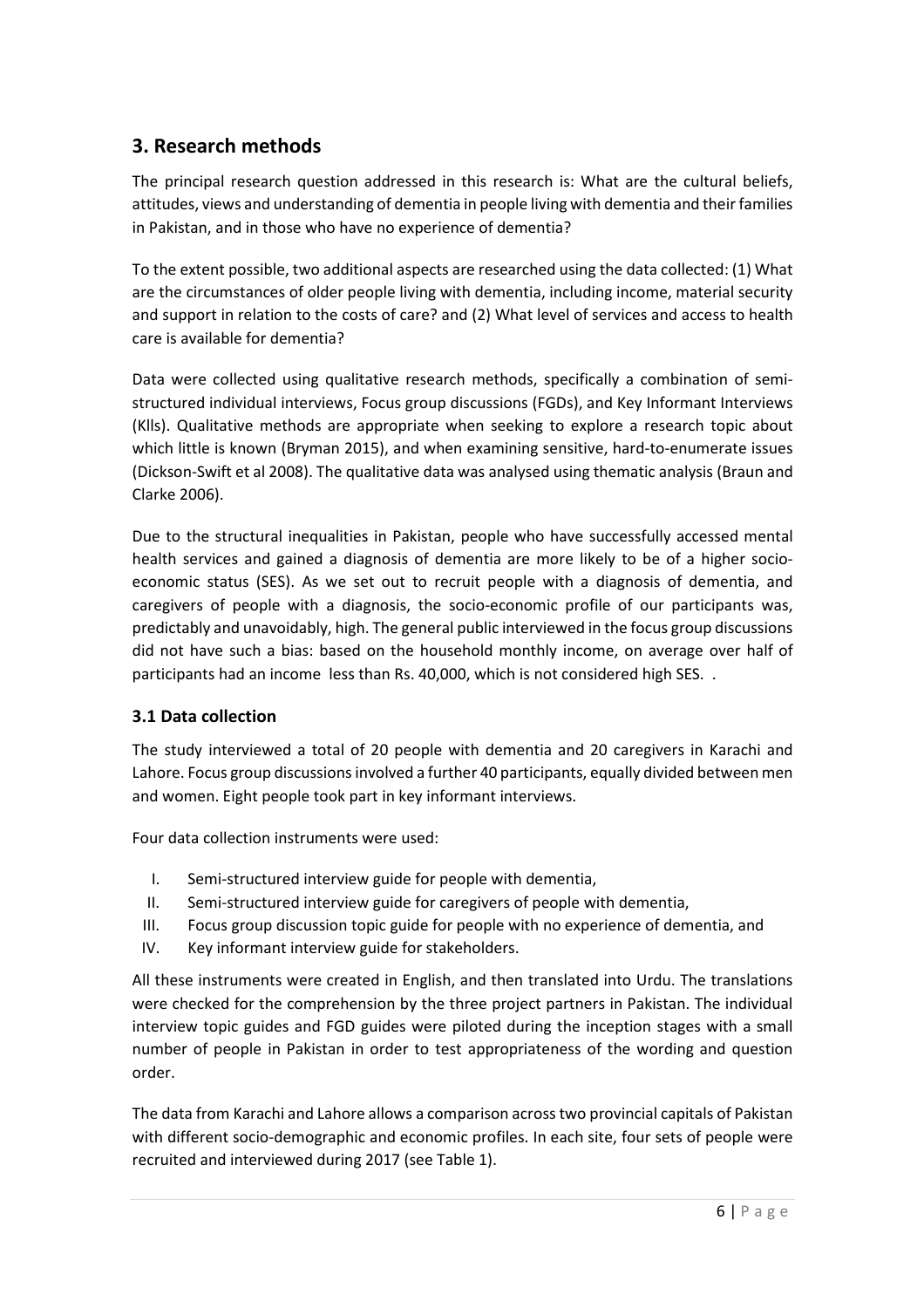## 3. Research methods

The principal research question addressed in this research is: What are the cultural beliefs, attitudes, views and understanding of dementia in people living with dementia and their families in Pakistan, and in those who have no experience of dementia?

To the extent possible, two additional aspects are researched using the data collected: (1) What are the circumstances of older people living with dementia, including income, material security and support in relation to the costs of care? and (2) What level of services and access to health care is available for dementia?

Data were collected using qualitative research methods, specifically a combination of semi-structured individual interviews, Focus group discussions (FGDs), and Key Informant Interviews (KIIs). Qualitative methods are appropriate when seeking to explore a research topic about which little is known (Bryman 2015), and when examining sensitive, hard-to-enumerate issues (Dickson-Swift et al 2008). The qualitative data was analysed using thematic analysis (Braun and Clarke 2006).

Due to the structural inequalities in Pakistan, people who have successfully accessed mental health services and gained a diagnosis of dementia are more likely to be of a higher socio-economic status (SES). As we set out to recruit people with a diagnosis of dementia, and caregivers of people with a diagnosis, the socio-economic profile of our participants was, predictably and unavoidably, high. The general public interviewed in the focus group discussions did not have such a bias: based on the household monthly income, on average over half of participants had an income less than Rs. 40,000, which is not considered high SES. .

### 3.1 Data collection

The study interviewed a total of 20 people with dementia and 20 caregivers in Karachi and Lahore. Focus group discussions involved a further 40 participants, equally divided between men and women. Eight people took part in key informant interviews.

Four data collection instruments were used:

I. Semi-structured interview guide for people with dementia,
II. Semi-structured interview guide for caregivers of people with dementia,
III. Focus group discussion topic guide for people with no experience of dementia, and
IV. Key informant interview guide for stakeholders.

All these instruments were created in English, and then translated into Urdu. The translations were checked for the comprehension by the three project partners in Pakistan. The individual interview topic guides and FGD guides were piloted during the inception stages with a small number of people in Pakistan in order to test appropriateness of the wording and question order.

The data from Karachi and Lahore allows a comparison across two provincial capitals of Pakistan with different socio-demographic and economic profiles. In each site, four sets of people were recruited and interviewed during 2017 (see Table 1).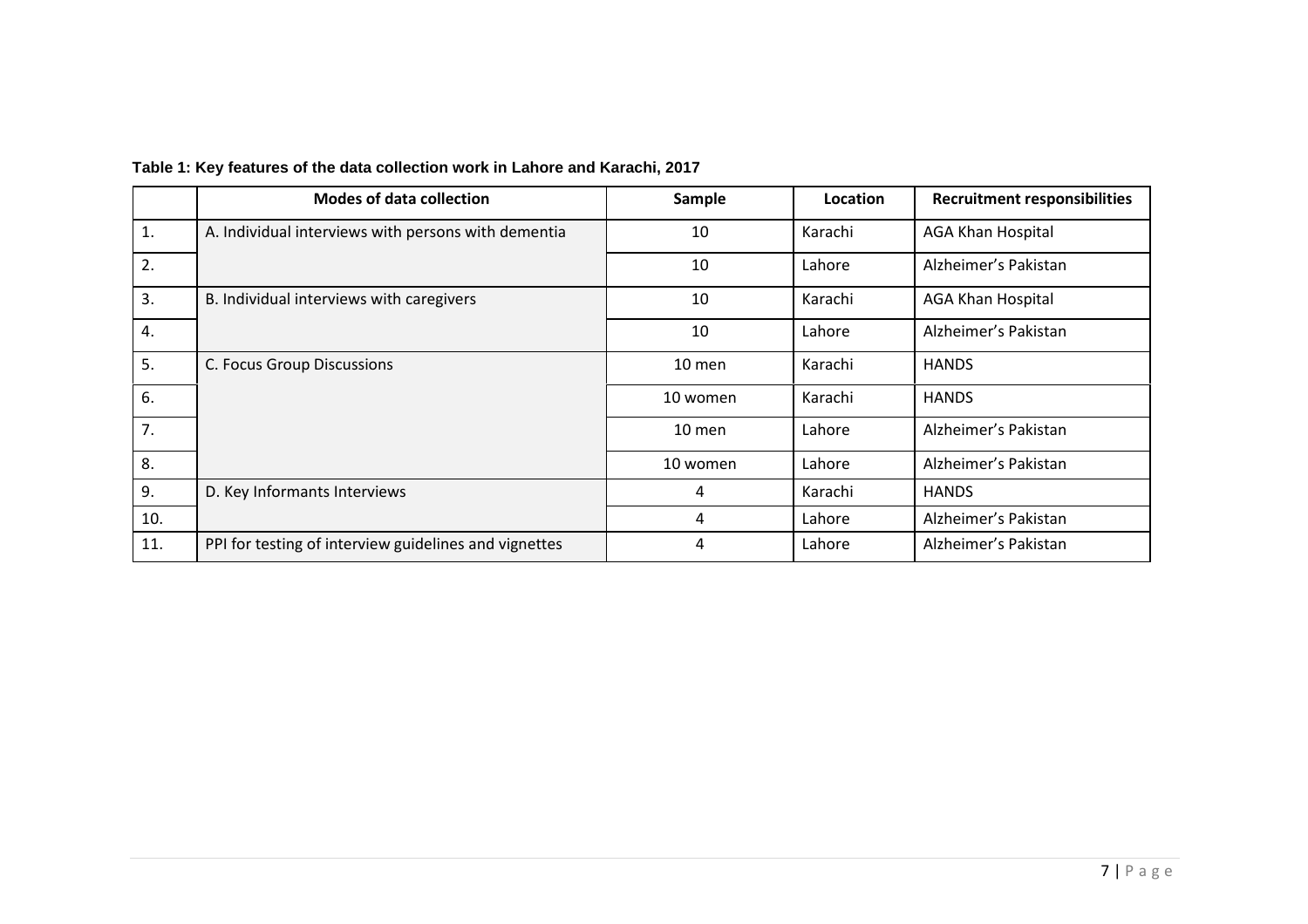**Table 1: Key features of the data collection work in Lahore and Karachi, 2017**

| | Modes of data collection | Sample | Location | Recruitment responsibilities |
|---|---|---|---|---|
| 1. | A. Individual interviews with persons with dementia | 10 | Karachi | AGA Khan Hospital |
| 2. | | 10 | Lahore | Alzheimer's Pakistan |
| 3. | B. Individual interviews with caregivers | 10 | Karachi | AGA Khan Hospital |
| 4. | | 10 | Lahore | Alzheimer's Pakistan |
| 5. | C. Focus Group Discussions | 10 men | Karachi | HANDS |
| 6. | | 10 women | Karachi | HANDS |
| 7. | | 10 men | Lahore | Alzheimer's Pakistan |
| 8. | | 10 women | Lahore | Alzheimer's Pakistan |
| 9. | D. Key Informants Interviews | 4 | Karachi | HANDS |
| 10. | | 4 | Lahore | Alzheimer's Pakistan |
| 11. | PPI for testing of interview guidelines and vignettes | 4 | Lahore | Alzheimer's Pakistan |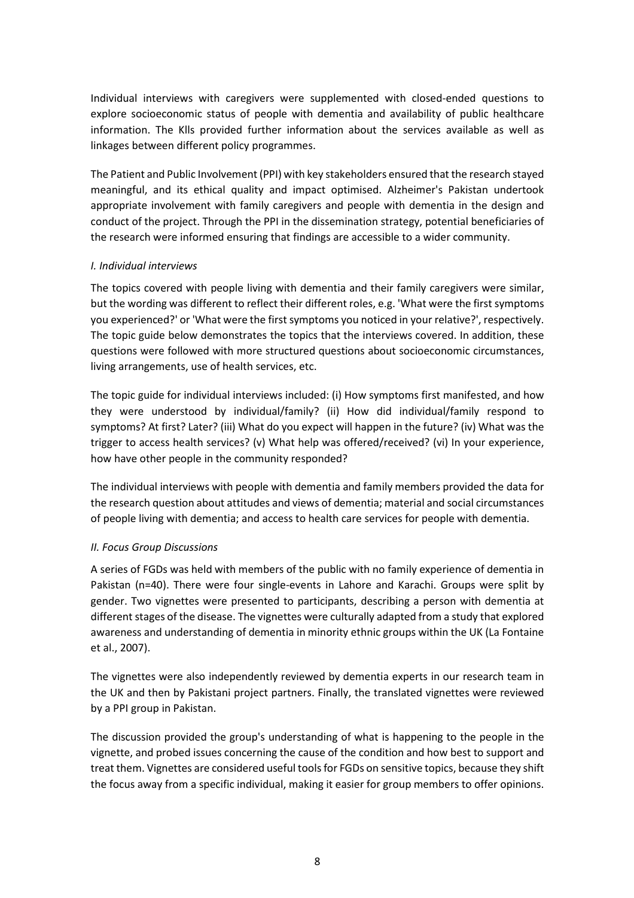Individual interviews with caregivers were supplemented with closed-ended questions to explore socioeconomic status of people with dementia and availability of public healthcare information. The KIIs provided further information about the services available as well as linkages between different policy programmes.

The Patient and Public Involvement (PPI) with key stakeholders ensured that the research stayed meaningful, and its ethical quality and impact optimised. Alzheimer's Pakistan undertook appropriate involvement with family caregivers and people with dementia in the design and conduct of the project. Through the PPI in the dissemination strategy, potential beneficiaries of the research were informed ensuring that findings are accessible to a wider community.

*I. Individual interviews*

The topics covered with people living with dementia and their family caregivers were similar, but the wording was different to reflect their different roles, e.g. 'What were the first symptoms you experienced?' or 'What were the first symptoms you noticed in your relative?', respectively. The topic guide below demonstrates the topics that the interviews covered. In addition, these questions were followed with more structured questions about socioeconomic circumstances, living arrangements, use of health services, etc.

The topic guide for individual interviews included: (i) How symptoms first manifested, and how they were understood by individual/family? (ii) How did individual/family respond to symptoms? At first? Later? (iii) What do you expect will happen in the future? (iv) What was the trigger to access health services? (v) What help was offered/received? (vi) In your experience, how have other people in the community responded?

The individual interviews with people with dementia and family members provided the data for the research question about attitudes and views of dementia; material and social circumstances of people living with dementia; and access to health care services for people with dementia.

*II. Focus Group Discussions*

A series of FGDs was held with members of the public with no family experience of dementia in Pakistan (n=40). There were four single-events in Lahore and Karachi. Groups were split by gender. Two vignettes were presented to participants, describing a person with dementia at different stages of the disease. The vignettes were culturally adapted from a study that explored awareness and understanding of dementia in minority ethnic groups within the UK (La Fontaine et al., 2007).

The vignettes were also independently reviewed by dementia experts in our research team in the UK and then by Pakistani project partners. Finally, the translated vignettes were reviewed by a PPI group in Pakistan.

The discussion provided the group's understanding of what is happening to the people in the vignette, and probed issues concerning the cause of the condition and how best to support and treat them. Vignettes are considered useful tools for FGDs on sensitive topics, because they shift the focus away from a specific individual, making it easier for group members to offer opinions.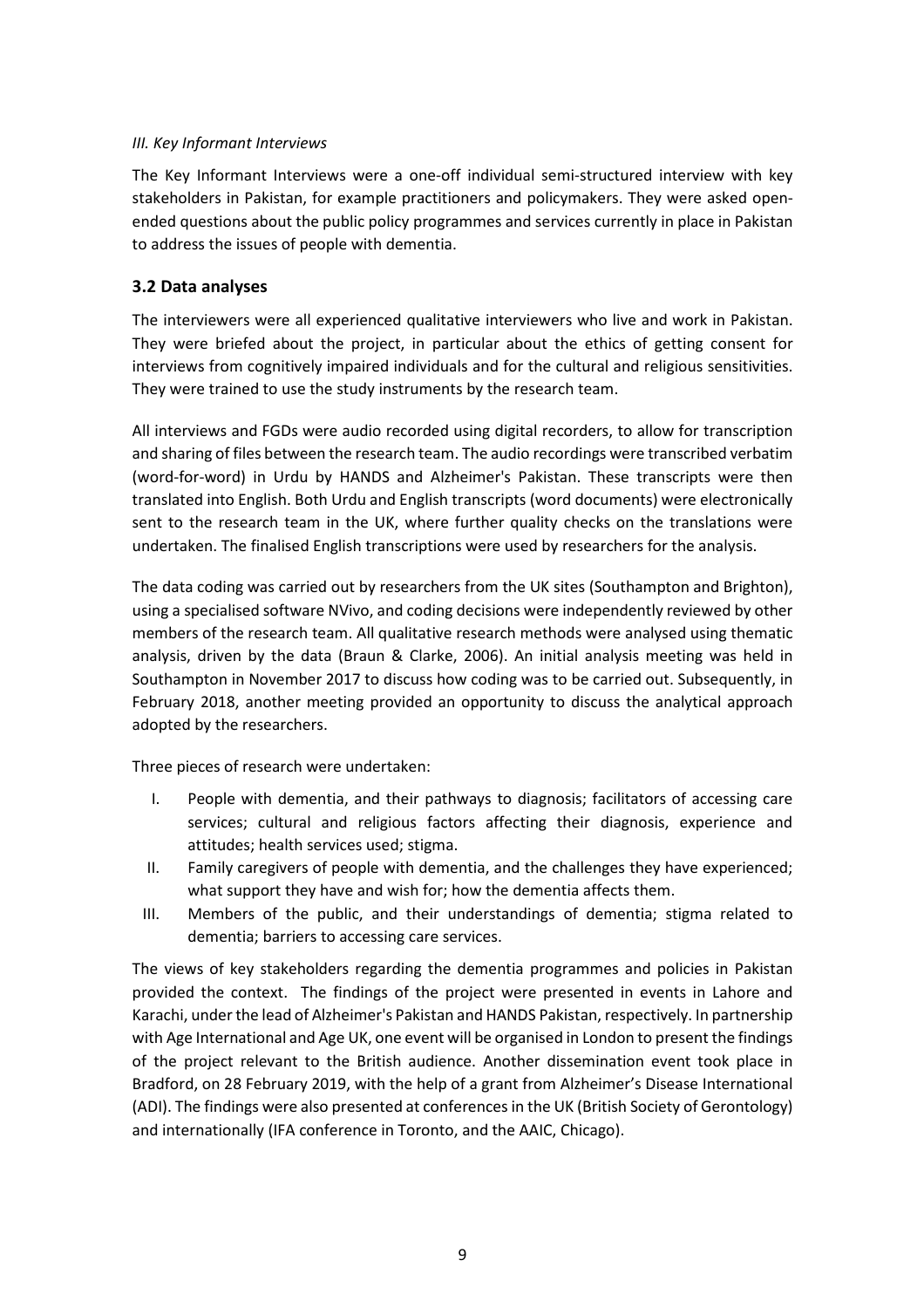*III. Key Informant Interviews*

The Key Informant Interviews were a one-off individual semi-structured interview with key stakeholders in Pakistan, for example practitioners and policymakers. They were asked open-ended questions about the public policy programmes and services currently in place in Pakistan to address the issues of people with dementia.

### 3.2 Data analyses

The interviewers were all experienced qualitative interviewers who live and work in Pakistan. They were briefed about the project, in particular about the ethics of getting consent for interviews from cognitively impaired individuals and for the cultural and religious sensitivities. They were trained to use the study instruments by the research team.

All interviews and FGDs were audio recorded using digital recorders, to allow for transcription and sharing of files between the research team. The audio recordings were transcribed verbatim (word-for-word) in Urdu by HANDS and Alzheimer's Pakistan. These transcripts were then translated into English. Both Urdu and English transcripts (word documents) were electronically sent to the research team in the UK, where further quality checks on the translations were undertaken. The finalised English transcriptions were used by researchers for the analysis.

The data coding was carried out by researchers from the UK sites (Southampton and Brighton), using a specialised software NVivo, and coding decisions were independently reviewed by other members of the research team. All qualitative research methods were analysed using thematic analysis, driven by the data (Braun & Clarke, 2006). An initial analysis meeting was held in Southampton in November 2017 to discuss how coding was to be carried out. Subsequently, in February 2018, another meeting provided an opportunity to discuss the analytical approach adopted by the researchers.

Three pieces of research were undertaken:

I. People with dementia, and their pathways to diagnosis; facilitators of accessing care services; cultural and religious factors affecting their diagnosis, experience and attitudes; health services used; stigma.
II. Family caregivers of people with dementia, and the challenges they have experienced; what support they have and wish for; how the dementia affects them.
III. Members of the public, and their understandings of dementia; stigma related to dementia; barriers to accessing care services.

The views of key stakeholders regarding the dementia programmes and policies in Pakistan provided the context. The findings of the project were presented in events in Lahore and Karachi, under the lead of Alzheimer's Pakistan and HANDS Pakistan, respectively. In partnership with Age International and Age UK, one event will be organised in London to present the findings of the project relevant to the British audience. Another dissemination event took place in Bradford, on 28 February 2019, with the help of a grant from Alzheimer's Disease International (ADI). The findings were also presented at conferences in the UK (British Society of Gerontology) and internationally (IFA conference in Toronto, and the AAIC, Chicago).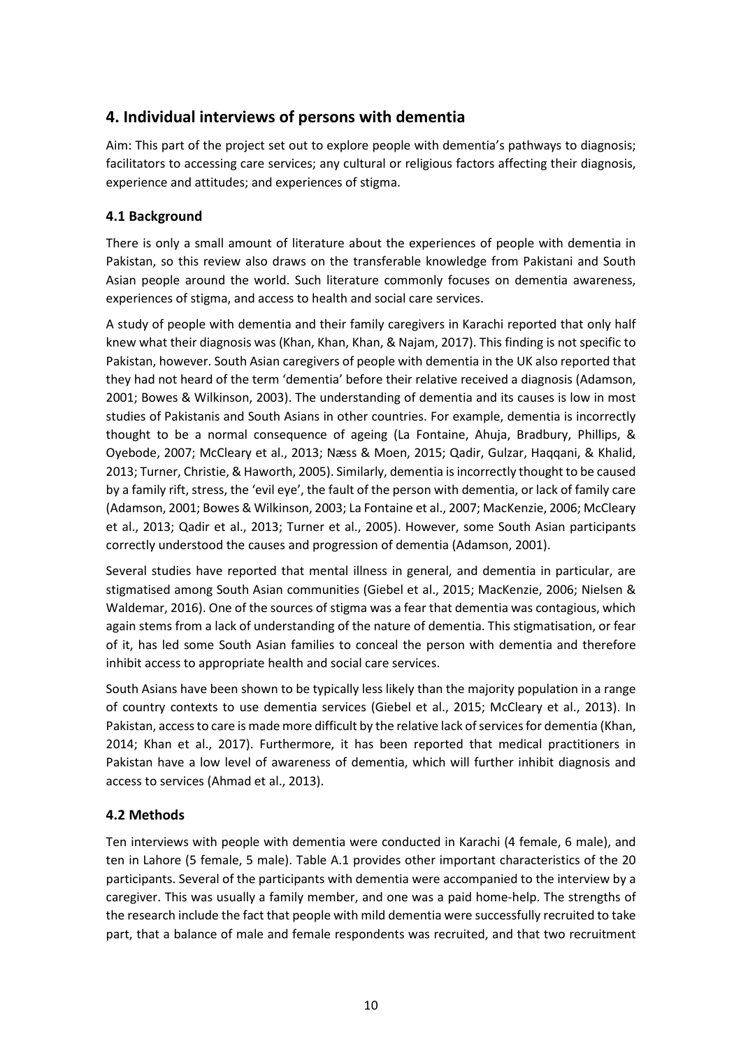## 4. Individual interviews of persons with dementia

Aim: This part of the project set out to explore people with dementia's pathways to diagnosis; facilitators to accessing care services; any cultural or religious factors affecting their diagnosis, experience and attitudes; and experiences of stigma.

### 4.1 Background

There is only a small amount of literature about the experiences of people with dementia in Pakistan, so this review also draws on the transferable knowledge from Pakistani and South Asian people around the world. Such literature commonly focuses on dementia awareness, experiences of stigma, and access to health and social care services.

A study of people with dementia and their family caregivers in Karachi reported that only half knew what their diagnosis was (Khan, Khan, Khan, & Najam, 2017). This finding is not specific to Pakistan, however. South Asian caregivers of people with dementia in the UK also reported that they had not heard of the term 'dementia' before their relative received a diagnosis (Adamson, 2001; Bowes & Wilkinson, 2003). The understanding of dementia and its causes is low in most studies of Pakistanis and South Asians in other countries. For example, dementia is incorrectly thought to be a normal consequence of ageing (La Fontaine, Ahuja, Bradbury, Phillips, & Oyebode, 2007; McCleary et al., 2013; Næss & Moen, 2015; Qadir, Gulzar, Haqqani, & Khalid, 2013; Turner, Christie, & Haworth, 2005). Similarly, dementia is incorrectly thought to be caused by a family rift, stress, the 'evil eye', the fault of the person with dementia, or lack of family care (Adamson, 2001; Bowes & Wilkinson, 2003; La Fontaine et al., 2007; MacKenzie, 2006; McCleary et al., 2013; Qadir et al., 2013; Turner et al., 2005). However, some South Asian participants correctly understood the causes and progression of dementia (Adamson, 2001).

Several studies have reported that mental illness in general, and dementia in particular, are stigmatised among South Asian communities (Giebel et al., 2015; MacKenzie, 2006; Nielsen & Waldemar, 2016). One of the sources of stigma was a fear that dementia was contagious, which again stems from a lack of understanding of the nature of dementia. This stigmatisation, or fear of it, has led some South Asian families to conceal the person with dementia and therefore inhibit access to appropriate health and social care services.

South Asians have been shown to be typically less likely than the majority population in a range of country contexts to use dementia services (Giebel et al., 2015; McCleary et al., 2013). In Pakistan, access to care is made more difficult by the relative lack of services for dementia (Khan, 2014; Khan et al., 2017). Furthermore, it has been reported that medical practitioners in Pakistan have a low level of awareness of dementia, which will further inhibit diagnosis and access to services (Ahmad et al., 2013).

### 4.2 Methods

Ten interviews with people with dementia were conducted in Karachi (4 female, 6 male), and ten in Lahore (5 female, 5 male). Table A.1 provides other important characteristics of the 20 participants. Several of the participants with dementia were accompanied to the interview by a caregiver. This was usually a family member, and one was a paid home-help. The strengths of the research include the fact that people with mild dementia were successfully recruited to take part, that a balance of male and female respondents was recruited, and that two recruitment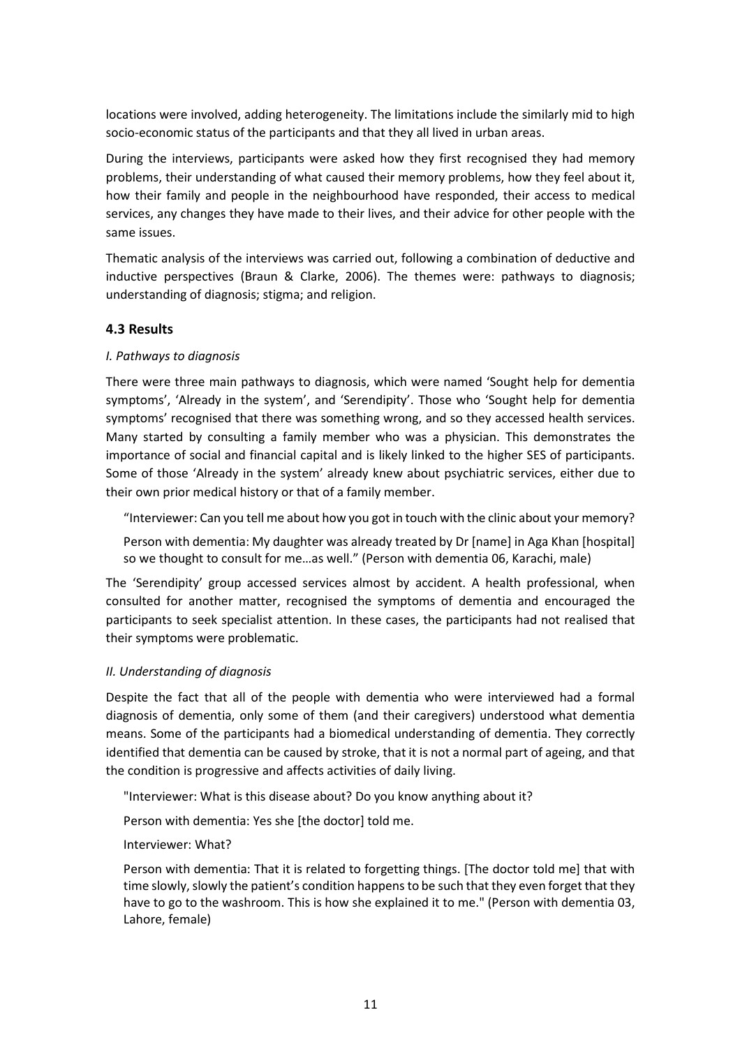locations were involved, adding heterogeneity. The limitations include the similarly mid to high socio-economic status of the participants and that they all lived in urban areas.

During the interviews, participants were asked how they first recognised they had memory problems, their understanding of what caused their memory problems, how they feel about it, how their family and people in the neighbourhood have responded, their access to medical services, any changes they have made to their lives, and their advice for other people with the same issues.

Thematic analysis of the interviews was carried out, following a combination of deductive and inductive perspectives (Braun & Clarke, 2006). The themes were: pathways to diagnosis; understanding of diagnosis; stigma; and religion.

### 4.3 Results

*I. Pathways to diagnosis*

There were three main pathways to diagnosis, which were named 'Sought help for dementia symptoms', 'Already in the system', and 'Serendipity'. Those who 'Sought help for dementia symptoms' recognised that there was something wrong, and so they accessed health services. Many started by consulting a family member who was a physician. This demonstrates the importance of social and financial capital and is likely linked to the higher SES of participants. Some of those 'Already in the system' already knew about psychiatric services, either due to their own prior medical history or that of a family member.

> "Interviewer: Can you tell me about how you got in touch with the clinic about your memory?
>
> Person with dementia: My daughter was already treated by Dr [name] in Aga Khan [hospital] so we thought to consult for me…as well." (Person with dementia 06, Karachi, male)

The 'Serendipity' group accessed services almost by accident. A health professional, when consulted for another matter, recognised the symptoms of dementia and encouraged the participants to seek specialist attention. In these cases, the participants had not realised that their symptoms were problematic.

*II. Understanding of diagnosis*

Despite the fact that all of the people with dementia who were interviewed had a formal diagnosis of dementia, only some of them (and their caregivers) understood what dementia means. Some of the participants had a biomedical understanding of dementia. They correctly identified that dementia can be caused by stroke, that it is not a normal part of ageing, and that the condition is progressive and affects activities of daily living.

> "Interviewer: What is this disease about? Do you know anything about it?
>
> Person with dementia: Yes she [the doctor] told me.
>
> Interviewer: What?
>
> Person with dementia: That it is related to forgetting things. [The doctor told me] that with time slowly, slowly the patient's condition happens to be such that they even forget that they have to go to the washroom. This is how she explained it to me." (Person with dementia 03, Lahore, female)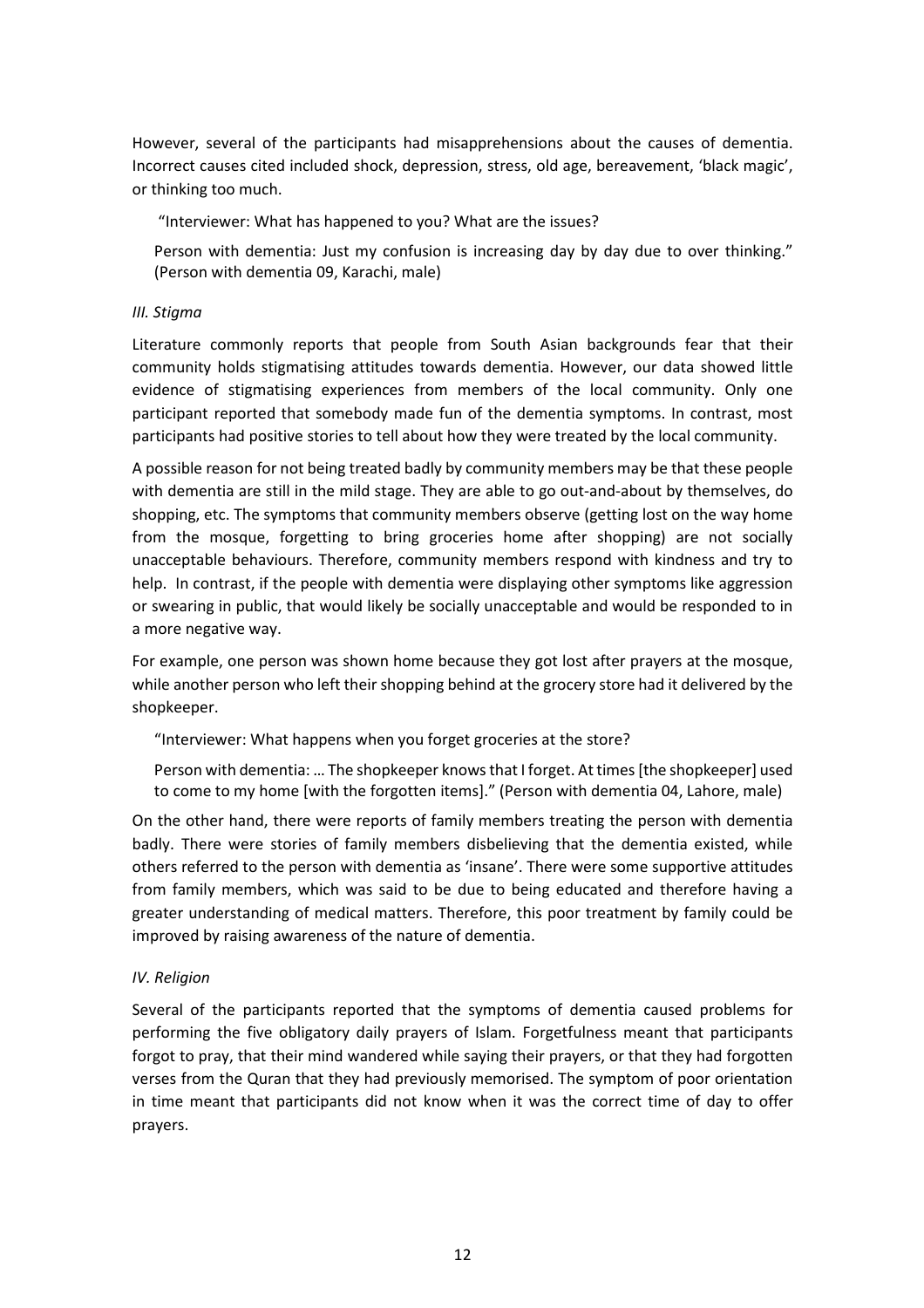However, several of the participants had misapprehensions about the causes of dementia. Incorrect causes cited included shock, depression, stress, old age, bereavement, 'black magic', or thinking too much.

> "Interviewer: What has happened to you? What are the issues?
>
> Person with dementia: Just my confusion is increasing day by day due to over thinking." (Person with dementia 09, Karachi, male)

### *III. Stigma*

Literature commonly reports that people from South Asian backgrounds fear that their community holds stigmatising attitudes towards dementia. However, our data showed little evidence of stigmatising experiences from members of the local community. Only one participant reported that somebody made fun of the dementia symptoms. In contrast, most participants had positive stories to tell about how they were treated by the local community.

A possible reason for not being treated badly by community members may be that these people with dementia are still in the mild stage. They are able to go out-and-about by themselves, do shopping, etc. The symptoms that community members observe (getting lost on the way home from the mosque, forgetting to bring groceries home after shopping) are not socially unacceptable behaviours. Therefore, community members respond with kindness and try to help. In contrast, if the people with dementia were displaying other symptoms like aggression or swearing in public, that would likely be socially unacceptable and would be responded to in a more negative way.

For example, one person was shown home because they got lost after prayers at the mosque, while another person who left their shopping behind at the grocery store had it delivered by the shopkeeper.

> "Interviewer: What happens when you forget groceries at the store?
>
> Person with dementia: … The shopkeeper knows that I forget. At times [the shopkeeper] used to come to my home [with the forgotten items]." (Person with dementia 04, Lahore, male)

On the other hand, there were reports of family members treating the person with dementia badly. There were stories of family members disbelieving that the dementia existed, while others referred to the person with dementia as 'insane'. There were some supportive attitudes from family members, which was said to be due to being educated and therefore having a greater understanding of medical matters. Therefore, this poor treatment by family could be improved by raising awareness of the nature of dementia.

### *IV. Religion*

Several of the participants reported that the symptoms of dementia caused problems for performing the five obligatory daily prayers of Islam. Forgetfulness meant that participants forgot to pray, that their mind wandered while saying their prayers, or that they had forgotten verses from the Quran that they had previously memorised. The symptom of poor orientation in time meant that participants did not know when it was the correct time of day to offer prayers.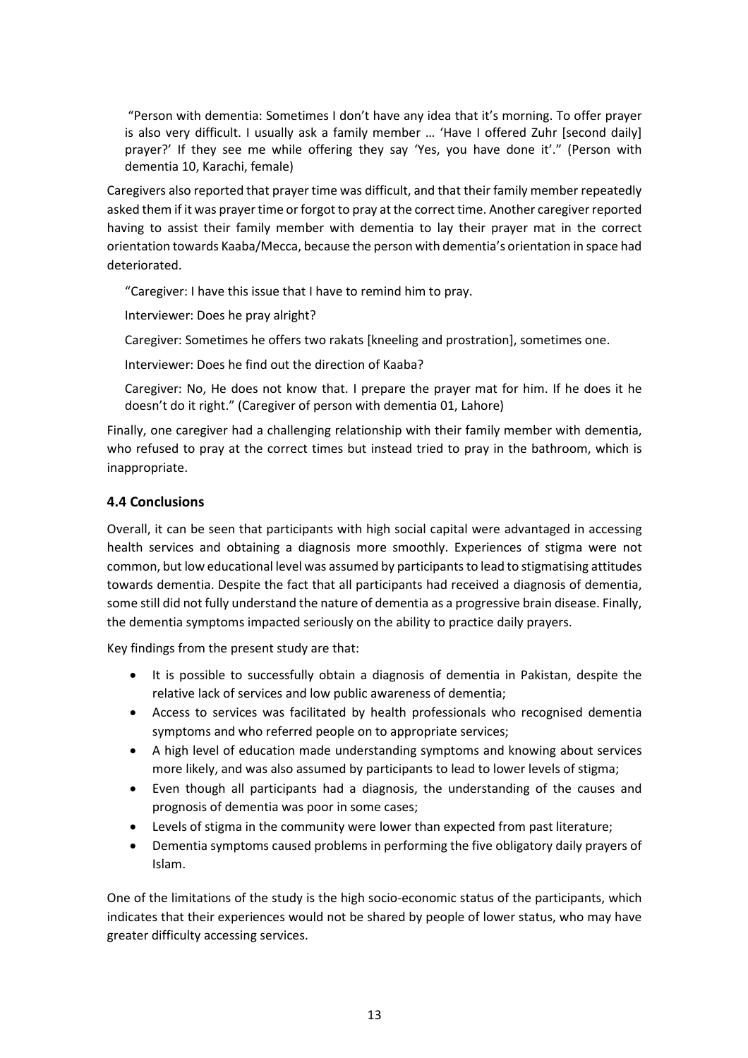"Person with dementia: Sometimes I don't have any idea that it's morning. To offer prayer is also very difficult. I usually ask a family member … 'Have I offered Zuhr [second daily] prayer?' If they see me while offering they say 'Yes, you have done it'." (Person with dementia 10, Karachi, female)

Caregivers also reported that prayer time was difficult, and that their family member repeatedly asked them if it was prayer time or forgot to pray at the correct time. Another caregiver reported having to assist their family member with dementia to lay their prayer mat in the correct orientation towards Kaaba/Mecca, because the person with dementia's orientation in space had deteriorated.

"Caregiver: I have this issue that I have to remind him to pray.

Interviewer: Does he pray alright?

Caregiver: Sometimes he offers two rakats [kneeling and prostration], sometimes one.

Interviewer: Does he find out the direction of Kaaba?

Caregiver: No, He does not know that. I prepare the prayer mat for him. If he does it he doesn't do it right." (Caregiver of person with dementia 01, Lahore)

Finally, one caregiver had a challenging relationship with their family member with dementia, who refused to pray at the correct times but instead tried to pray in the bathroom, which is inappropriate.

### 4.4 Conclusions

Overall, it can be seen that participants with high social capital were advantaged in accessing health services and obtaining a diagnosis more smoothly. Experiences of stigma were not common, but low educational level was assumed by participants to lead to stigmatising attitudes towards dementia. Despite the fact that all participants had received a diagnosis of dementia, some still did not fully understand the nature of dementia as a progressive brain disease. Finally, the dementia symptoms impacted seriously on the ability to practice daily prayers.

Key findings from the present study are that:

- It is possible to successfully obtain a diagnosis of dementia in Pakistan, despite the relative lack of services and low public awareness of dementia;
- Access to services was facilitated by health professionals who recognised dementia symptoms and who referred people on to appropriate services;
- A high level of education made understanding symptoms and knowing about services more likely, and was also assumed by participants to lead to lower levels of stigma;
- Even though all participants had a diagnosis, the understanding of the causes and prognosis of dementia was poor in some cases;
- Levels of stigma in the community were lower than expected from past literature;
- Dementia symptoms caused problems in performing the five obligatory daily prayers of Islam.

One of the limitations of the study is the high socio-economic status of the participants, which indicates that their experiences would not be shared by people of lower status, who may have greater difficulty accessing services.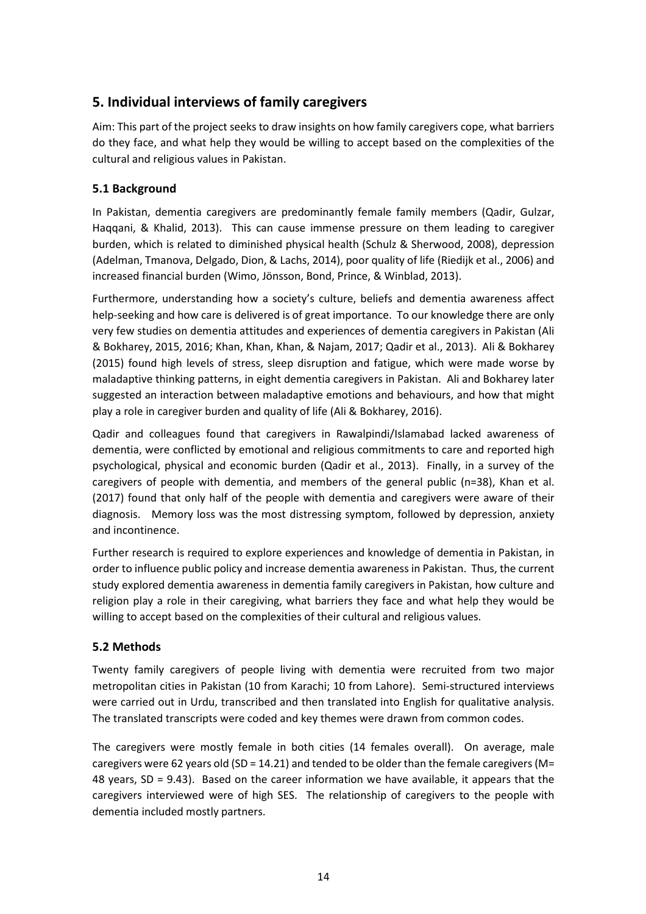## 5. Individual interviews of family caregivers

Aim: This part of the project seeks to draw insights on how family caregivers cope, what barriers do they face, and what help they would be willing to accept based on the complexities of the cultural and religious values in Pakistan.

### 5.1 Background

In Pakistan, dementia caregivers are predominantly female family members (Qadir, Gulzar, Haqqani, & Khalid, 2013). This can cause immense pressure on them leading to caregiver burden, which is related to diminished physical health (Schulz & Sherwood, 2008), depression (Adelman, Tmanova, Delgado, Dion, & Lachs, 2014), poor quality of life (Riedijk et al., 2006) and increased financial burden (Wimo, Jönsson, Bond, Prince, & Winblad, 2013).

Furthermore, understanding how a society's culture, beliefs and dementia awareness affect help-seeking and how care is delivered is of great importance. To our knowledge there are only very few studies on dementia attitudes and experiences of dementia caregivers in Pakistan (Ali & Bokharey, 2015, 2016; Khan, Khan, Khan, & Najam, 2017; Qadir et al., 2013). Ali & Bokharey (2015) found high levels of stress, sleep disruption and fatigue, which were made worse by maladaptive thinking patterns, in eight dementia caregivers in Pakistan. Ali and Bokharey later suggested an interaction between maladaptive emotions and behaviours, and how that might play a role in caregiver burden and quality of life (Ali & Bokharey, 2016).

Qadir and colleagues found that caregivers in Rawalpindi/Islamabad lacked awareness of dementia, were conflicted by emotional and religious commitments to care and reported high psychological, physical and economic burden (Qadir et al., 2013). Finally, in a survey of the caregivers of people with dementia, and members of the general public (n=38), Khan et al. (2017) found that only half of the people with dementia and caregivers were aware of their diagnosis. Memory loss was the most distressing symptom, followed by depression, anxiety and incontinence.

Further research is required to explore experiences and knowledge of dementia in Pakistan, in order to influence public policy and increase dementia awareness in Pakistan. Thus, the current study explored dementia awareness in dementia family caregivers in Pakistan, how culture and religion play a role in their caregiving, what barriers they face and what help they would be willing to accept based on the complexities of their cultural and religious values.

### 5.2 Methods

Twenty family caregivers of people living with dementia were recruited from two major metropolitan cities in Pakistan (10 from Karachi; 10 from Lahore). Semi-structured interviews were carried out in Urdu, transcribed and then translated into English for qualitative analysis. The translated transcripts were coded and key themes were drawn from common codes.

The caregivers were mostly female in both cities (14 females overall). On average, male caregivers were 62 years old (SD = 14.21) and tended to be older than the female caregivers (M= 48 years, SD = 9.43). Based on the career information we have available, it appears that the caregivers interviewed were of high SES. The relationship of caregivers to the people with dementia included mostly partners.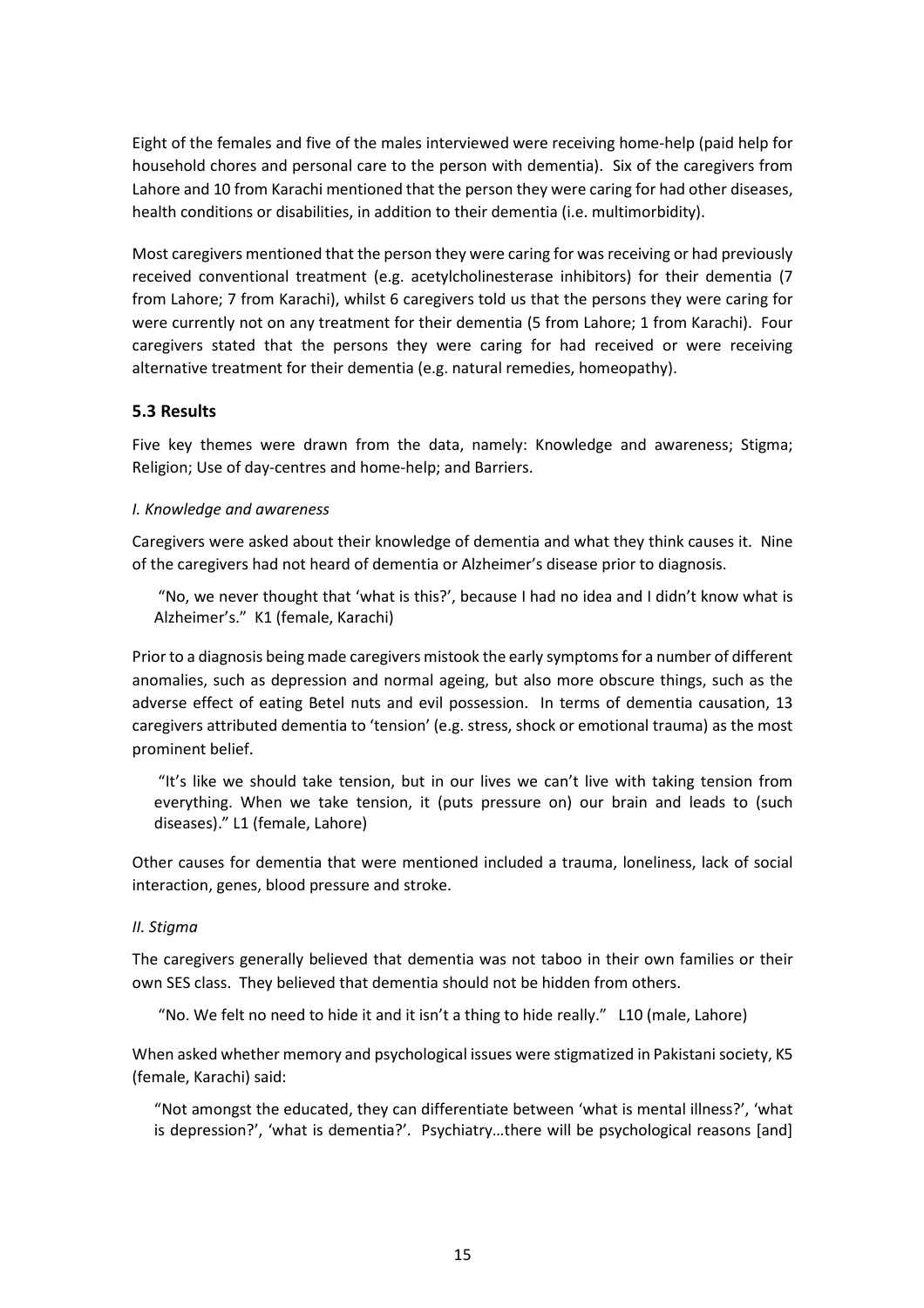Eight of the females and five of the males interviewed were receiving home-help (paid help for household chores and personal care to the person with dementia). Six of the caregivers from Lahore and 10 from Karachi mentioned that the person they were caring for had other diseases, health conditions or disabilities, in addition to their dementia (i.e. multimorbidity).

Most caregivers mentioned that the person they were caring for was receiving or had previously received conventional treatment (e.g. acetylcholinesterase inhibitors) for their dementia (7 from Lahore; 7 from Karachi), whilst 6 caregivers told us that the persons they were caring for were currently not on any treatment for their dementia (5 from Lahore; 1 from Karachi). Four caregivers stated that the persons they were caring for had received or were receiving alternative treatment for their dementia (e.g. natural remedies, homeopathy).

## 5.3 Results

Five key themes were drawn from the data, namely: Knowledge and awareness; Stigma; Religion; Use of day-centres and home-help; and Barriers.

*I. Knowledge and awareness*

Caregivers were asked about their knowledge of dementia and what they think causes it. Nine of the caregivers had not heard of dementia or Alzheimer's disease prior to diagnosis.

> "No, we never thought that 'what is this?', because I had no idea and I didn't know what is Alzheimer's." K1 (female, Karachi)

Prior to a diagnosis being made caregivers mistook the early symptoms for a number of different anomalies, such as depression and normal ageing, but also more obscure things, such as the adverse effect of eating Betel nuts and evil possession. In terms of dementia causation, 13 caregivers attributed dementia to 'tension' (e.g. stress, shock or emotional trauma) as the most prominent belief.

> "It's like we should take tension, but in our lives we can't live with taking tension from everything. When we take tension, it (puts pressure on) our brain and leads to (such diseases)." L1 (female, Lahore)

Other causes for dementia that were mentioned included a trauma, loneliness, lack of social interaction, genes, blood pressure and stroke.

*II. Stigma*

The caregivers generally believed that dementia was not taboo in their own families or their own SES class. They believed that dementia should not be hidden from others.

> "No. We felt no need to hide it and it isn't a thing to hide really." L10 (male, Lahore)

When asked whether memory and psychological issues were stigmatized in Pakistani society, K5 (female, Karachi) said:

> "Not amongst the educated, they can differentiate between 'what is mental illness?', 'what is depression?', 'what is dementia?'. Psychiatry…there will be psychological reasons [and]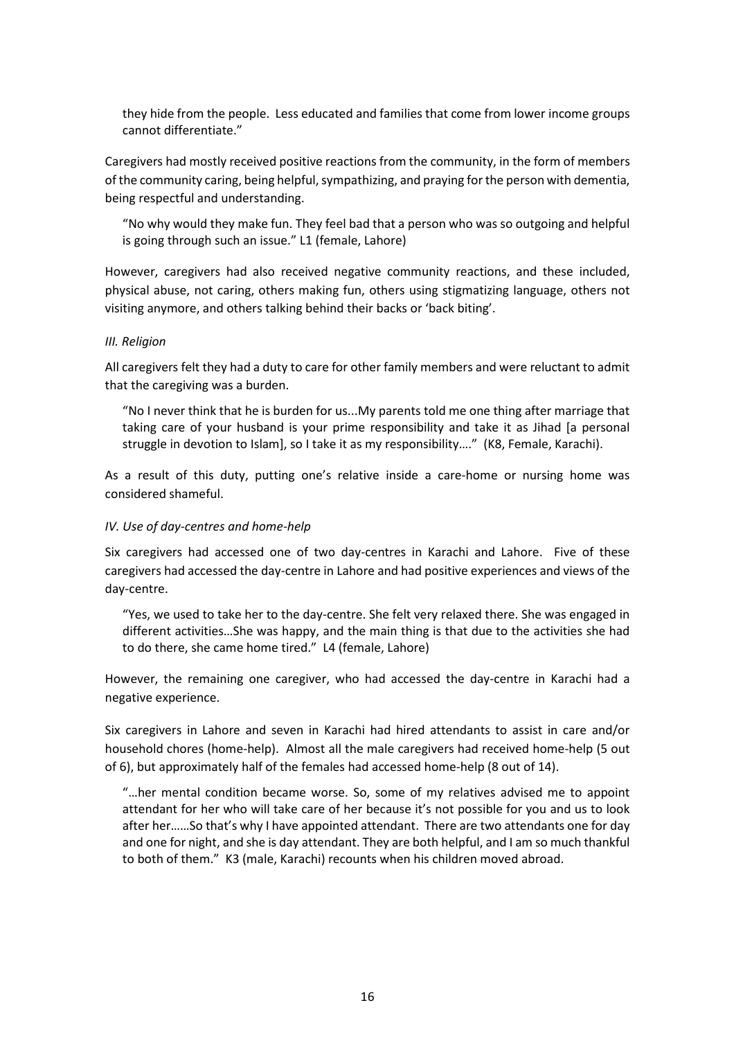> they hide from the people. Less educated and families that come from lower income groups cannot differentiate."

Caregivers had mostly received positive reactions from the community, in the form of members of the community caring, being helpful, sympathizing, and praying for the person with dementia, being respectful and understanding.

> "No why would they make fun. They feel bad that a person who was so outgoing and helpful is going through such an issue." L1 (female, Lahore)

However, caregivers had also received negative community reactions, and these included, physical abuse, not caring, others making fun, others using stigmatizing language, others not visiting anymore, and others talking behind their backs or 'back biting'.

*III. Religion*

All caregivers felt they had a duty to care for other family members and were reluctant to admit that the caregiving was a burden.

> "No I never think that he is burden for us...My parents told me one thing after marriage that taking care of your husband is your prime responsibility and take it as Jihad [a personal struggle in devotion to Islam], so I take it as my responsibility…." (K8, Female, Karachi).

As a result of this duty, putting one's relative inside a care-home or nursing home was considered shameful.

*IV. Use of day-centres and home-help*

Six caregivers had accessed one of two day-centres in Karachi and Lahore. Five of these caregivers had accessed the day-centre in Lahore and had positive experiences and views of the day-centre.

> "Yes, we used to take her to the day-centre. She felt very relaxed there. She was engaged in different activities…She was happy, and the main thing is that due to the activities she had to do there, she came home tired." L4 (female, Lahore)

However, the remaining one caregiver, who had accessed the day-centre in Karachi had a negative experience.

Six caregivers in Lahore and seven in Karachi had hired attendants to assist in care and/or household chores (home-help). Almost all the male caregivers had received home-help (5 out of 6), but approximately half of the females had accessed home-help (8 out of 14).

> "…her mental condition became worse. So, some of my relatives advised me to appoint attendant for her who will take care of her because it's not possible for you and us to look after her……So that's why I have appointed attendant. There are two attendants one for day and one for night, and she is day attendant. They are both helpful, and I am so much thankful to both of them." K3 (male, Karachi) recounts when his children moved abroad.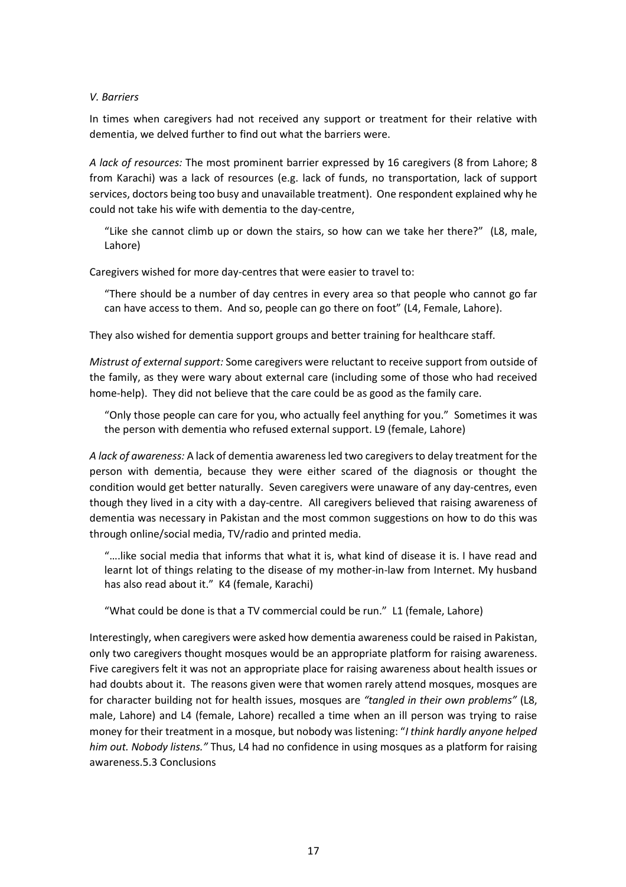*V. Barriers*

In times when caregivers had not received any support or treatment for their relative with dementia, we delved further to find out what the barriers were.

*A lack of resources:* The most prominent barrier expressed by 16 caregivers (8 from Lahore; 8 from Karachi) was a lack of resources (e.g. lack of funds, no transportation, lack of support services, doctors being too busy and unavailable treatment). One respondent explained why he could not take his wife with dementia to the day-centre,

> "Like she cannot climb up or down the stairs, so how can we take her there?" (L8, male, Lahore)

Caregivers wished for more day-centres that were easier to travel to:

> "There should be a number of day centres in every area so that people who cannot go far can have access to them. And so, people can go there on foot" (L4, Female, Lahore).

They also wished for dementia support groups and better training for healthcare staff.

*Mistrust of external support:* Some caregivers were reluctant to receive support from outside of the family, as they were wary about external care (including some of those who had received home-help). They did not believe that the care could be as good as the family care.

> "Only those people can care for you, who actually feel anything for you." Sometimes it was the person with dementia who refused external support. L9 (female, Lahore)

*A lack of awareness:* A lack of dementia awareness led two caregivers to delay treatment for the person with dementia, because they were either scared of the diagnosis or thought the condition would get better naturally. Seven caregivers were unaware of any day-centres, even though they lived in a city with a day-centre. All caregivers believed that raising awareness of dementia was necessary in Pakistan and the most common suggestions on how to do this was through online/social media, TV/radio and printed media.

> "….like social media that informs that what it is, what kind of disease it is. I have read and learnt lot of things relating to the disease of my mother-in-law from Internet. My husband has also read about it." K4 (female, Karachi)

> "What could be done is that a TV commercial could be run." L1 (female, Lahore)

Interestingly, when caregivers were asked how dementia awareness could be raised in Pakistan, only two caregivers thought mosques would be an appropriate platform for raising awareness. Five caregivers felt it was not an appropriate place for raising awareness about health issues or had doubts about it. The reasons given were that women rarely attend mosques, mosques are for character building not for health issues, mosques are *"tangled in their own problems"* (L8, male, Lahore) and L4 (female, Lahore) recalled a time when an ill person was trying to raise money for their treatment in a mosque, but nobody was listening: "*I think hardly anyone helped him out. Nobody listens."* Thus, L4 had no confidence in using mosques as a platform for raising awareness.5.3 Conclusions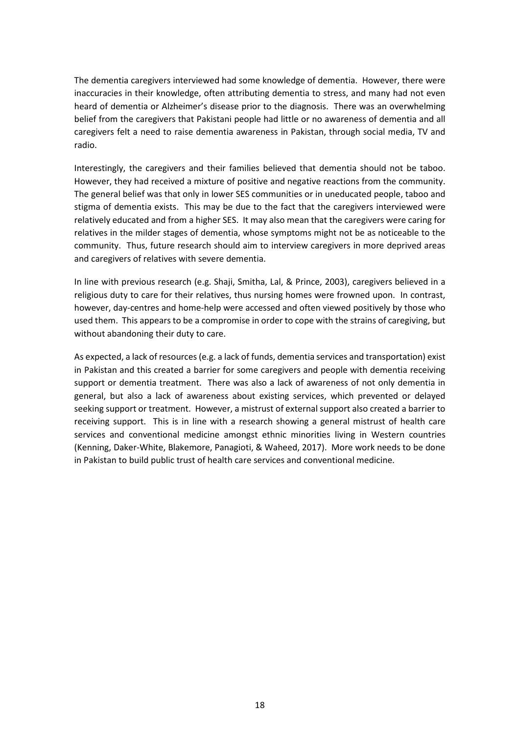The dementia caregivers interviewed had some knowledge of dementia. However, there were inaccuracies in their knowledge, often attributing dementia to stress, and many had not even heard of dementia or Alzheimer's disease prior to the diagnosis. There was an overwhelming belief from the caregivers that Pakistani people had little or no awareness of dementia and all caregivers felt a need to raise dementia awareness in Pakistan, through social media, TV and radio.

Interestingly, the caregivers and their families believed that dementia should not be taboo. However, they had received a mixture of positive and negative reactions from the community. The general belief was that only in lower SES communities or in uneducated people, taboo and stigma of dementia exists. This may be due to the fact that the caregivers interviewed were relatively educated and from a higher SES. It may also mean that the caregivers were caring for relatives in the milder stages of dementia, whose symptoms might not be as noticeable to the community. Thus, future research should aim to interview caregivers in more deprived areas and caregivers of relatives with severe dementia.

In line with previous research (e.g. Shaji, Smitha, Lal, & Prince, 2003), caregivers believed in a religious duty to care for their relatives, thus nursing homes were frowned upon. In contrast, however, day-centres and home-help were accessed and often viewed positively by those who used them. This appears to be a compromise in order to cope with the strains of caregiving, but without abandoning their duty to care.

As expected, a lack of resources (e.g. a lack of funds, dementia services and transportation) exist in Pakistan and this created a barrier for some caregivers and people with dementia receiving support or dementia treatment. There was also a lack of awareness of not only dementia in general, but also a lack of awareness about existing services, which prevented or delayed seeking support or treatment. However, a mistrust of external support also created a barrier to receiving support. This is in line with a research showing a general mistrust of health care services and conventional medicine amongst ethnic minorities living in Western countries (Kenning, Daker-White, Blakemore, Panagioti, & Waheed, 2017). More work needs to be done in Pakistan to build public trust of health care services and conventional medicine.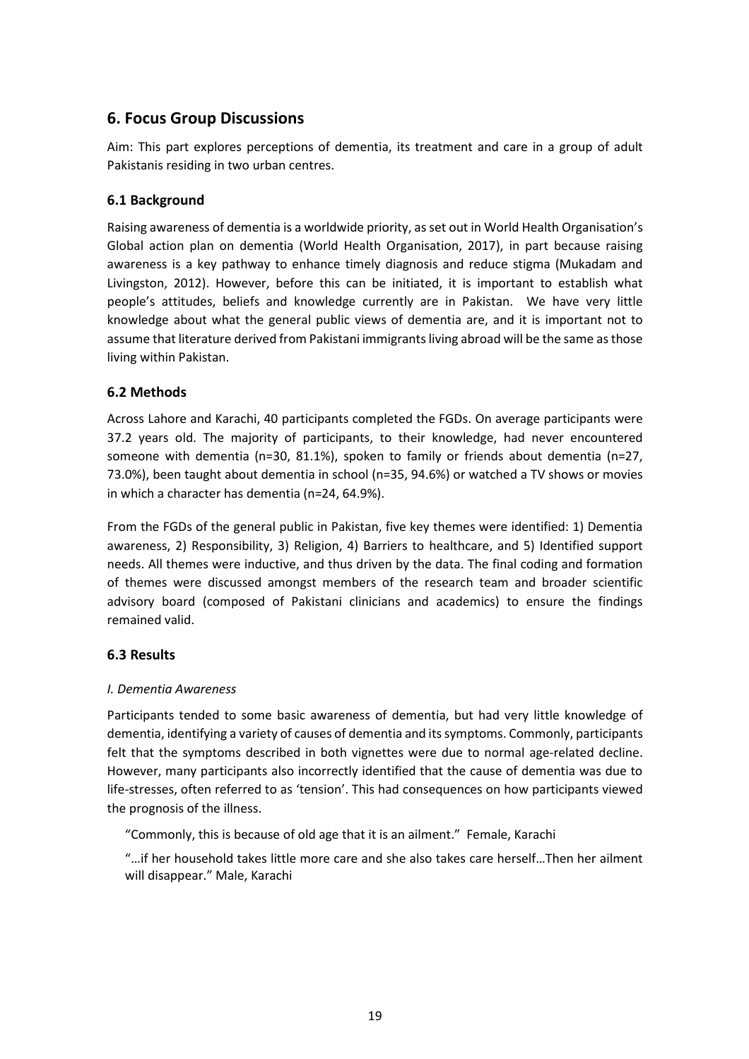## 6. Focus Group Discussions

Aim: This part explores perceptions of dementia, its treatment and care in a group of adult Pakistanis residing in two urban centres.

### 6.1 Background

Raising awareness of dementia is a worldwide priority, as set out in World Health Organisation's Global action plan on dementia (World Health Organisation, 2017), in part because raising awareness is a key pathway to enhance timely diagnosis and reduce stigma (Mukadam and Livingston, 2012). However, before this can be initiated, it is important to establish what people's attitudes, beliefs and knowledge currently are in Pakistan. We have very little knowledge about what the general public views of dementia are, and it is important not to assume that literature derived from Pakistani immigrants living abroad will be the same as those living within Pakistan.

### 6.2 Methods

Across Lahore and Karachi, 40 participants completed the FGDs. On average participants were 37.2 years old. The majority of participants, to their knowledge, had never encountered someone with dementia (n=30, 81.1%), spoken to family or friends about dementia (n=27, 73.0%), been taught about dementia in school (n=35, 94.6%) or watched a TV shows or movies in which a character has dementia (n=24, 64.9%).

From the FGDs of the general public in Pakistan, five key themes were identified: 1) Dementia awareness, 2) Responsibility, 3) Religion, 4) Barriers to healthcare, and 5) Identified support needs. All themes were inductive, and thus driven by the data. The final coding and formation of themes were discussed amongst members of the research team and broader scientific advisory board (composed of Pakistani clinicians and academics) to ensure the findings remained valid.

### 6.3 Results

*I. Dementia Awareness*

Participants tended to some basic awareness of dementia, but had very little knowledge of dementia, identifying a variety of causes of dementia and its symptoms. Commonly, participants felt that the symptoms described in both vignettes were due to normal age-related decline. However, many participants also incorrectly identified that the cause of dementia was due to life-stresses, often referred to as 'tension'. This had consequences on how participants viewed the prognosis of the illness.

> "Commonly, this is because of old age that it is an ailment." Female, Karachi
>
> "…if her household takes little more care and she also takes care herself…Then her ailment will disappear." Male, Karachi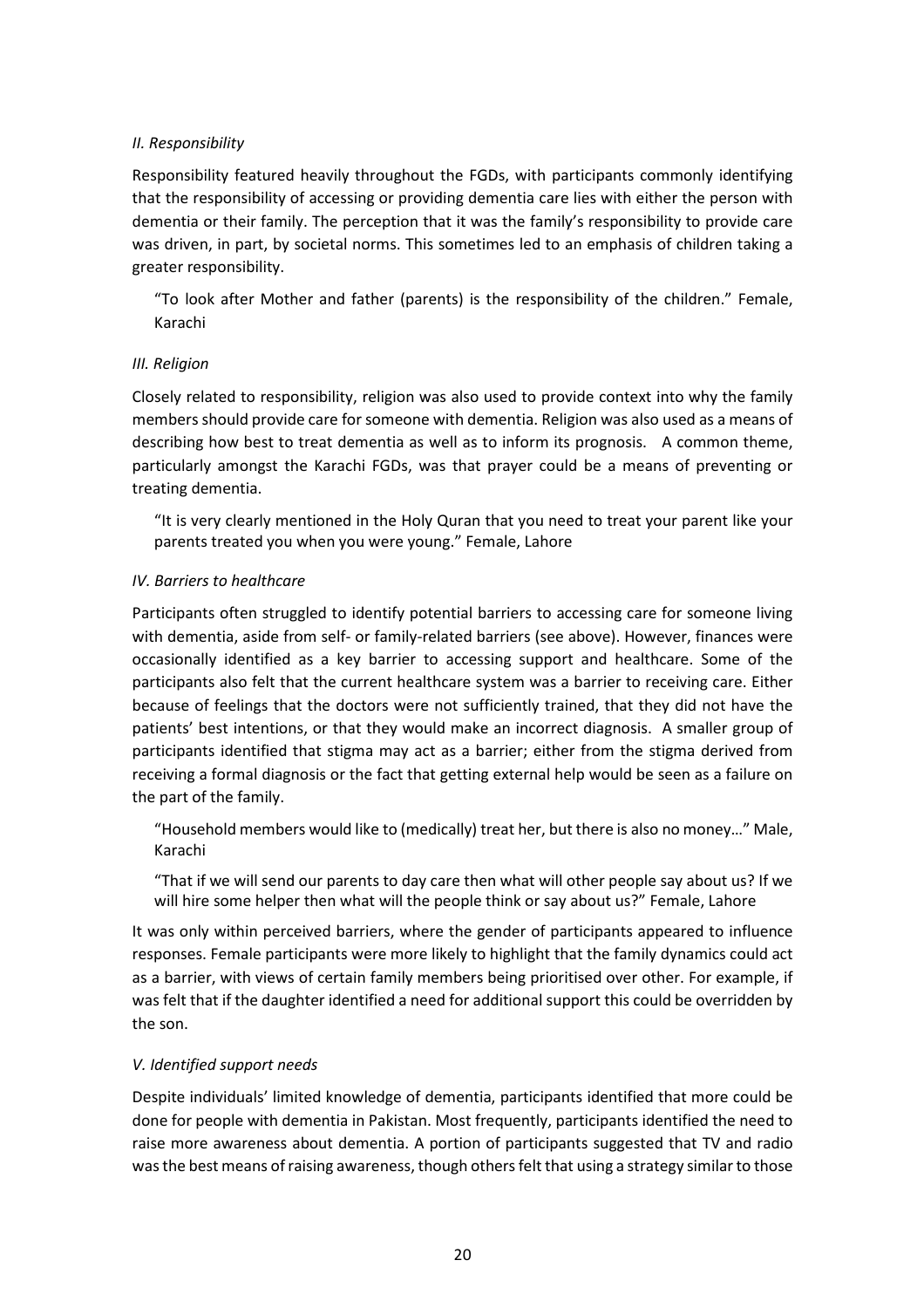*II. Responsibility*

Responsibility featured heavily throughout the FGDs, with participants commonly identifying that the responsibility of accessing or providing dementia care lies with either the person with dementia or their family. The perception that it was the family's responsibility to provide care was driven, in part, by societal norms. This sometimes led to an emphasis of children taking a greater responsibility.

> "To look after Mother and father (parents) is the responsibility of the children." Female, Karachi

*III. Religion*

Closely related to responsibility, religion was also used to provide context into why the family members should provide care for someone with dementia. Religion was also used as a means of describing how best to treat dementia as well as to inform its prognosis. A common theme, particularly amongst the Karachi FGDs, was that prayer could be a means of preventing or treating dementia.

> "It is very clearly mentioned in the Holy Quran that you need to treat your parent like your parents treated you when you were young." Female, Lahore

*IV. Barriers to healthcare*

Participants often struggled to identify potential barriers to accessing care for someone living with dementia, aside from self- or family-related barriers (see above). However, finances were occasionally identified as a key barrier to accessing support and healthcare. Some of the participants also felt that the current healthcare system was a barrier to receiving care. Either because of feelings that the doctors were not sufficiently trained, that they did not have the patients' best intentions, or that they would make an incorrect diagnosis. A smaller group of participants identified that stigma may act as a barrier; either from the stigma derived from receiving a formal diagnosis or the fact that getting external help would be seen as a failure on the part of the family.

> "Household members would like to (medically) treat her, but there is also no money…" Male, Karachi

> "That if we will send our parents to day care then what will other people say about us? If we will hire some helper then what will the people think or say about us?" Female, Lahore

It was only within perceived barriers, where the gender of participants appeared to influence responses. Female participants were more likely to highlight that the family dynamics could act as a barrier, with views of certain family members being prioritised over other. For example, if was felt that if the daughter identified a need for additional support this could be overridden by the son.

*V. Identified support needs*

Despite individuals' limited knowledge of dementia, participants identified that more could be done for people with dementia in Pakistan. Most frequently, participants identified the need to raise more awareness about dementia. A portion of participants suggested that TV and radio was the best means of raising awareness, though others felt that using a strategy similar to those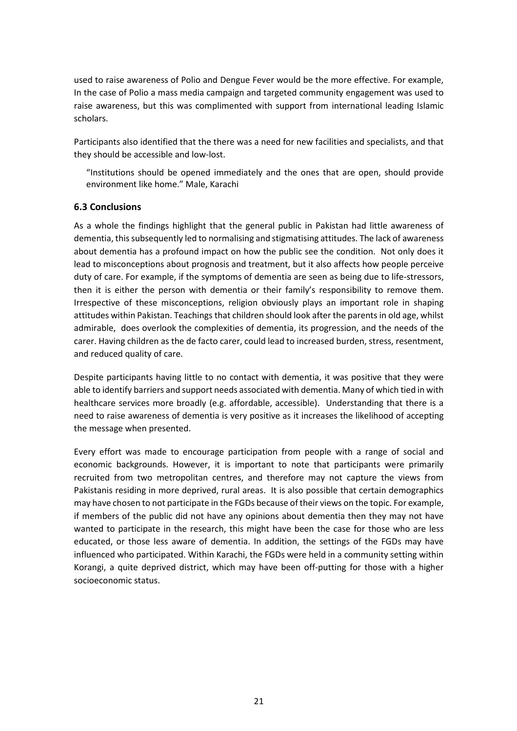used to raise awareness of Polio and Dengue Fever would be the more effective. For example, In the case of Polio a mass media campaign and targeted community engagement was used to raise awareness, but this was complimented with support from international leading Islamic scholars.

Participants also identified that the there was a need for new facilities and specialists, and that they should be accessible and low-lost.

> "Institutions should be opened immediately and the ones that are open, should provide environment like home." Male, Karachi

### 6.3 Conclusions

As a whole the findings highlight that the general public in Pakistan had little awareness of dementia, this subsequently led to normalising and stigmatising attitudes. The lack of awareness about dementia has a profound impact on how the public see the condition. Not only does it lead to misconceptions about prognosis and treatment, but it also affects how people perceive duty of care. For example, if the symptoms of dementia are seen as being due to life-stressors, then it is either the person with dementia or their family's responsibility to remove them. Irrespective of these misconceptions, religion obviously plays an important role in shaping attitudes within Pakistan. Teachings that children should look after the parents in old age, whilst admirable, does overlook the complexities of dementia, its progression, and the needs of the carer. Having children as the de facto carer, could lead to increased burden, stress, resentment, and reduced quality of care.

Despite participants having little to no contact with dementia, it was positive that they were able to identify barriers and support needs associated with dementia. Many of which tied in with healthcare services more broadly (e.g. affordable, accessible). Understanding that there is a need to raise awareness of dementia is very positive as it increases the likelihood of accepting the message when presented.

Every effort was made to encourage participation from people with a range of social and economic backgrounds. However, it is important to note that participants were primarily recruited from two metropolitan centres, and therefore may not capture the views from Pakistanis residing in more deprived, rural areas. It is also possible that certain demographics may have chosen to not participate in the FGDs because of their views on the topic. For example, if members of the public did not have any opinions about dementia then they may not have wanted to participate in the research, this might have been the case for those who are less educated, or those less aware of dementia. In addition, the settings of the FGDs may have influenced who participated. Within Karachi, the FGDs were held in a community setting within Korangi, a quite deprived district, which may have been off-putting for those with a higher socioeconomic status.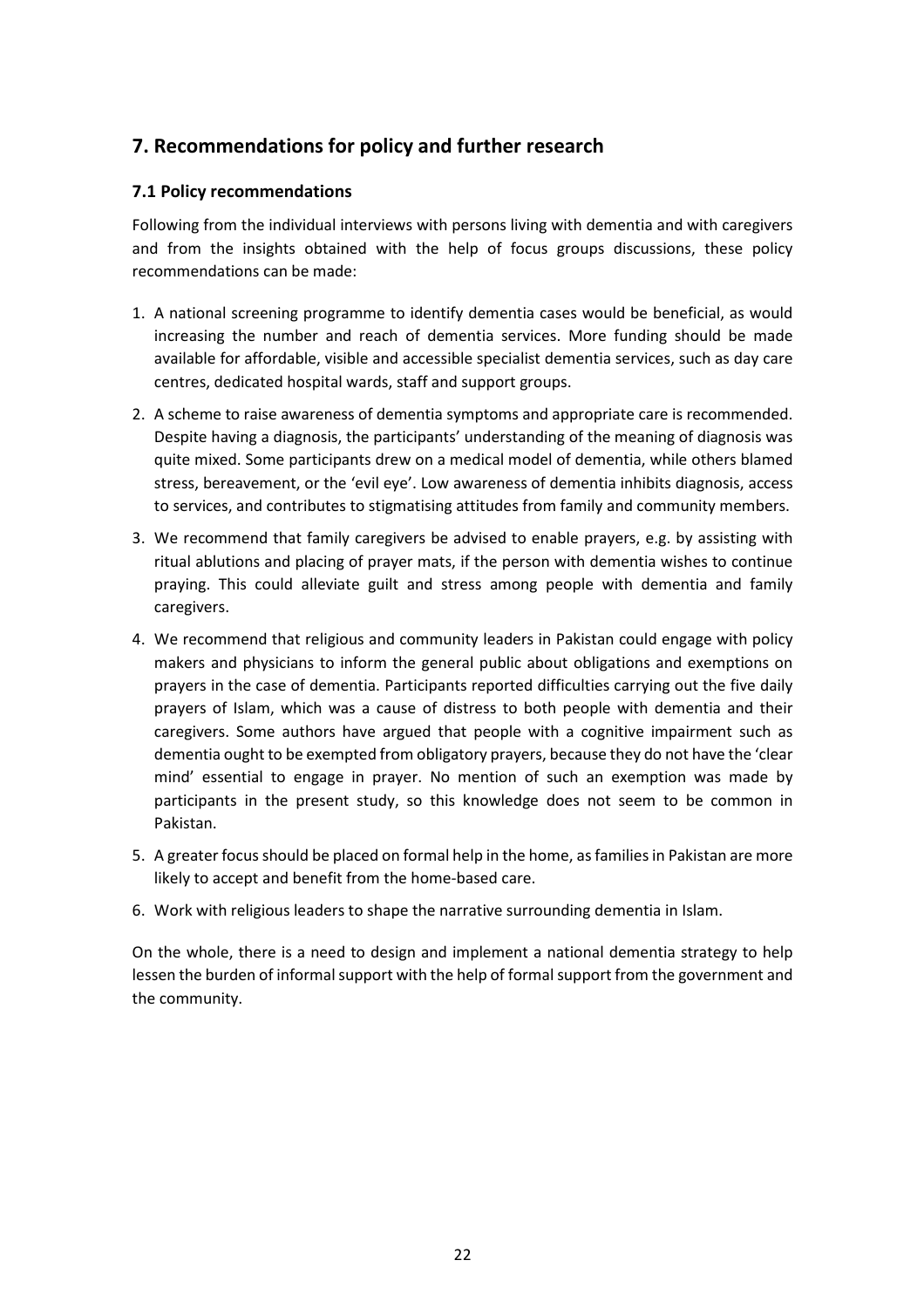## 7. Recommendations for policy and further research

### 7.1 Policy recommendations

Following from the individual interviews with persons living with dementia and with caregivers and from the insights obtained with the help of focus groups discussions, these policy recommendations can be made:

1. A national screening programme to identify dementia cases would be beneficial, as would increasing the number and reach of dementia services. More funding should be made available for affordable, visible and accessible specialist dementia services, such as day care centres, dedicated hospital wards, staff and support groups.
2. A scheme to raise awareness of dementia symptoms and appropriate care is recommended. Despite having a diagnosis, the participants' understanding of the meaning of diagnosis was quite mixed. Some participants drew on a medical model of dementia, while others blamed stress, bereavement, or the 'evil eye'. Low awareness of dementia inhibits diagnosis, access to services, and contributes to stigmatising attitudes from family and community members.
3. We recommend that family caregivers be advised to enable prayers, e.g. by assisting with ritual ablutions and placing of prayer mats, if the person with dementia wishes to continue praying. This could alleviate guilt and stress among people with dementia and family caregivers.
4. We recommend that religious and community leaders in Pakistan could engage with policy makers and physicians to inform the general public about obligations and exemptions on prayers in the case of dementia. Participants reported difficulties carrying out the five daily prayers of Islam, which was a cause of distress to both people with dementia and their caregivers. Some authors have argued that people with a cognitive impairment such as dementia ought to be exempted from obligatory prayers, because they do not have the 'clear mind' essential to engage in prayer. No mention of such an exemption was made by participants in the present study, so this knowledge does not seem to be common in Pakistan.
5. A greater focus should be placed on formal help in the home, as families in Pakistan are more likely to accept and benefit from the home-based care.
6. Work with religious leaders to shape the narrative surrounding dementia in Islam.

On the whole, there is a need to design and implement a national dementia strategy to help lessen the burden of informal support with the help of formal support from the government and the community.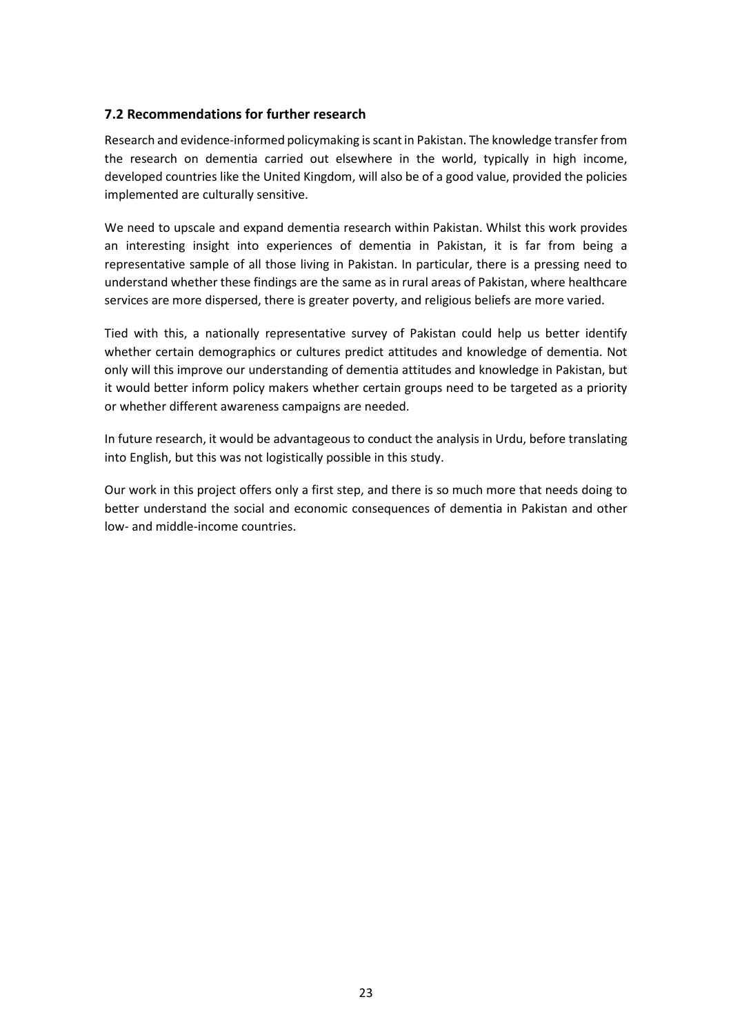### 7.2 Recommendations for further research

Research and evidence-informed policymaking is scant in Pakistan. The knowledge transfer from the research on dementia carried out elsewhere in the world, typically in high income, developed countries like the United Kingdom, will also be of a good value, provided the policies implemented are culturally sensitive.

We need to upscale and expand dementia research within Pakistan. Whilst this work provides an interesting insight into experiences of dementia in Pakistan, it is far from being a representative sample of all those living in Pakistan. In particular, there is a pressing need to understand whether these findings are the same as in rural areas of Pakistan, where healthcare services are more dispersed, there is greater poverty, and religious beliefs are more varied.

Tied with this, a nationally representative survey of Pakistan could help us better identify whether certain demographics or cultures predict attitudes and knowledge of dementia. Not only will this improve our understanding of dementia attitudes and knowledge in Pakistan, but it would better inform policy makers whether certain groups need to be targeted as a priority or whether different awareness campaigns are needed.

In future research, it would be advantageous to conduct the analysis in Urdu, before translating into English, but this was not logistically possible in this study.

Our work in this project offers only a first step, and there is so much more that needs doing to better understand the social and economic consequences of dementia in Pakistan and other low- and middle-income countries.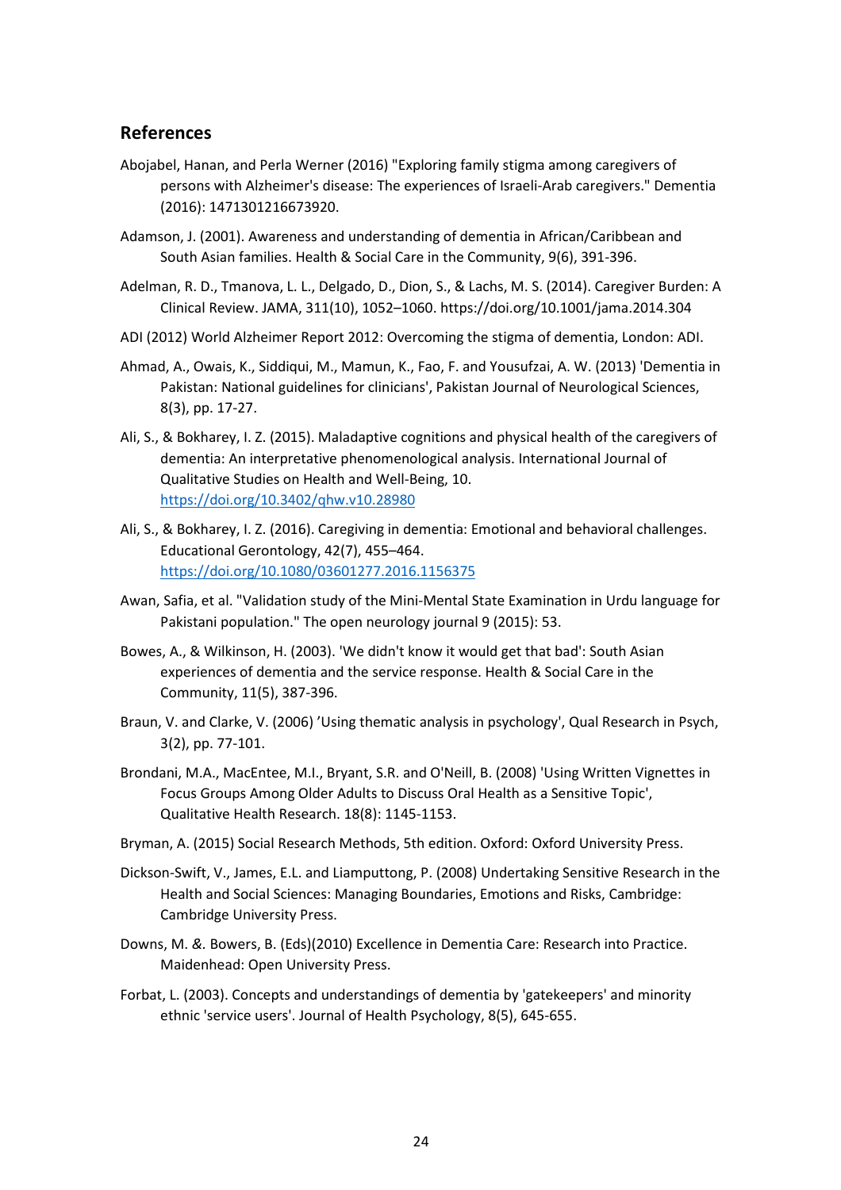## References

Abojabel, Hanan, and Perla Werner (2016) "Exploring family stigma among caregivers of persons with Alzheimer's disease: The experiences of Israeli-Arab caregivers." Dementia (2016): 1471301216673920.

Adamson, J. (2001). Awareness and understanding of dementia in African/Caribbean and South Asian families. Health & Social Care in the Community, 9(6), 391-396.

Adelman, R. D., Tmanova, L. L., Delgado, D., Dion, S., & Lachs, M. S. (2014). Caregiver Burden: A Clinical Review. JAMA, 311(10), 1052–1060. https://doi.org/10.1001/jama.2014.304

ADI (2012) World Alzheimer Report 2012: Overcoming the stigma of dementia, London: ADI.

Ahmad, A., Owais, K., Siddiqui, M., Mamun, K., Fao, F. and Yousufzai, A. W. (2013) 'Dementia in Pakistan: National guidelines for clinicians', Pakistan Journal of Neurological Sciences, 8(3), pp. 17-27.

Ali, S., & Bokharey, I. Z. (2015). Maladaptive cognitions and physical health of the caregivers of dementia: An interpretative phenomenological analysis. International Journal of Qualitative Studies on Health and Well-Being, 10. https://doi.org/10.3402/qhw.v10.28980

Ali, S., & Bokharey, I. Z. (2016). Caregiving in dementia: Emotional and behavioral challenges. Educational Gerontology, 42(7), 455–464. https://doi.org/10.1080/03601277.2016.1156375

Awan, Safia, et al. "Validation study of the Mini-Mental State Examination in Urdu language for Pakistani population." The open neurology journal 9 (2015): 53.

Bowes, A., & Wilkinson, H. (2003). 'We didn't know it would get that bad': South Asian experiences of dementia and the service response. Health & Social Care in the Community, 11(5), 387-396.

Braun, V. and Clarke, V. (2006) 'Using thematic analysis in psychology', Qual Research in Psych, 3(2), pp. 77-101.

Brondani, M.A., MacEntee, M.I., Bryant, S.R. and O'Neill, B. (2008) 'Using Written Vignettes in Focus Groups Among Older Adults to Discuss Oral Health as a Sensitive Topic', Qualitative Health Research. 18(8): 1145-1153.

Bryman, A. (2015) Social Research Methods, 5th edition. Oxford: Oxford University Press.

Dickson-Swift, V., James, E.L. and Liamputtong, P. (2008) Undertaking Sensitive Research in the Health and Social Sciences: Managing Boundaries, Emotions and Risks, Cambridge: Cambridge University Press.

Downs, M. &. Bowers, B. (Eds)(2010) Excellence in Dementia Care: Research into Practice. Maidenhead: Open University Press.

Forbat, L. (2003). Concepts and understandings of dementia by 'gatekeepers' and minority ethnic 'service users'. Journal of Health Psychology, 8(5), 645-655.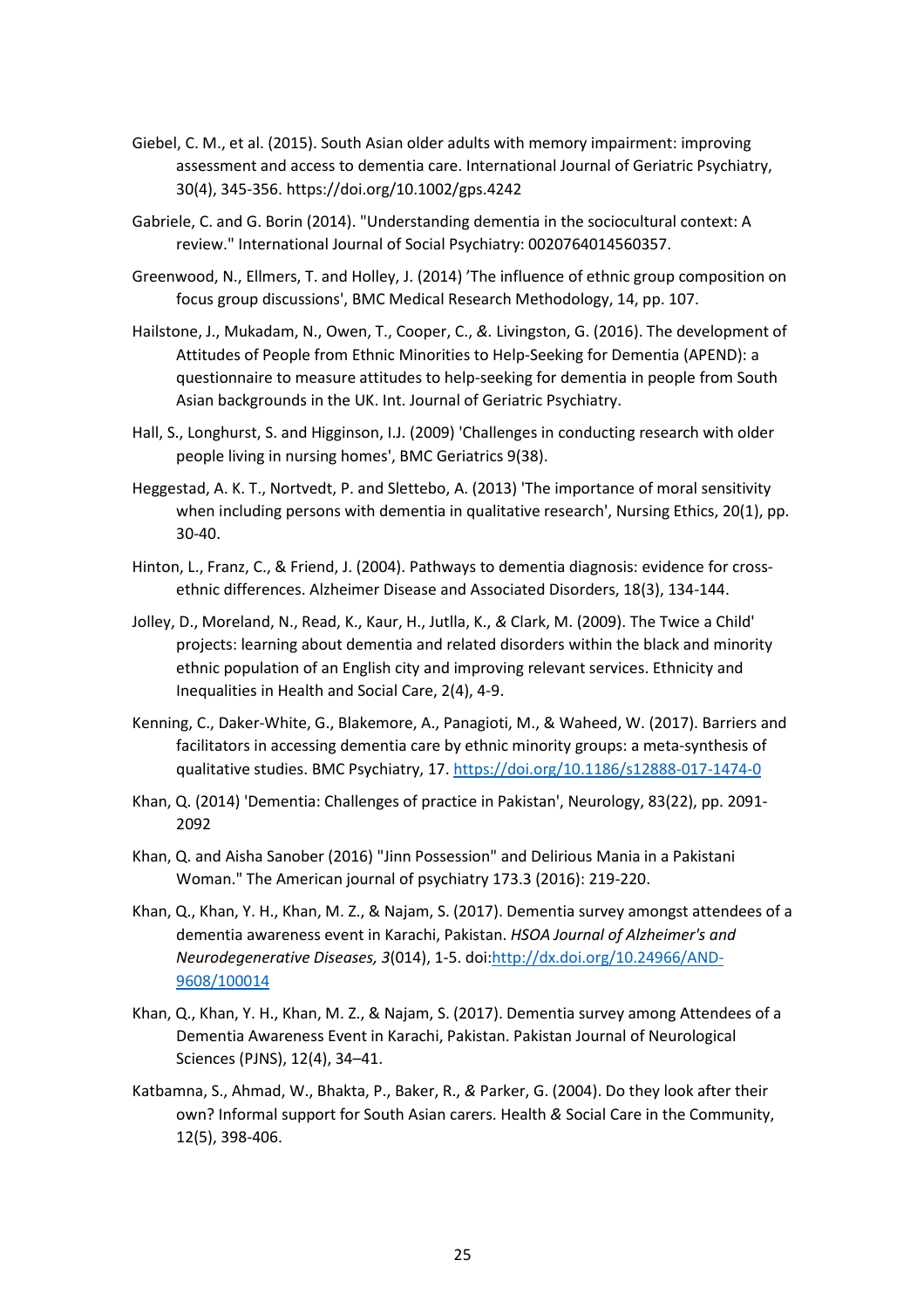Giebel, C. M., et al. (2015). South Asian older adults with memory impairment: improving assessment and access to dementia care. International Journal of Geriatric Psychiatry, 30(4), 345-356. https://doi.org/10.1002/gps.4242

Gabriele, C. and G. Borin (2014). "Understanding dementia in the sociocultural context: A review." International Journal of Social Psychiatry: 0020764014560357.

Greenwood, N., Ellmers, T. and Holley, J. (2014) 'The influence of ethnic group composition on focus group discussions', BMC Medical Research Methodology, 14, pp. 107.

Hailstone, J., Mukadam, N., Owen, T., Cooper, C., &. Livingston, G. (2016). The development of Attitudes of People from Ethnic Minorities to Help-Seeking for Dementia (APEND): a questionnaire to measure attitudes to help-seeking for dementia in people from South Asian backgrounds in the UK. Int. Journal of Geriatric Psychiatry.

Hall, S., Longhurst, S. and Higginson, I.J. (2009) 'Challenges in conducting research with older people living in nursing homes', BMC Geriatrics 9(38).

Heggestad, A. K. T., Nortvedt, P. and Slettebo, A. (2013) 'The importance of moral sensitivity when including persons with dementia in qualitative research', Nursing Ethics, 20(1), pp. 30-40.

Hinton, L., Franz, C., & Friend, J. (2004). Pathways to dementia diagnosis: evidence for cross-ethnic differences. Alzheimer Disease and Associated Disorders, 18(3), 134-144.

Jolley, D., Moreland, N., Read, K., Kaur, H., Jutlla, K., & Clark, M. (2009). The Twice a Child' projects: learning about dementia and related disorders within the black and minority ethnic population of an English city and improving relevant services. Ethnicity and Inequalities in Health and Social Care, 2(4), 4-9.

Kenning, C., Daker-White, G., Blakemore, A., Panagioti, M., & Waheed, W. (2017). Barriers and facilitators in accessing dementia care by ethnic minority groups: a meta-synthesis of qualitative studies. BMC Psychiatry, 17. https://doi.org/10.1186/s12888-017-1474-0

Khan, Q. (2014) 'Dementia: Challenges of practice in Pakistan', Neurology, 83(22), pp. 2091-2092

Khan, Q. and Aisha Sanober (2016) "Jinn Possession" and Delirious Mania in a Pakistani Woman." The American journal of psychiatry 173.3 (2016): 219-220.

Khan, Q., Khan, Y. H., Khan, M. Z., & Najam, S. (2017). Dementia survey amongst attendees of a dementia awareness event in Karachi, Pakistan. *HSOA Journal of Alzheimer's and Neurodegenerative Diseases, 3*(014), 1-5. doi:http://dx.doi.org/10.24966/AND-9608/100014

Khan, Q., Khan, Y. H., Khan, M. Z., & Najam, S. (2017). Dementia survey among Attendees of a Dementia Awareness Event in Karachi, Pakistan. Pakistan Journal of Neurological Sciences (PJNS), 12(4), 34–41.

Katbamna, S., Ahmad, W., Bhakta, P., Baker, R., & Parker, G. (2004). Do they look after their own? Informal support for South Asian carers. Health & Social Care in the Community, 12(5), 398-406.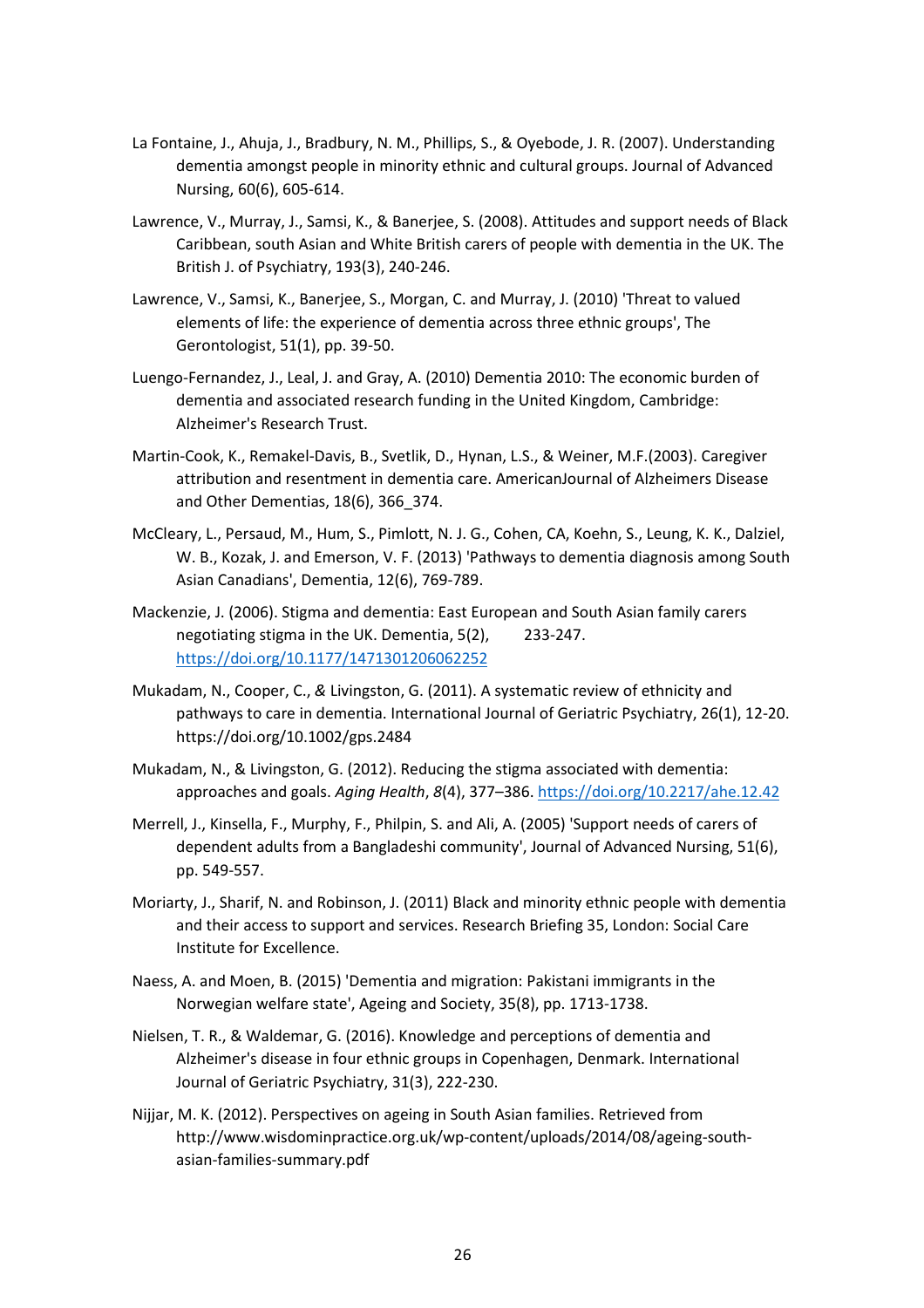La Fontaine, J., Ahuja, J., Bradbury, N. M., Phillips, S., & Oyebode, J. R. (2007). Understanding dementia amongst people in minority ethnic and cultural groups. Journal of Advanced Nursing, 60(6), 605-614.

Lawrence, V., Murray, J., Samsi, K., & Banerjee, S. (2008). Attitudes and support needs of Black Caribbean, south Asian and White British carers of people with dementia in the UK. The British J. of Psychiatry, 193(3), 240-246.

Lawrence, V., Samsi, K., Banerjee, S., Morgan, C. and Murray, J. (2010) 'Threat to valued elements of life: the experience of dementia across three ethnic groups', The Gerontologist, 51(1), pp. 39-50.

Luengo-Fernandez, J., Leal, J. and Gray, A. (2010) Dementia 2010: The economic burden of dementia and associated research funding in the United Kingdom, Cambridge: Alzheimer's Research Trust.

Martin-Cook, K., Remakel-Davis, B., Svetlik, D., Hynan, L.S., & Weiner, M.F.(2003). Caregiver attribution and resentment in dementia care. AmericanJournal of Alzheimers Disease and Other Dementias, 18(6), 366_374.

McCleary, L., Persaud, M., Hum, S., Pimlott, N. J. G., Cohen, CA, Koehn, S., Leung, K. K., Dalziel, W. B., Kozak, J. and Emerson, V. F. (2013) 'Pathways to dementia diagnosis among South Asian Canadians', Dementia, 12(6), 769-789.

Mackenzie, J. (2006). Stigma and dementia: East European and South Asian family carers negotiating stigma in the UK. Dementia, 5(2), 233-247. https://doi.org/10.1177/1471301206062252

Mukadam, N., Cooper, C., & Livingston, G. (2011). A systematic review of ethnicity and pathways to care in dementia. International Journal of Geriatric Psychiatry, 26(1), 12-20. https://doi.org/10.1002/gps.2484

Mukadam, N., & Livingston, G. (2012). Reducing the stigma associated with dementia: approaches and goals. *Aging Health*, *8*(4), 377–386. https://doi.org/10.2217/ahe.12.42

Merrell, J., Kinsella, F., Murphy, F., Philpin, S. and Ali, A. (2005) 'Support needs of carers of dependent adults from a Bangladeshi community', Journal of Advanced Nursing, 51(6), pp. 549-557.

Moriarty, J., Sharif, N. and Robinson, J. (2011) Black and minority ethnic people with dementia and their access to support and services. Research Briefing 35, London: Social Care Institute for Excellence.

Naess, A. and Moen, B. (2015) 'Dementia and migration: Pakistani immigrants in the Norwegian welfare state', Ageing and Society, 35(8), pp. 1713-1738.

Nielsen, T. R., & Waldemar, G. (2016). Knowledge and perceptions of dementia and Alzheimer's disease in four ethnic groups in Copenhagen, Denmark. International Journal of Geriatric Psychiatry, 31(3), 222-230.

Nijjar, M. K. (2012). Perspectives on ageing in South Asian families. Retrieved from http://www.wisdominpractice.org.uk/wp-content/uploads/2014/08/ageing-south-asian-families-summary.pdf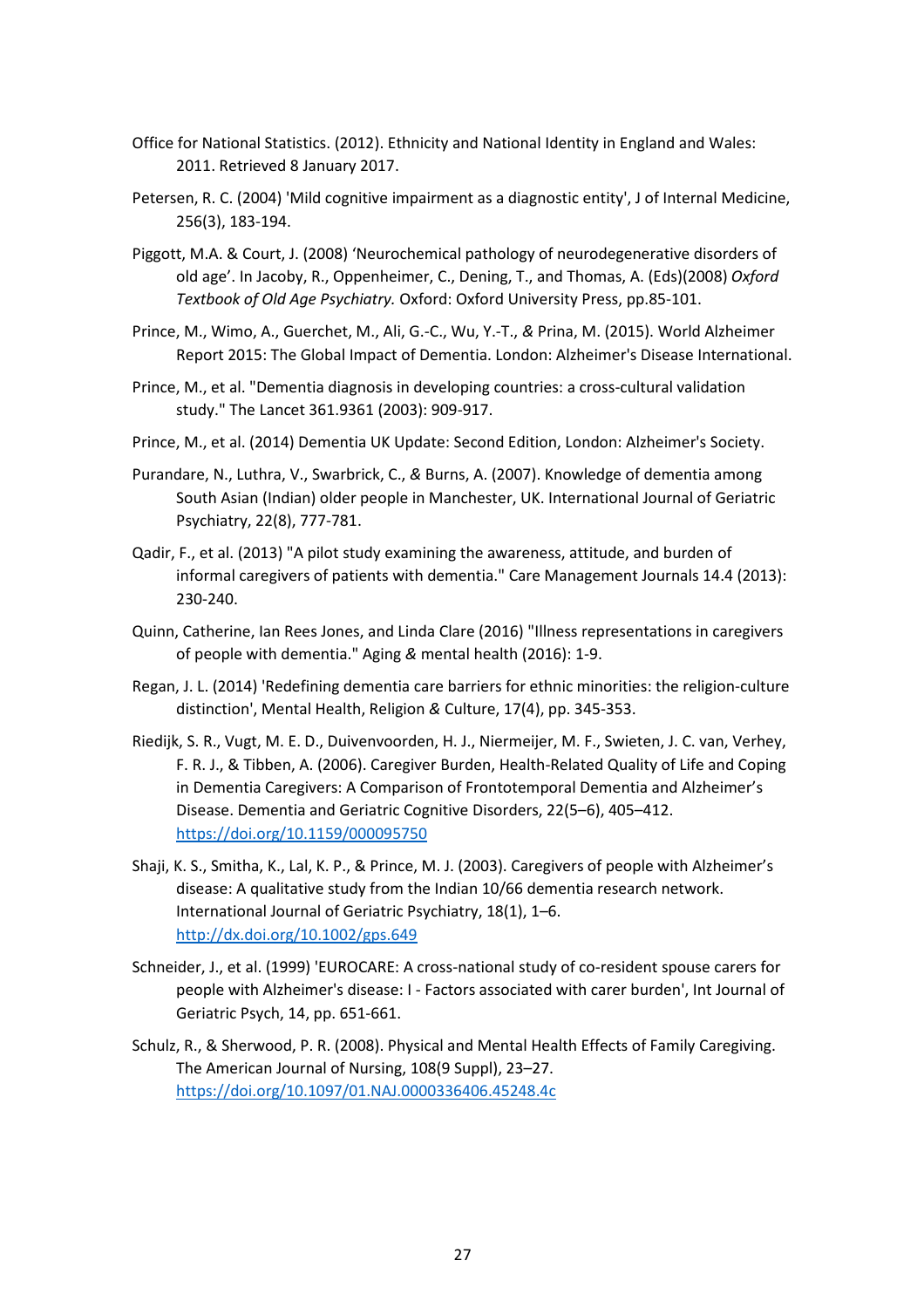Office for National Statistics. (2012). Ethnicity and National Identity in England and Wales: 2011. Retrieved 8 January 2017.

Petersen, R. C. (2004) 'Mild cognitive impairment as a diagnostic entity', J of Internal Medicine, 256(3), 183-194.

Piggott, M.A. & Court, J. (2008) 'Neurochemical pathology of neurodegenerative disorders of old age'. In Jacoby, R., Oppenheimer, C., Dening, T., and Thomas, A. (Eds)(2008) *Oxford Textbook of Old Age Psychiatry.* Oxford: Oxford University Press, pp.85-101.

Prince, M., Wimo, A., Guerchet, M., Ali, G.-C., Wu, Y.-T., & Prina, M. (2015). World Alzheimer Report 2015: The Global Impact of Dementia. London: Alzheimer's Disease International.

Prince, M., et al. "Dementia diagnosis in developing countries: a cross-cultural validation study." The Lancet 361.9361 (2003): 909-917.

Prince, M., et al. (2014) Dementia UK Update: Second Edition, London: Alzheimer's Society.

Purandare, N., Luthra, V., Swarbrick, C., & Burns, A. (2007). Knowledge of dementia among South Asian (Indian) older people in Manchester, UK. International Journal of Geriatric Psychiatry, 22(8), 777-781.

Qadir, F., et al. (2013) "A pilot study examining the awareness, attitude, and burden of informal caregivers of patients with dementia." Care Management Journals 14.4 (2013): 230-240.

Quinn, Catherine, Ian Rees Jones, and Linda Clare (2016) "Illness representations in caregivers of people with dementia." Aging & mental health (2016): 1-9.

Regan, J. L. (2014) 'Redefining dementia care barriers for ethnic minorities: the religion-culture distinction', Mental Health, Religion & Culture, 17(4), pp. 345-353.

Riedijk, S. R., Vugt, M. E. D., Duivenvoorden, H. J., Niermeijer, M. F., Swieten, J. C. van, Verhey, F. R. J., & Tibben, A. (2006). Caregiver Burden, Health-Related Quality of Life and Coping in Dementia Caregivers: A Comparison of Frontotemporal Dementia and Alzheimer's Disease. Dementia and Geriatric Cognitive Disorders, 22(5–6), 405–412. https://doi.org/10.1159/000095750

Shaji, K. S., Smitha, K., Lal, K. P., & Prince, M. J. (2003). Caregivers of people with Alzheimer's disease: A qualitative study from the Indian 10/66 dementia research network. International Journal of Geriatric Psychiatry, 18(1), 1–6. http://dx.doi.org/10.1002/gps.649

Schneider, J., et al. (1999) 'EUROCARE: A cross-national study of co-resident spouse carers for people with Alzheimer's disease: I - Factors associated with carer burden', Int Journal of Geriatric Psych, 14, pp. 651-661.

Schulz, R., & Sherwood, P. R. (2008). Physical and Mental Health Effects of Family Caregiving. The American Journal of Nursing, 108(9 Suppl), 23–27. https://doi.org/10.1097/01.NAJ.0000336406.45248.4c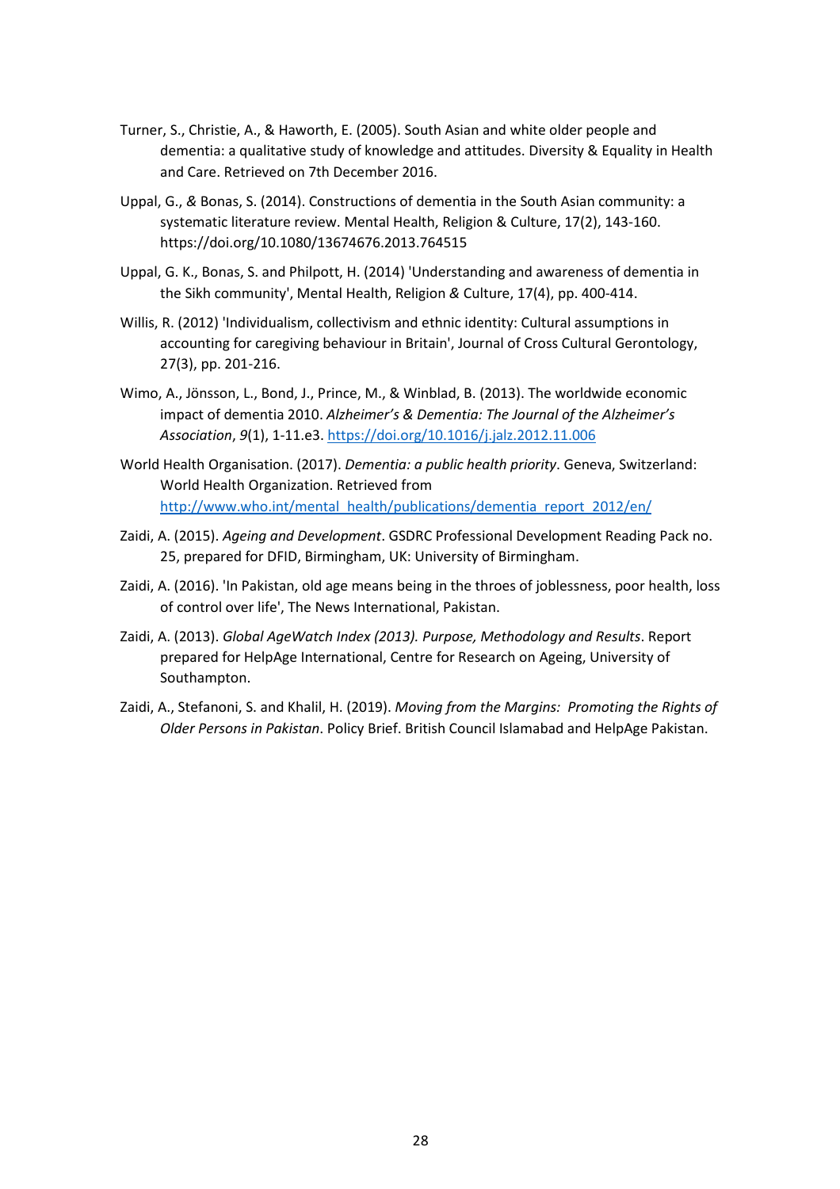Turner, S., Christie, A., & Haworth, E. (2005). South Asian and white older people and dementia: a qualitative study of knowledge and attitudes. Diversity & Equality in Health and Care. Retrieved on 7th December 2016.

Uppal, G., & Bonas, S. (2014). Constructions of dementia in the South Asian community: a systematic literature review. Mental Health, Religion & Culture, 17(2), 143-160. https://doi.org/10.1080/13674676.2013.764515

Uppal, G. K., Bonas, S. and Philpott, H. (2014) 'Understanding and awareness of dementia in the Sikh community', Mental Health, Religion & Culture, 17(4), pp. 400-414.

Willis, R. (2012) 'Individualism, collectivism and ethnic identity: Cultural assumptions in accounting for caregiving behaviour in Britain', Journal of Cross Cultural Gerontology, 27(3), pp. 201-216.

Wimo, A., Jönsson, L., Bond, J., Prince, M., & Winblad, B. (2013). The worldwide economic impact of dementia 2010. *Alzheimer's & Dementia: The Journal of the Alzheimer's Association*, *9*(1), 1-11.e3. https://doi.org/10.1016/j.jalz.2012.11.006

World Health Organisation. (2017). *Dementia: a public health priority*. Geneva, Switzerland: World Health Organization. Retrieved from http://www.who.int/mental_health/publications/dementia_report_2012/en/

Zaidi, A. (2015). *Ageing and Development*. GSDRC Professional Development Reading Pack no. 25, prepared for DFID, Birmingham, UK: University of Birmingham.

Zaidi, A. (2016). 'In Pakistan, old age means being in the throes of joblessness, poor health, loss of control over life', The News International, Pakistan.

Zaidi, A. (2013). *Global AgeWatch Index (2013). Purpose, Methodology and Results*. Report prepared for HelpAge International, Centre for Research on Ageing, University of Southampton.

Zaidi, A., Stefanoni, S. and Khalil, H. (2019). *Moving from the Margins: Promoting the Rights of Older Persons in Pakistan*. Policy Brief. British Council Islamabad and HelpAge Pakistan.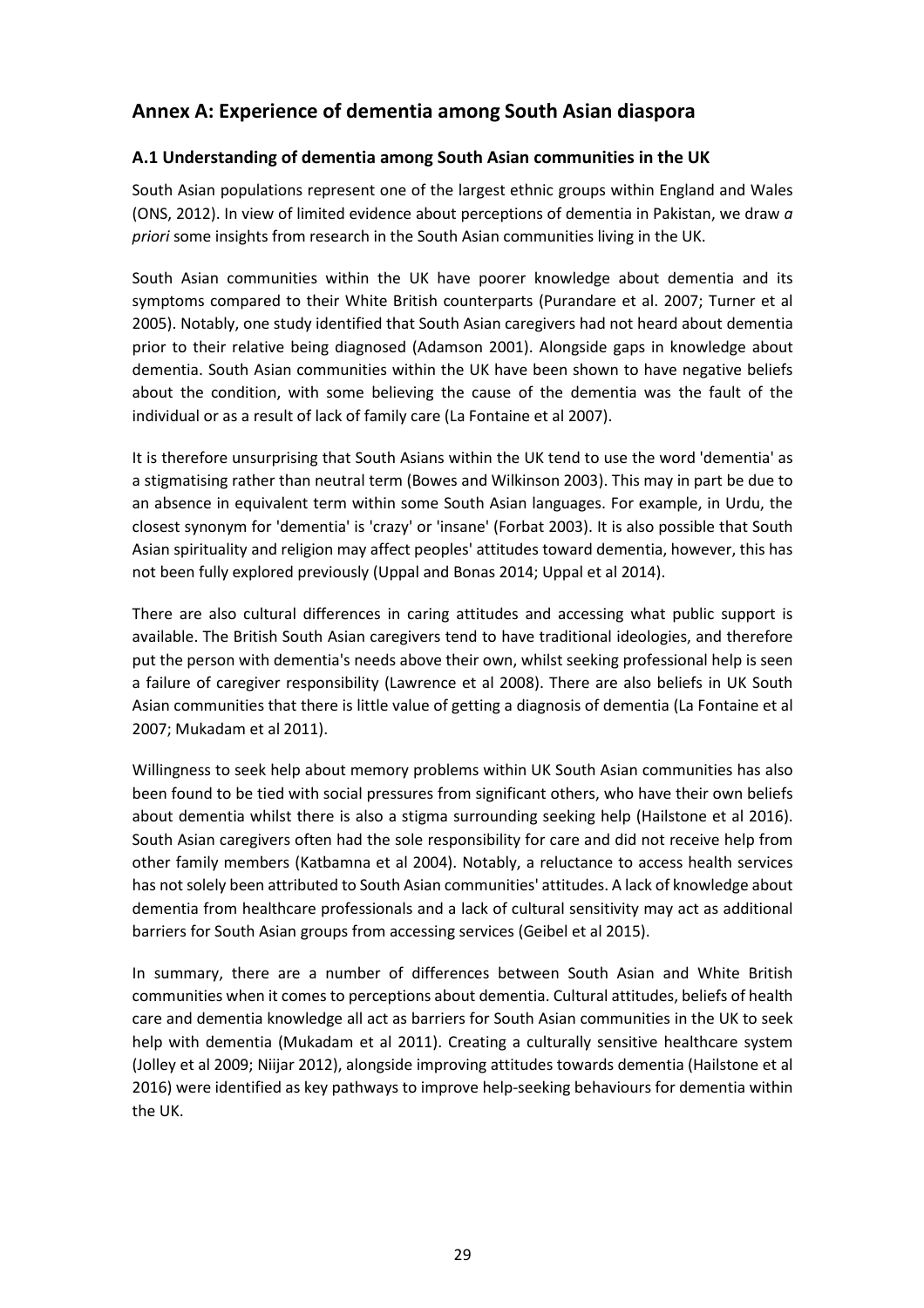## Annex A: Experience of dementia among South Asian diaspora

### A.1 Understanding of dementia among South Asian communities in the UK

South Asian populations represent one of the largest ethnic groups within England and Wales (ONS, 2012). In view of limited evidence about perceptions of dementia in Pakistan, we draw *a priori* some insights from research in the South Asian communities living in the UK.

South Asian communities within the UK have poorer knowledge about dementia and its symptoms compared to their White British counterparts (Purandare et al. 2007; Turner et al 2005). Notably, one study identified that South Asian caregivers had not heard about dementia prior to their relative being diagnosed (Adamson 2001). Alongside gaps in knowledge about dementia. South Asian communities within the UK have been shown to have negative beliefs about the condition, with some believing the cause of the dementia was the fault of the individual or as a result of lack of family care (La Fontaine et al 2007).

It is therefore unsurprising that South Asians within the UK tend to use the word 'dementia' as a stigmatising rather than neutral term (Bowes and Wilkinson 2003). This may in part be due to an absence in equivalent term within some South Asian languages. For example, in Urdu, the closest synonym for 'dementia' is 'crazy' or 'insane' (Forbat 2003). It is also possible that South Asian spirituality and religion may affect peoples' attitudes toward dementia, however, this has not been fully explored previously (Uppal and Bonas 2014; Uppal et al 2014).

There are also cultural differences in caring attitudes and accessing what public support is available. The British South Asian caregivers tend to have traditional ideologies, and therefore put the person with dementia's needs above their own, whilst seeking professional help is seen a failure of caregiver responsibility (Lawrence et al 2008). There are also beliefs in UK South Asian communities that there is little value of getting a diagnosis of dementia (La Fontaine et al 2007; Mukadam et al 2011).

Willingness to seek help about memory problems within UK South Asian communities has also been found to be tied with social pressures from significant others, who have their own beliefs about dementia whilst there is also a stigma surrounding seeking help (Hailstone et al 2016). South Asian caregivers often had the sole responsibility for care and did not receive help from other family members (Katbamna et al 2004). Notably, a reluctance to access health services has not solely been attributed to South Asian communities' attitudes. A lack of knowledge about dementia from healthcare professionals and a lack of cultural sensitivity may act as additional barriers for South Asian groups from accessing services (Geibel et al 2015).

In summary, there are a number of differences between South Asian and White British communities when it comes to perceptions about dementia. Cultural attitudes, beliefs of health care and dementia knowledge all act as barriers for South Asian communities in the UK to seek help with dementia (Mukadam et al 2011). Creating a culturally sensitive healthcare system (Jolley et al 2009; Niijar 2012), alongside improving attitudes towards dementia (Hailstone et al 2016) were identified as key pathways to improve help-seeking behaviours for dementia within the UK.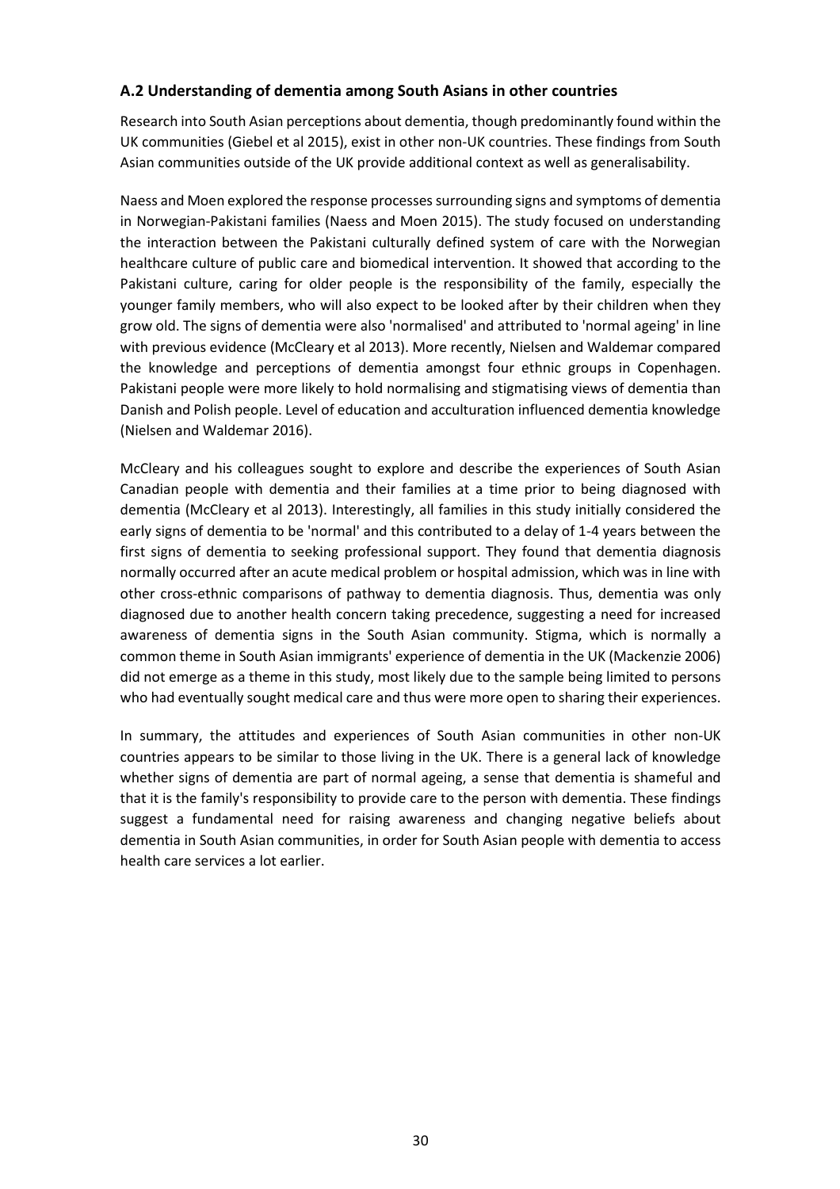### A.2 Understanding of dementia among South Asians in other countries

Research into South Asian perceptions about dementia, though predominantly found within the UK communities (Giebel et al 2015), exist in other non-UK countries. These findings from South Asian communities outside of the UK provide additional context as well as generalisability.

Naess and Moen explored the response processes surrounding signs and symptoms of dementia in Norwegian-Pakistani families (Naess and Moen 2015). The study focused on understanding the interaction between the Pakistani culturally defined system of care with the Norwegian healthcare culture of public care and biomedical intervention. It showed that according to the Pakistani culture, caring for older people is the responsibility of the family, especially the younger family members, who will also expect to be looked after by their children when they grow old. The signs of dementia were also 'normalised' and attributed to 'normal ageing' in line with previous evidence (McCleary et al 2013). More recently, Nielsen and Waldemar compared the knowledge and perceptions of dementia amongst four ethnic groups in Copenhagen. Pakistani people were more likely to hold normalising and stigmatising views of dementia than Danish and Polish people. Level of education and acculturation influenced dementia knowledge (Nielsen and Waldemar 2016).

McCleary and his colleagues sought to explore and describe the experiences of South Asian Canadian people with dementia and their families at a time prior to being diagnosed with dementia (McCleary et al 2013). Interestingly, all families in this study initially considered the early signs of dementia to be 'normal' and this contributed to a delay of 1-4 years between the first signs of dementia to seeking professional support. They found that dementia diagnosis normally occurred after an acute medical problem or hospital admission, which was in line with other cross-ethnic comparisons of pathway to dementia diagnosis. Thus, dementia was only diagnosed due to another health concern taking precedence, suggesting a need for increased awareness of dementia signs in the South Asian community. Stigma, which is normally a common theme in South Asian immigrants' experience of dementia in the UK (Mackenzie 2006) did not emerge as a theme in this study, most likely due to the sample being limited to persons who had eventually sought medical care and thus were more open to sharing their experiences.

In summary, the attitudes and experiences of South Asian communities in other non-UK countries appears to be similar to those living in the UK. There is a general lack of knowledge whether signs of dementia are part of normal ageing, a sense that dementia is shameful and that it is the family's responsibility to provide care to the person with dementia. These findings suggest a fundamental need for raising awareness and changing negative beliefs about dementia in South Asian communities, in order for South Asian people with dementia to access health care services a lot earlier.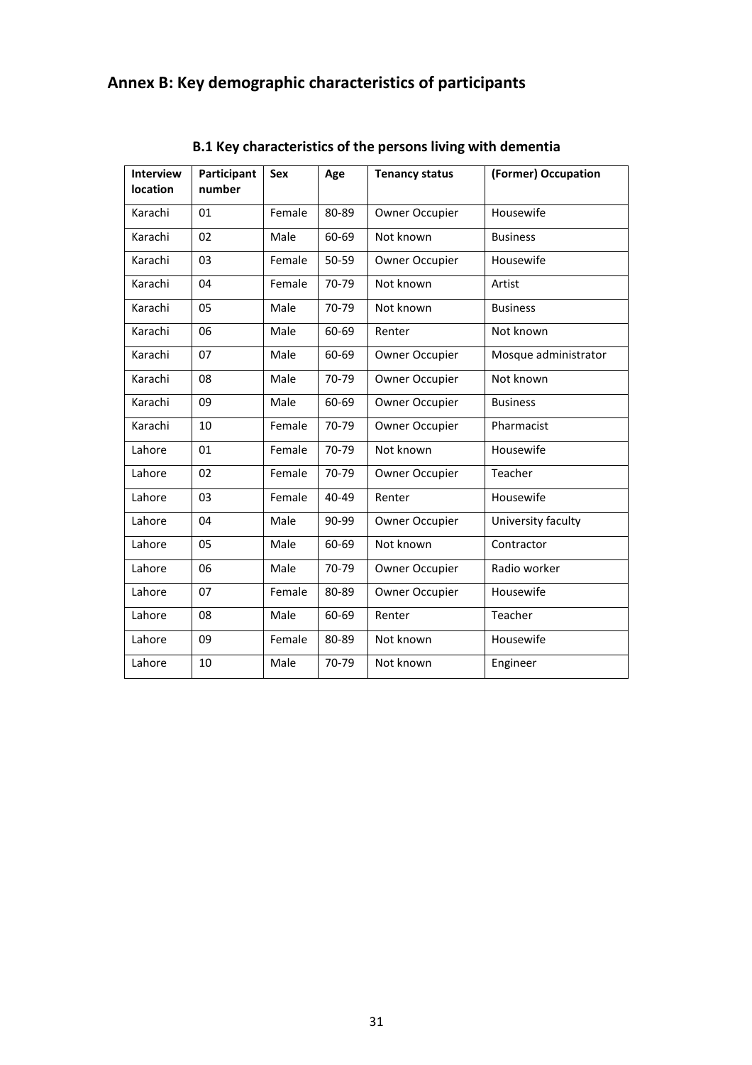## Annex B: Key demographic characteristics of participants

### B.1 Key characteristics of the persons living with dementia

| Interview location | Participant number | Sex | Age | Tenancy status | (Former) Occupation |
|---|---|---|---|---|---|
| Karachi | 01 | Female | 80-89 | Owner Occupier | Housewife |
| Karachi | 02 | Male | 60-69 | Not known | Business |
| Karachi | 03 | Female | 50-59 | Owner Occupier | Housewife |
| Karachi | 04 | Female | 70-79 | Not known | Artist |
| Karachi | 05 | Male | 70-79 | Not known | Business |
| Karachi | 06 | Male | 60-69 | Renter | Not known |
| Karachi | 07 | Male | 60-69 | Owner Occupier | Mosque administrator |
| Karachi | 08 | Male | 70-79 | Owner Occupier | Not known |
| Karachi | 09 | Male | 60-69 | Owner Occupier | Business |
| Karachi | 10 | Female | 70-79 | Owner Occupier | Pharmacist |
| Lahore | 01 | Female | 70-79 | Not known | Housewife |
| Lahore | 02 | Female | 70-79 | Owner Occupier | Teacher |
| Lahore | 03 | Female | 40-49 | Renter | Housewife |
| Lahore | 04 | Male | 90-99 | Owner Occupier | University faculty |
| Lahore | 05 | Male | 60-69 | Not known | Contractor |
| Lahore | 06 | Male | 70-79 | Owner Occupier | Radio worker |
| Lahore | 07 | Female | 80-89 | Owner Occupier | Housewife |
| Lahore | 08 | Male | 60-69 | Renter | Teacher |
| Lahore | 09 | Female | 80-89 | Not known | Housewife |
| Lahore | 10 | Male | 70-79 | Not known | Engineer |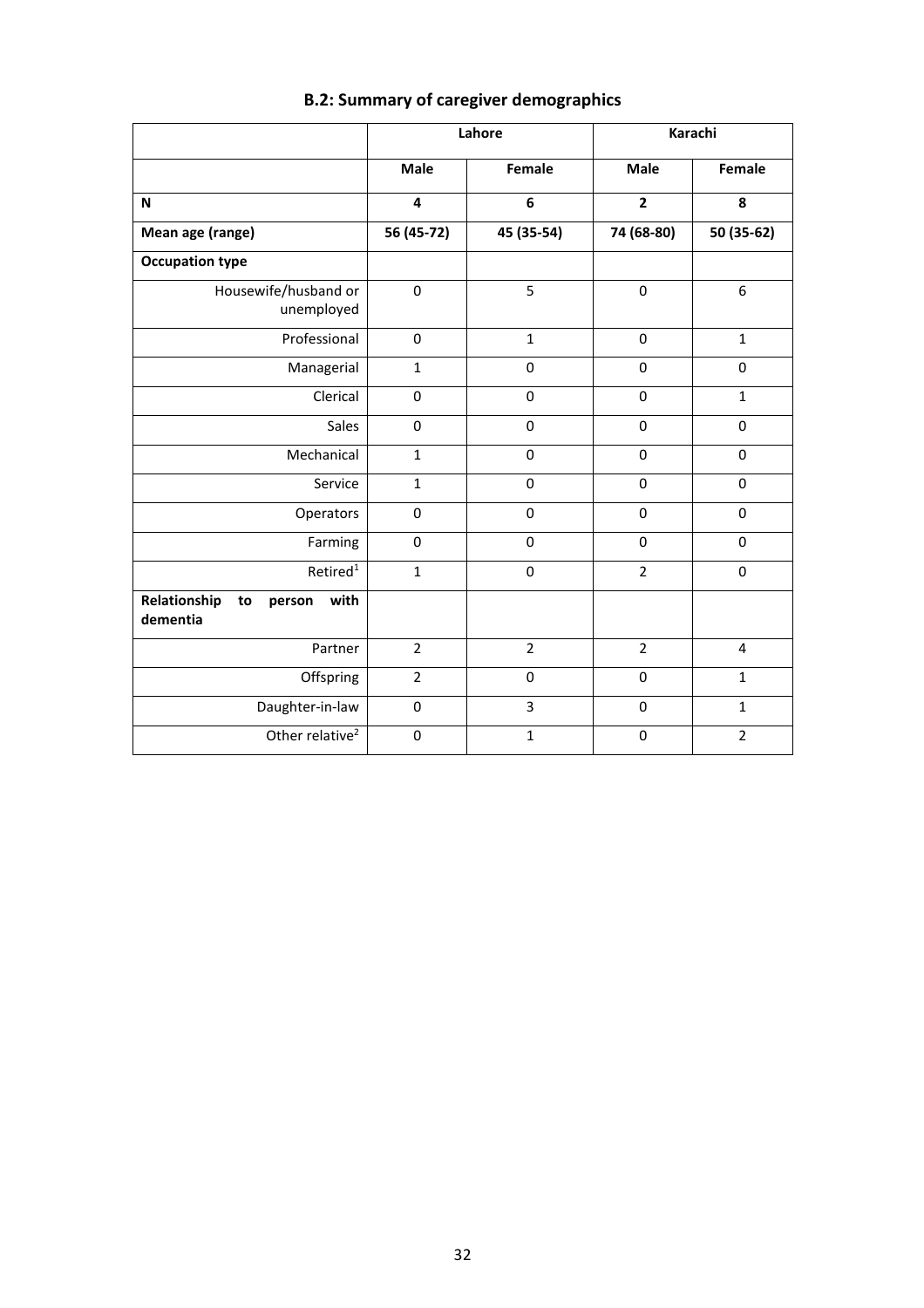## B.2: Summary of caregiver demographics

| | Lahore | | Karachi | |
|---|---|---|---|---|
| | **Male** | **Female** | **Male** | **Female** |
| **N** | **4** | **6** | **2** | **8** |
| **Mean age (range)** | **56 (45-72)** | **45 (35-54)** | **74 (68-80)** | **50 (35-62)** |
| **Occupation type** | | | | |
| Housewife/husband or unemployed | 0 | 5 | 0 | 6 |
| Professional | 0 | 1 | 0 | 1 |
| Managerial | 1 | 0 | 0 | 0 |
| Clerical | 0 | 0 | 0 | 1 |
| Sales | 0 | 0 | 0 | 0 |
| Mechanical | 1 | 0 | 0 | 0 |
| Service | 1 | 0 | 0 | 0 |
| Operators | 0 | 0 | 0 | 0 |
| Farming | 0 | 0 | 0 | 0 |
| Retired[1] | 1 | 0 | 2 | 0 |
| **Relationship to person with dementia** | | | | |
| Partner | 2 | 2 | 2 | 4 |
| Offspring | 2 | 0 | 0 | 1 |
| Daughter-in-law | 0 | 3 | 0 | 1 |
| Other relative[2] | 0 | 1 | 0 | 2 |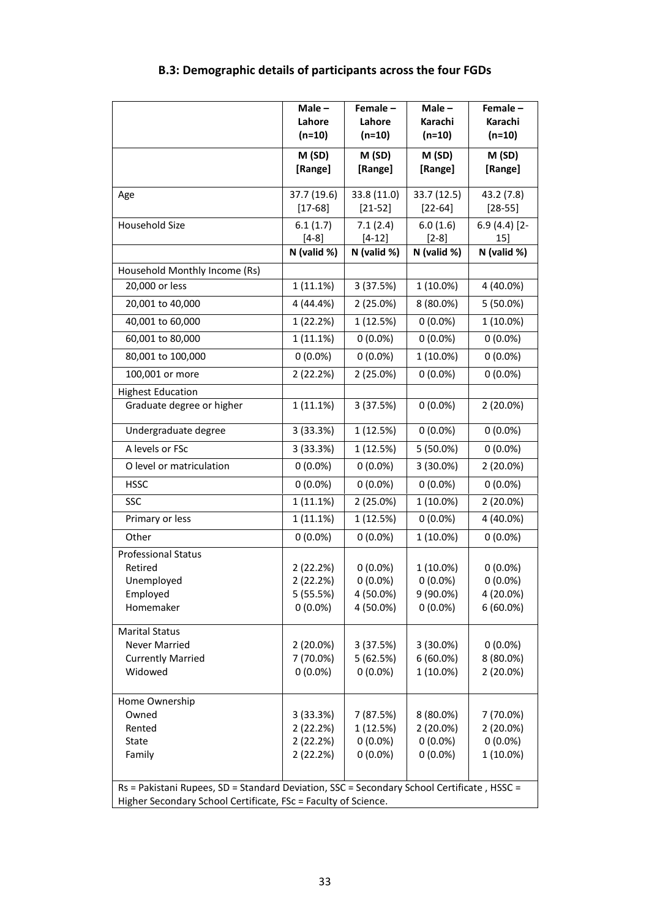## B.3: Demographic details of participants across the four FGDs

| | Male – Lahore (n=10) | Female – Lahore (n=10) | Male – Karachi (n=10) | Female – Karachi (n=10) |
|---|---|---|---|---|
| | M (SD) [Range] | M (SD) [Range] | M (SD) [Range] | M (SD) [Range] |
| Age | 37.7 (19.6) [17-68] | 33.8 (11.0) [21-52] | 33.7 (12.5) [22-64] | 43.2 (7.8) [28-55] |
| Household Size | 6.1 (1.7) [4-8] | 7.1 (2.4) [4-12] | 6.0 (1.6) [2-8] | 6.9 (4.4) [2-15] |
| | N (valid %) | N (valid %) | N (valid %) | N (valid %) |
| Household Monthly Income (Rs) | | | | |
| 20,000 or less | 1 (11.1%) | 3 (37.5%) | 1 (10.0%) | 4 (40.0%) |
| 20,001 to 40,000 | 4 (44.4%) | 2 (25.0%) | 8 (80.0%) | 5 (50.0%) |
| 40,001 to 60,000 | 1 (22.2%) | 1 (12.5%) | 0 (0.0%) | 1 (10.0%) |
| 60,001 to 80,000 | 1 (11.1%) | 0 (0.0%) | 0 (0.0%) | 0 (0.0%) |
| 80,001 to 100,000 | 0 (0.0%) | 0 (0.0%) | 1 (10.0%) | 0 (0.0%) |
| 100,001 or more | 2 (22.2%) | 2 (25.0%) | 0 (0.0%) | 0 (0.0%) |
| Highest Education | | | | |
| Graduate degree or higher | 1 (11.1%) | 3 (37.5%) | 0 (0.0%) | 2 (20.0%) |
| Undergraduate degree | 3 (33.3%) | 1 (12.5%) | 0 (0.0%) | 0 (0.0%) |
| A levels or FSc | 3 (33.3%) | 1 (12.5%) | 5 (50.0%) | 0 (0.0%) |
| O level or matriculation | 0 (0.0%) | 0 (0.0%) | 3 (30.0%) | 2 (20.0%) |
| HSSC | 0 (0.0%) | 0 (0.0%) | 0 (0.0%) | 0 (0.0%) |
| SSC | 1 (11.1%) | 2 (25.0%) | 1 (10.0%) | 2 (20.0%) |
| Primary or less | 1 (11.1%) | 1 (12.5%) | 0 (0.0%) | 4 (40.0%) |
| Other | 0 (0.0%) | 0 (0.0%) | 1 (10.0%) | 0 (0.0%) |
| Professional Status | | | | |
| Retired | 2 (22.2%) | 0 (0.0%) | 1 (10.0%) | 0 (0.0%) |
| Unemployed | 2 (22.2%) | 0 (0.0%) | 0 (0.0%) | 0 (0.0%) |
| Employed | 5 (55.5%) | 4 (50.0%) | 9 (90.0%) | 4 (20.0%) |
| Homemaker | 0 (0.0%) | 4 (50.0%) | 0 (0.0%) | 6 (60.0%) |
| Marital Status | | | | |
| Never Married | 2 (20.0%) | 3 (37.5%) | 3 (30.0%) | 0 (0.0%) |
| Currently Married | 7 (70.0%) | 5 (62.5%) | 6 (60.0%) | 8 (80.0%) |
| Widowed | 0 (0.0%) | 0 (0.0%) | 1 (10.0%) | 2 (20.0%) |
| Home Ownership | | | | |
| Owned | 3 (33.3%) | 7 (87.5%) | 8 (80.0%) | 7 (70.0%) |
| Rented | 2 (22.2%) | 1 (12.5%) | 2 (20.0%) | 2 (20.0%) |
| State | 2 (22.2%) | 0 (0.0%) | 0 (0.0%) | 0 (0.0%) |
| Family | 2 (22.2%) | 0 (0.0%) | 0 (0.0%) | 1 (10.0%) |

Rs = Pakistani Rupees, SD = Standard Deviation, SSC = Secondary School Certificate , HSSC = Higher Secondary School Certificate, FSc = Faculty of Science.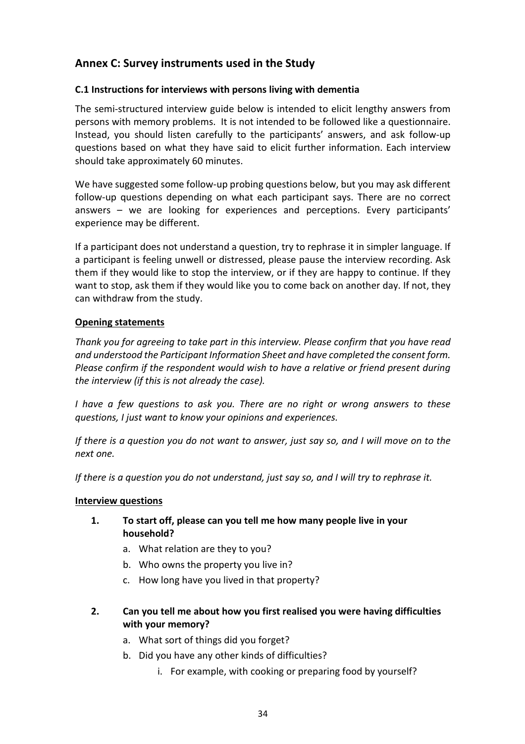## Annex C: Survey instruments used in the Study

### C.1 Instructions for interviews with persons living with dementia

The semi-structured interview guide below is intended to elicit lengthy answers from persons with memory problems. It is not intended to be followed like a questionnaire. Instead, you should listen carefully to the participants' answers, and ask follow-up questions based on what they have said to elicit further information. Each interview should take approximately 60 minutes.

We have suggested some follow-up probing questions below, but you may ask different follow-up questions depending on what each participant says. There are no correct answers – we are looking for experiences and perceptions. Every participants' experience may be different.

If a participant does not understand a question, try to rephrase it in simpler language. If a participant is feeling unwell or distressed, please pause the interview recording. Ask them if they would like to stop the interview, or if they are happy to continue. If they want to stop, ask them if they would like you to come back on another day. If not, they can withdraw from the study.

**Opening statements**

*Thank you for agreeing to take part in this interview. Please confirm that you have read and understood the Participant Information Sheet and have completed the consent form. Please confirm if the respondent would wish to have a relative or friend present during the interview (if this is not already the case).*

*I have a few questions to ask you. There are no right or wrong answers to these questions, I just want to know your opinions and experiences.*

*If there is a question you do not want to answer, just say so, and I will move on to the next one.*

*If there is a question you do not understand, just say so, and I will try to rephrase it.*

**Interview questions**

1. **To start off, please can you tell me how many people live in your household?**
   a. What relation are they to you?
   b. Who owns the property you live in?
   c. How long have you lived in that property?

2. **Can you tell me about how you first realised you were having difficulties with your memory?**
   a. What sort of things did you forget?
   b. Did you have any other kinds of difficulties?
      i. For example, with cooking or preparing food by yourself?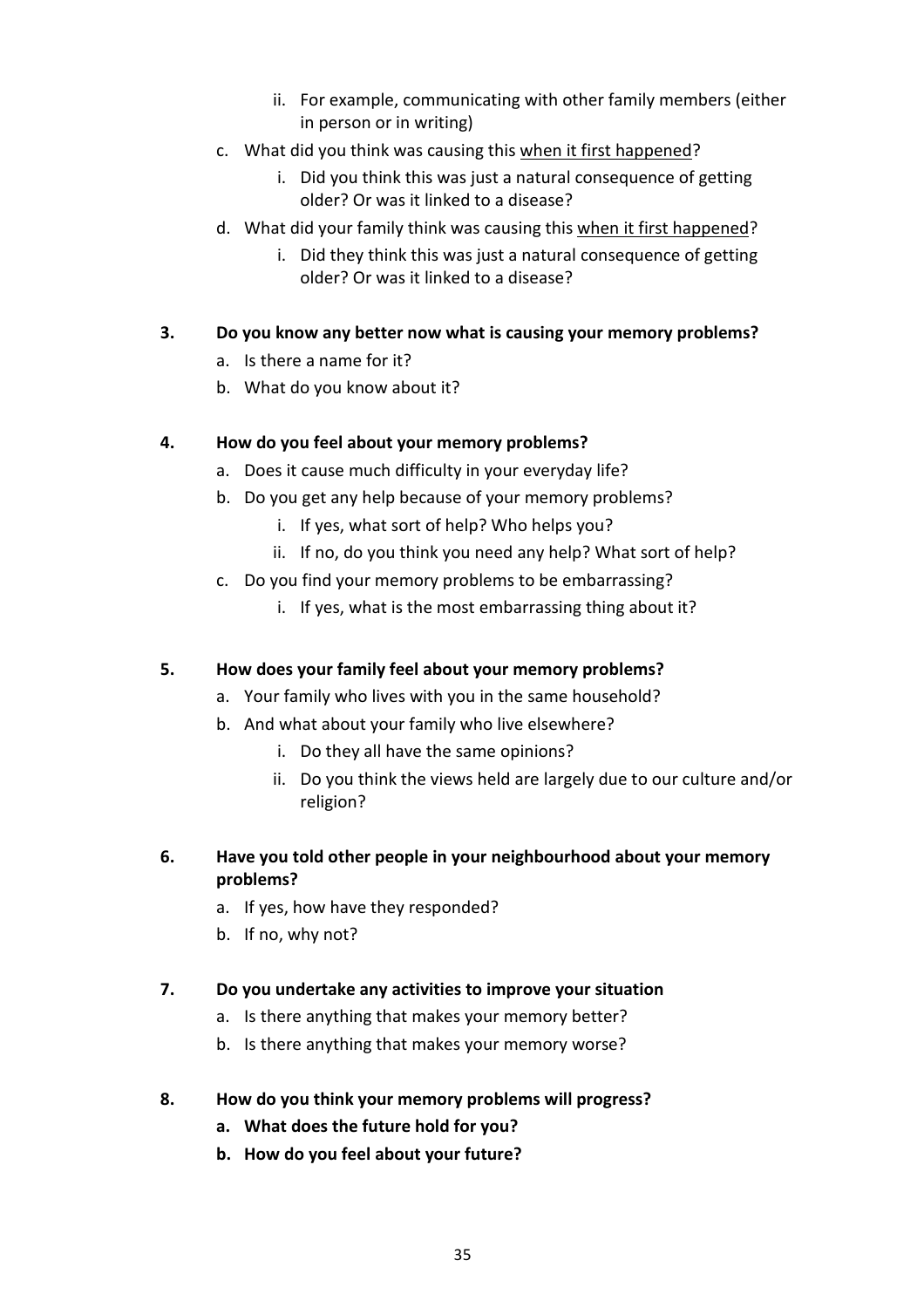ii. For example, communicating with other family members (either in person or in writing)

c. What did you think was causing this <u>when it first happened</u>?
    i. Did you think this was just a natural consequence of getting older? Or was it linked to a disease?
d. What did your family think was causing this <u>when it first happened</u>?
    i. Did they think this was just a natural consequence of getting older? Or was it linked to a disease?

**3. Do you know any better now what is causing your memory problems?**

a. Is there a name for it?
b. What do you know about it?

**4. How do you feel about your memory problems?**

a. Does it cause much difficulty in your everyday life?
b. Do you get any help because of your memory problems?
    i. If yes, what sort of help? Who helps you?
    ii. If no, do you think you need any help? What sort of help?
c. Do you find your memory problems to be embarrassing?
    i. If yes, what is the most embarrassing thing about it?

**5. How does your family feel about your memory problems?**

a. Your family who lives with you in the same household?
b. And what about your family who live elsewhere?
    i. Do they all have the same opinions?
    ii. Do you think the views held are largely due to our culture and/or religion?

**6. Have you told other people in your neighbourhood about your memory problems?**

a. If yes, how have they responded?
b. If no, why not?

**7. Do you undertake any activities to improve your situation**

a. Is there anything that makes your memory better?
b. Is there anything that makes your memory worse?

**8. How do you think your memory problems will progress?**

**a. What does the future hold for you?**
**b. How do you feel about your future?**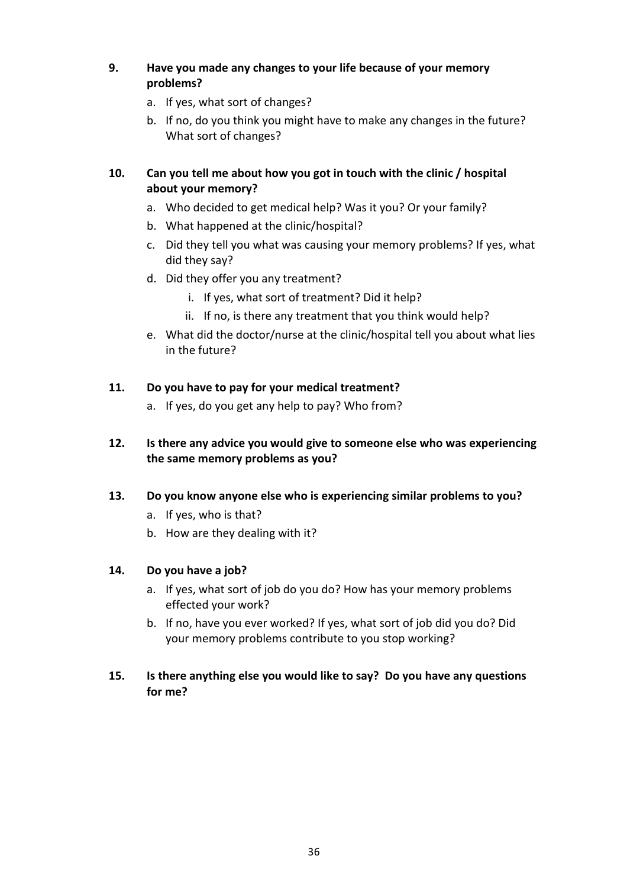**9. Have you made any changes to your life because of your memory problems?**

a. If yes, what sort of changes?
b. If no, do you think you might have to make any changes in the future? What sort of changes?

**10. Can you tell me about how you got in touch with the clinic / hospital about your memory?**

a. Who decided to get medical help? Was it you? Or your family?
b. What happened at the clinic/hospital?
c. Did they tell you what was causing your memory problems? If yes, what did they say?
d. Did they offer you any treatment?
    i. If yes, what sort of treatment? Did it help?
    ii. If no, is there any treatment that you think would help?
e. What did the doctor/nurse at the clinic/hospital tell you about what lies in the future?

**11. Do you have to pay for your medical treatment?**

a. If yes, do you get any help to pay? Who from?

**12. Is there any advice you would give to someone else who was experiencing the same memory problems as you?**

**13. Do you know anyone else who is experiencing similar problems to you?**

a. If yes, who is that?
b. How are they dealing with it?

**14. Do you have a job?**

a. If yes, what sort of job do you do? How has your memory problems effected your work?
b. If no, have you ever worked? If yes, what sort of job did you do? Did your memory problems contribute to you stop working?

**15. Is there anything else you would like to say? Do you have any questions for me?**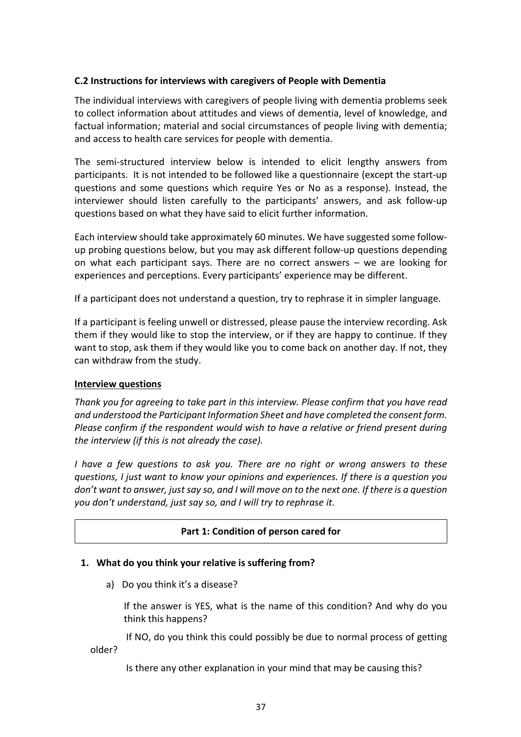### C.2 Instructions for interviews with caregivers of People with Dementia

The individual interviews with caregivers of people living with dementia problems seek to collect information about attitudes and views of dementia, level of knowledge, and factual information; material and social circumstances of people living with dementia; and access to health care services for people with dementia.

The semi-structured interview below is intended to elicit lengthy answers from participants. It is not intended to be followed like a questionnaire (except the start-up questions and some questions which require Yes or No as a response). Instead, the interviewer should listen carefully to the participants' answers, and ask follow-up questions based on what they have said to elicit further information.

Each interview should take approximately 60 minutes. We have suggested some follow-up probing questions below, but you may ask different follow-up questions depending on what each participant says. There are no correct answers – we are looking for experiences and perceptions. Every participants' experience may be different.

If a participant does not understand a question, try to rephrase it in simpler language.

If a participant is feeling unwell or distressed, please pause the interview recording. Ask them if they would like to stop the interview, or if they are happy to continue. If they want to stop, ask them if they would like you to come back on another day. If not, they can withdraw from the study.

**Interview questions**

*Thank you for agreeing to take part in this interview. Please confirm that you have read and understood the Participant Information Sheet and have completed the consent form. Please confirm if the respondent would wish to have a relative or friend present during the interview (if this is not already the case).*

*I have a few questions to ask you. There are no right or wrong answers to these questions, I just want to know your opinions and experiences. If there is a question you don't want to answer, just say so, and I will move on to the next one. If there is a question you don't understand, just say so, and I will try to rephrase it.*

**Part 1: Condition of person cared for**

1. **What do you think your relative is suffering from?**

   a) Do you think it's a disease?

      If the answer is YES, what is the name of this condition? And why do you think this happens?

      If NO, do you think this could possibly be due to normal process of getting older?

      Is there any other explanation in your mind that may be causing this?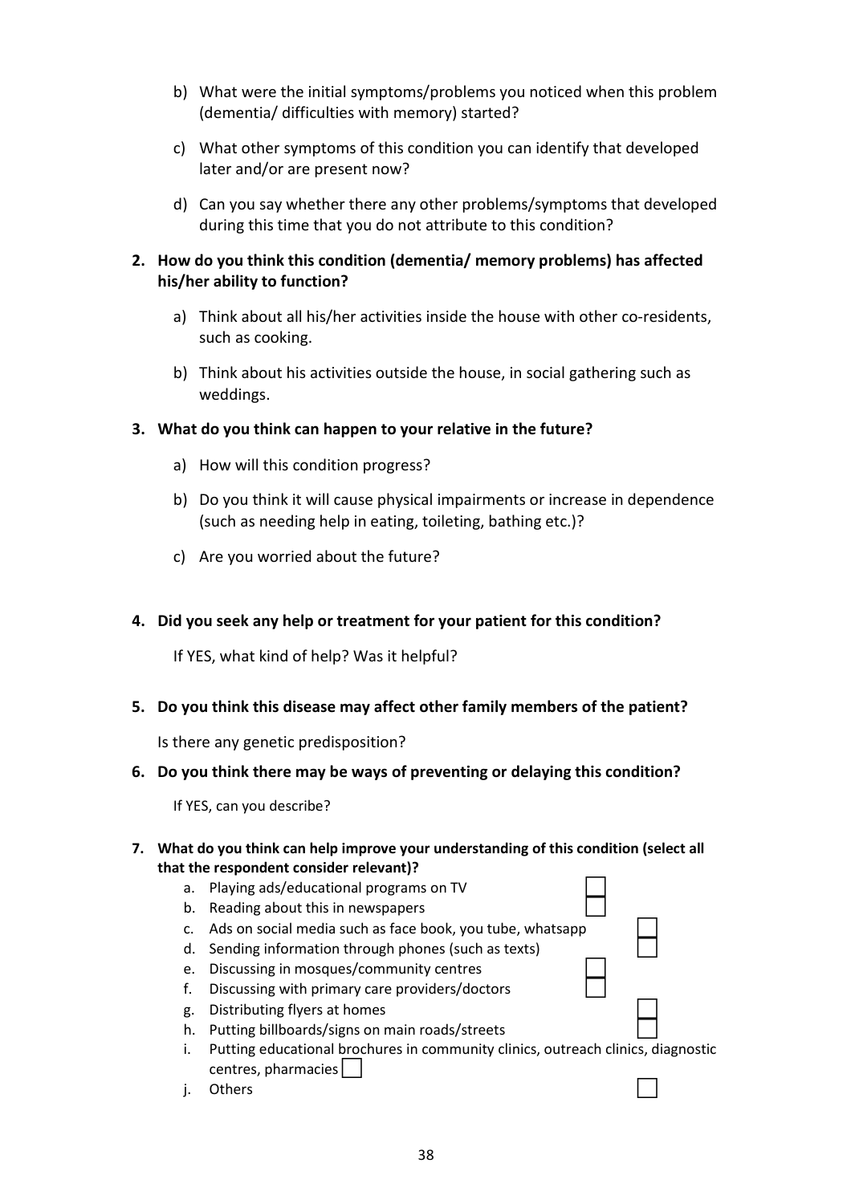b) What were the initial symptoms/problems you noticed when this problem (dementia/ difficulties with memory) started?

c) What other symptoms of this condition you can identify that developed later and/or are present now?

d) Can you say whether there any other problems/symptoms that developed during this time that you do not attribute to this condition?

**2. How do you think this condition (dementia/ memory problems) has affected his/her ability to function?**

a) Think about all his/her activities inside the house with other co-residents, such as cooking.

b) Think about his activities outside the house, in social gathering such as weddings.

**3. What do you think can happen to your relative in the future?**

a) How will this condition progress?

b) Do you think it will cause physical impairments or increase in dependence (such as needing help in eating, toileting, bathing etc.)?

c) Are you worried about the future?

**4. Did you seek any help or treatment for your patient for this condition?**

If YES, what kind of help? Was it helpful?

**5. Do you think this disease may affect other family members of the patient?**

Is there any genetic predisposition?

**6. Do you think there may be ways of preventing or delaying this condition?**

If YES, can you describe?

**7. What do you think can help improve your understanding of this condition (select all that the respondent consider relevant)?**

a. Playing ads/educational programs on TV ☐
b. Reading about this in newspapers ☐
c. Ads on social media such as face book, you tube, whatsapp ☐
d. Sending information through phones (such as texts) ☐
e. Discussing in mosques/community centres ☐
f. Discussing with primary care providers/doctors ☐
g. Distributing flyers at homes ☐
h. Putting billboards/signs on main roads/streets ☐
i. Putting educational brochures in community clinics, outreach clinics, diagnostic centres, pharmacies ☐
j. Others ☐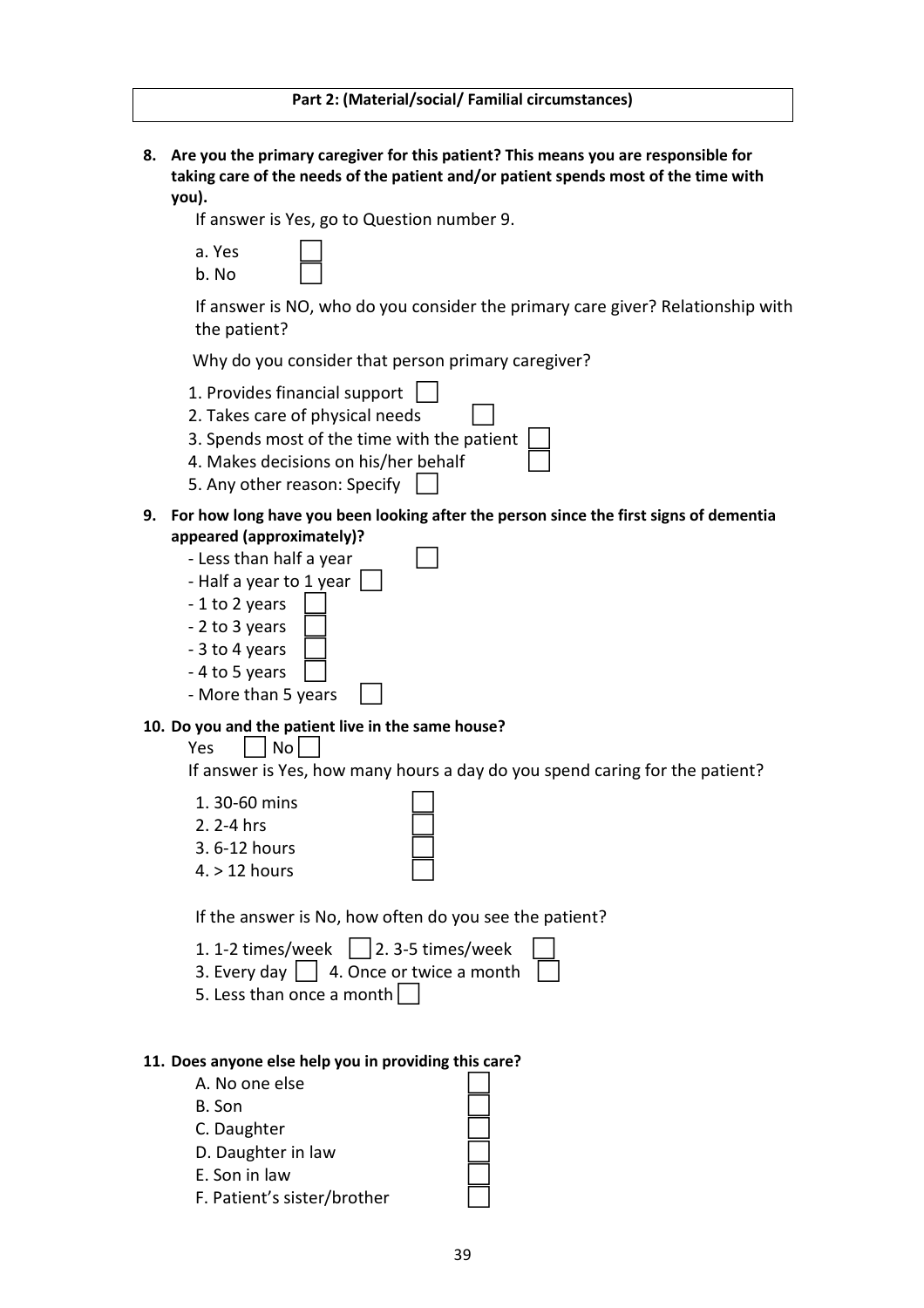**Part 2: (Material/social/ Familial circumstances)**

**8. Are you the primary caregiver for this patient? This means you are responsible for taking care of the needs of the patient and/or patient spends most of the time with you).**

If answer is Yes, go to Question number 9.

a. Yes ☐
b. No ☐

If answer is NO, who do you consider the primary care giver? Relationship with the patient?

Why do you consider that person primary caregiver?

1. Provides financial support ☐
2. Takes care of physical needs ☐
3. Spends most of the time with the patient ☐
4. Makes decisions on his/her behalf ☐
5. Any other reason: Specify ☐

**9. For how long have you been looking after the person since the first signs of dementia appeared (approximately)?**

- Less than half a year ☐
- Half a year to 1 year ☐
- 1 to 2 years ☐
- 2 to 3 years ☐
- 3 to 4 years ☐
- 4 to 5 years ☐
- More than 5 years ☐

**10. Do you and the patient live in the same house?**

Yes ☐ No ☐

If answer is Yes, how many hours a day do you spend caring for the patient?

1. 30-60 mins ☐
2. 2-4 hrs ☐
3. 6-12 hours ☐
4. > 12 hours ☐

If the answer is No, how often do you see the patient?

1. 1-2 times/week ☐ 2. 3-5 times/week ☐
3. Every day ☐ 4. Once or twice a month ☐
5. Less than once a month ☐

**11. Does anyone else help you in providing this care?**

A. No one else ☐
B. Son ☐
C. Daughter ☐
D. Daughter in law ☐
E. Son in law ☐
F. Patient's sister/brother ☐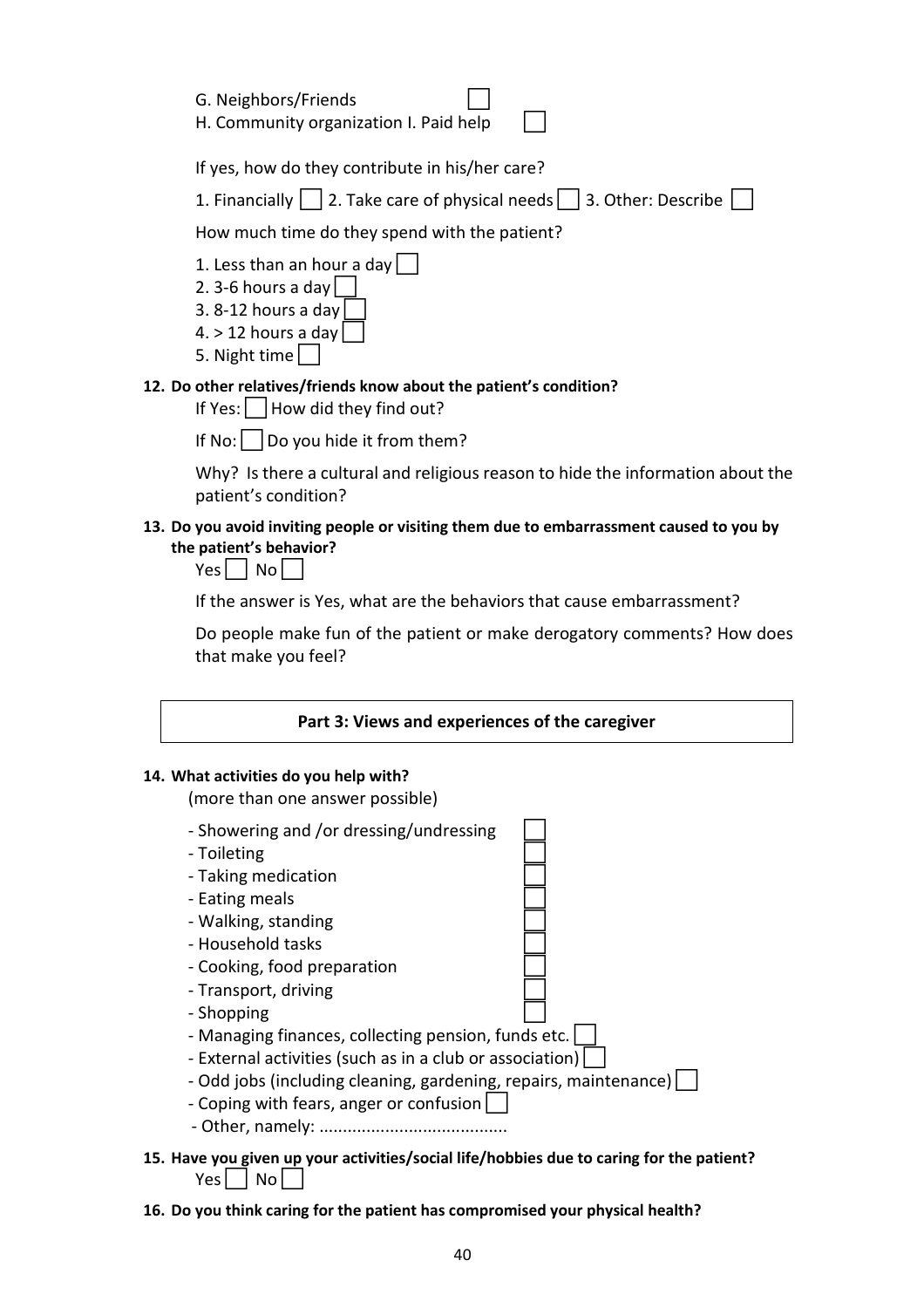G. Neighbors/Friends ☐
H. Community organization I. Paid help ☐

If yes, how do they contribute in his/her care?

1. Financially ☐ 2. Take care of physical needs ☐ 3. Other: Describe ☐

How much time do they spend with the patient?

1. Less than an hour a day ☐
2. 3-6 hours a day ☐
3. 8-12 hours a day ☐
4. > 12 hours a day ☐
5. Night time ☐

**12. Do other relatives/friends know about the patient's condition?**

If Yes: ☐ How did they find out?

If No: ☐ Do you hide it from them?

Why? Is there a cultural and religious reason to hide the information about the patient's condition?

**13. Do you avoid inviting people or visiting them due to embarrassment caused to you by the patient's behavior?**

Yes ☐ No ☐

If the answer is Yes, what are the behaviors that cause embarrassment?

Do people make fun of the patient or make derogatory comments? How does that make you feel?

## Part 3: Views and experiences of the caregiver

**14. What activities do you help with?**

(more than one answer possible)

- Showering and /or dressing/undressing ☐
- Toileting ☐
- Taking medication ☐
- Eating meals ☐
- Walking, standing ☐
- Household tasks ☐
- Cooking, food preparation ☐
- Transport, driving ☐
- Shopping ☐
- Managing finances, collecting pension, funds etc. ☐
- External activities (such as in a club or association) ☐
- Odd jobs (including cleaning, gardening, repairs, maintenance) ☐
- Coping with fears, anger or confusion ☐
- Other, namely: ........................................

**15. Have you given up your activities/social life/hobbies due to caring for the patient?**

Yes ☐ No ☐

**16. Do you think caring for the patient has compromised your physical health?**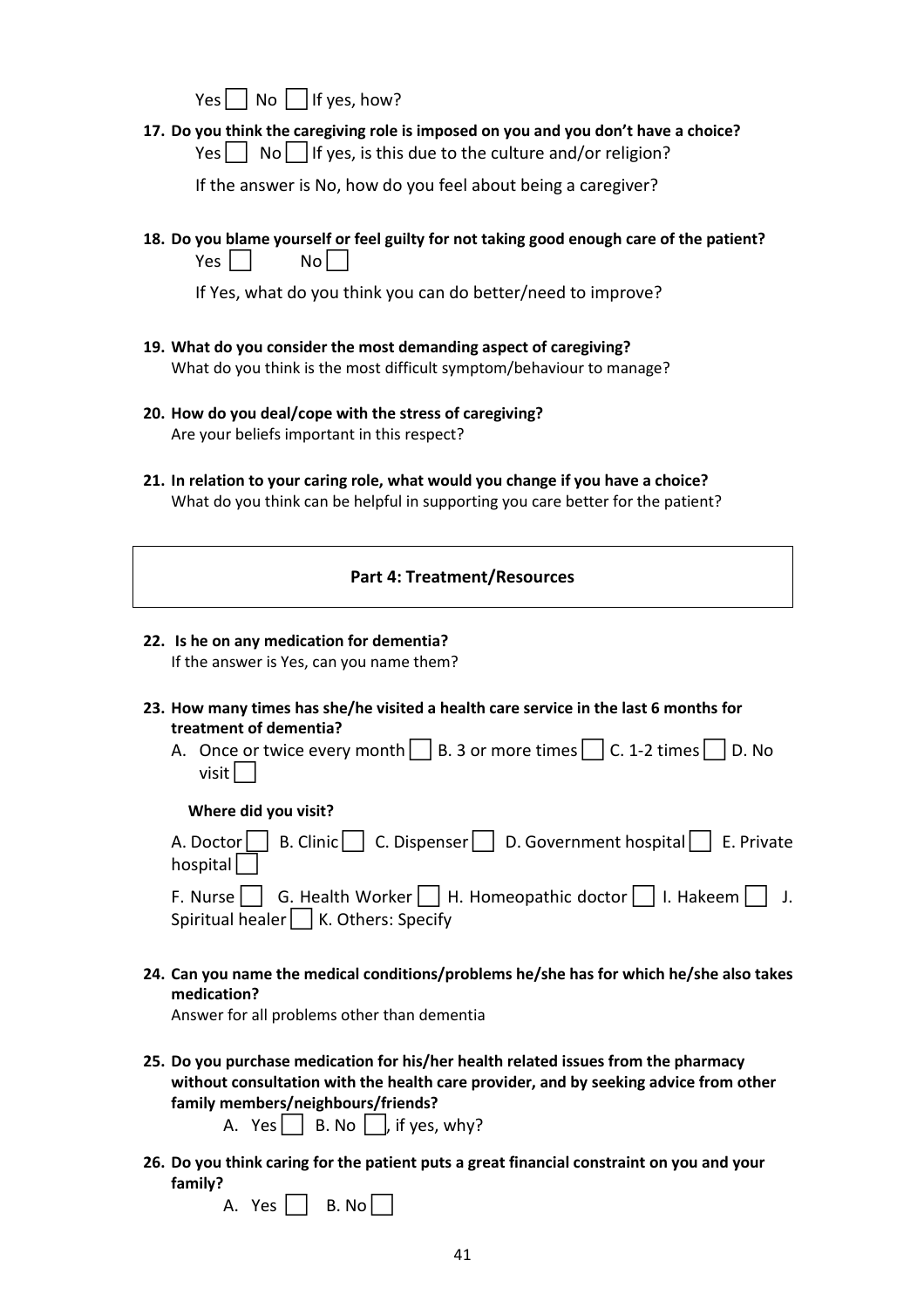Yes ☐ No ☐ If yes, how?

**17. Do you think the caregiving role is imposed on you and you don't have a choice?**

Yes ☐ No ☐ If yes, is this due to the culture and/or religion?

If the answer is No, how do you feel about being a caregiver?

**18. Do you blame yourself or feel guilty for not taking good enough care of the patient?**

Yes ☐ No ☐

If Yes, what do you think you can do better/need to improve?

**19. What do you consider the most demanding aspect of caregiving?**

What do you think is the most difficult symptom/behaviour to manage?

**20. How do you deal/cope with the stress of caregiving?**

Are your beliefs important in this respect?

**21. In relation to your caring role, what would you change if you have a choice?**

What do you think can be helpful in supporting you care better for the patient?

## Part 4: Treatment/Resources

**22. Is he on any medication for dementia?**

If the answer is Yes, can you name them?

**23. How many times has she/he visited a health care service in the last 6 months for treatment of dementia?**

A. Once or twice every month ☐ B. 3 or more times ☐ C. 1-2 times ☐ D. No visit ☐

**Where did you visit?**

A. Doctor ☐ B. Clinic ☐ C. Dispenser ☐ D. Government hospital ☐ E. Private hospital ☐

F. Nurse ☐ G. Health Worker ☐ H. Homeopathic doctor ☐ I. Hakeem ☐ J. Spiritual healer ☐ K. Others: Specify

**24. Can you name the medical conditions/problems he/she has for which he/she also takes medication?**

Answer for all problems other than dementia

**25. Do you purchase medication for his/her health related issues from the pharmacy without consultation with the health care provider, and by seeking advice from other family members/neighbours/friends?**

A. Yes ☐ B. No ☐, if yes, why?

**26. Do you think caring for the patient puts a great financial constraint on you and your family?**

A. Yes ☐ B. No ☐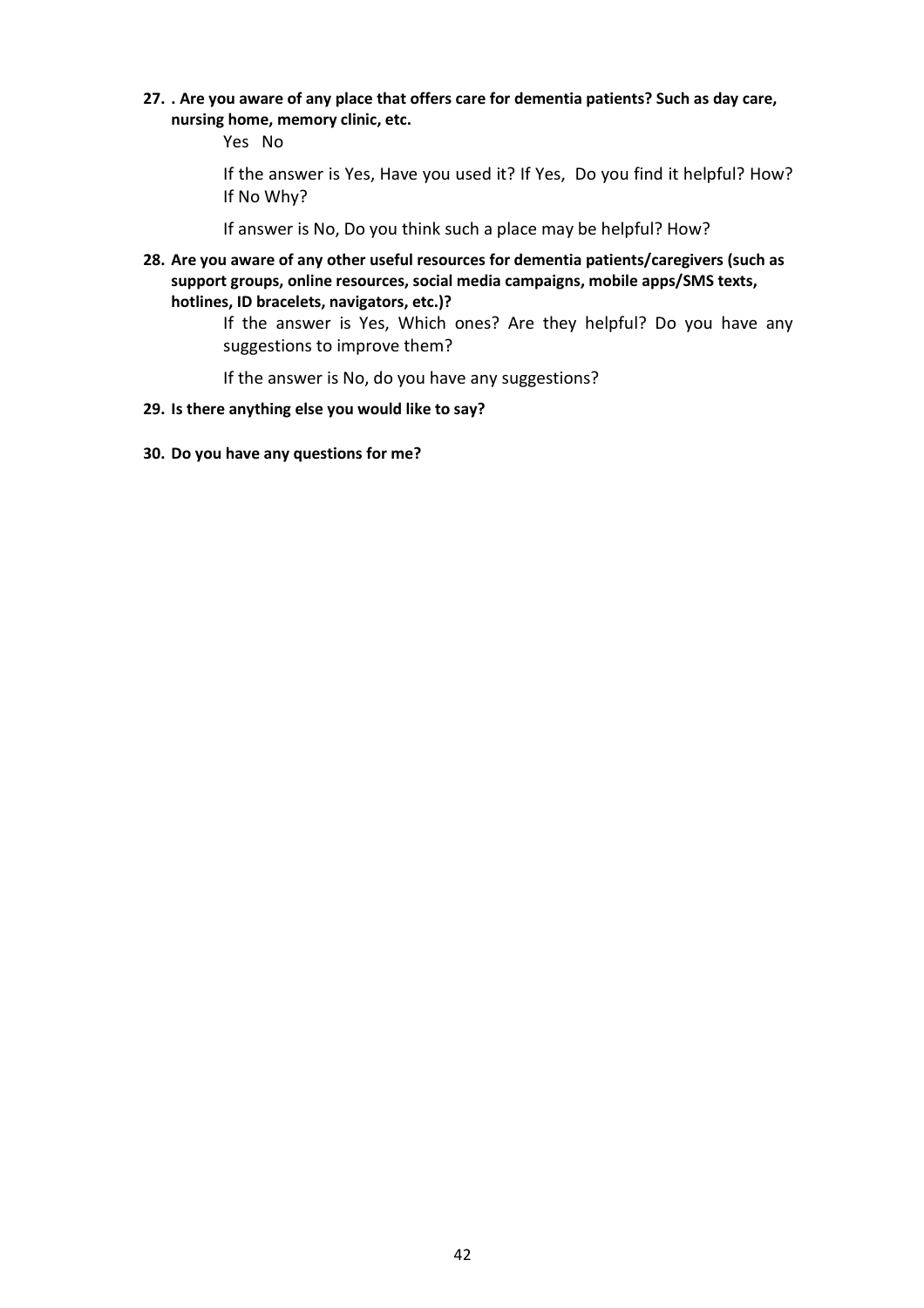27. **. Are you aware of any place that offers care for dementia patients? Such as day care, nursing home, memory clinic, etc.**

    Yes No

    If the answer is Yes, Have you used it? If Yes, Do you find it helpful? How? If No Why?

    If answer is No, Do you think such a place may be helpful? How?

28. **Are you aware of any other useful resources for dementia patients/caregivers (such as support groups, online resources, social media campaigns, mobile apps/SMS texts, hotlines, ID bracelets, navigators, etc.)?**

    If the answer is Yes, Which ones? Are they helpful? Do you have any suggestions to improve them?

    If the answer is No, do you have any suggestions?

29. **Is there anything else you would like to say?**

30. **Do you have any questions for me?**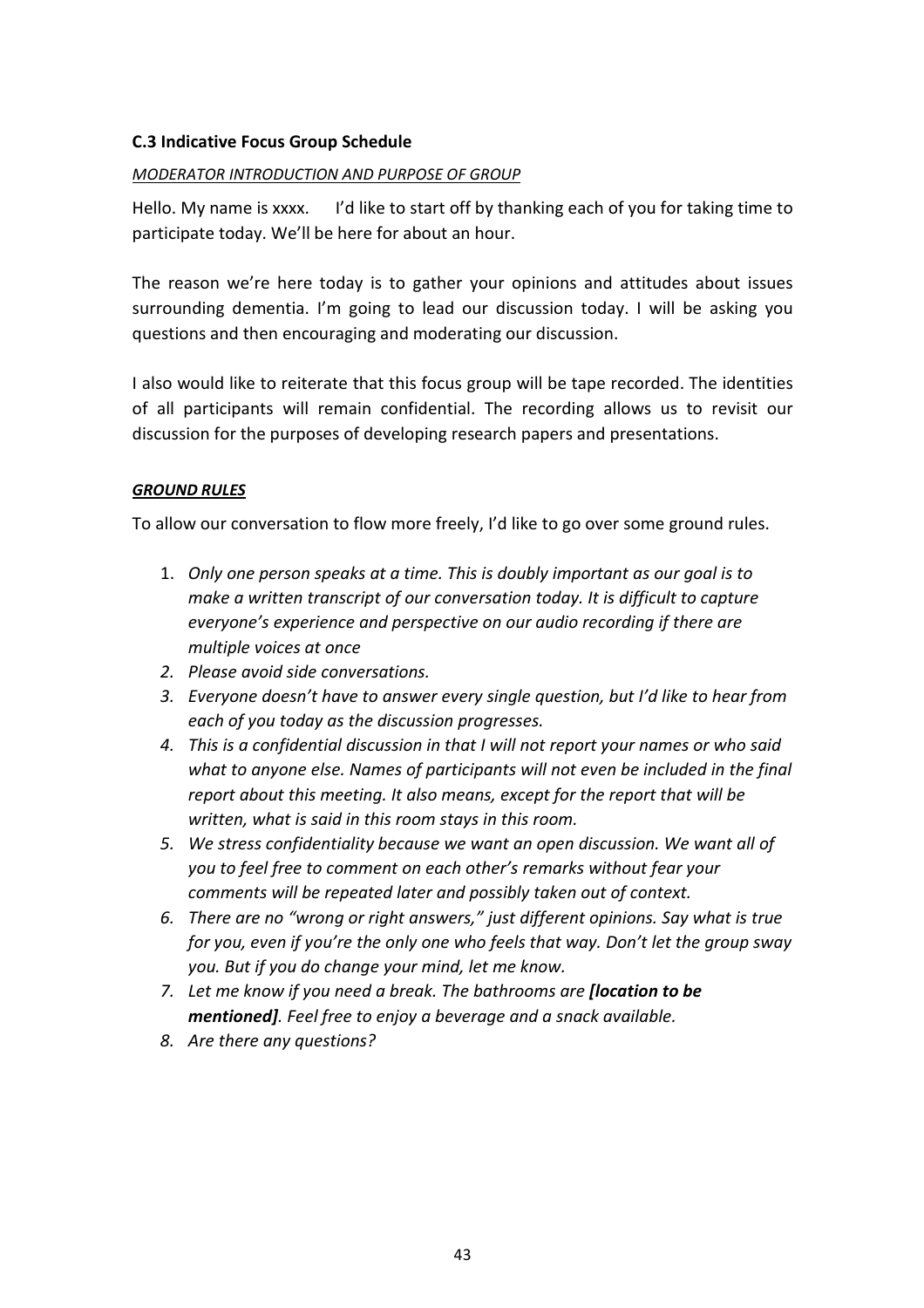### C.3 Indicative Focus Group Schedule

*MODERATOR INTRODUCTION AND PURPOSE OF GROUP*

Hello. My name is xxxx.    I'd like to start off by thanking each of you for taking time to participate today. We'll be here for about an hour.

The reason we're here today is to gather your opinions and attitudes about issues surrounding dementia. I'm going to lead our discussion today. I will be asking you questions and then encouraging and moderating our discussion.

I also would like to reiterate that this focus group will be tape recorded. The identities of all participants will remain confidential. The recording allows us to revisit our discussion for the purposes of developing research papers and presentations.

***GROUND RULES***

To allow our conversation to flow more freely, I'd like to go over some ground rules.

1. *Only one person speaks at a time. This is doubly important as our goal is to make a written transcript of our conversation today. It is difficult to capture everyone's experience and perspective on our audio recording if there are multiple voices at once*
2. *Please avoid side conversations.*
3. *Everyone doesn't have to answer every single question, but I'd like to hear from each of you today as the discussion progresses.*
4. *This is a confidential discussion in that I will not report your names or who said what to anyone else. Names of participants will not even be included in the final report about this meeting. It also means, except for the report that will be written, what is said in this room stays in this room.*
5. *We stress confidentiality because we want an open discussion. We want all of you to feel free to comment on each other's remarks without fear your comments will be repeated later and possibly taken out of context.*
6. *There are no "wrong or right answers," just different opinions. Say what is true for you, even if you're the only one who feels that way. Don't let the group sway you. But if you do change your mind, let me know.*
7. *Let me know if you need a break. The bathrooms are* ***[location to be mentioned]****. Feel free to enjoy a beverage and a snack available.*
8. *Are there any questions?*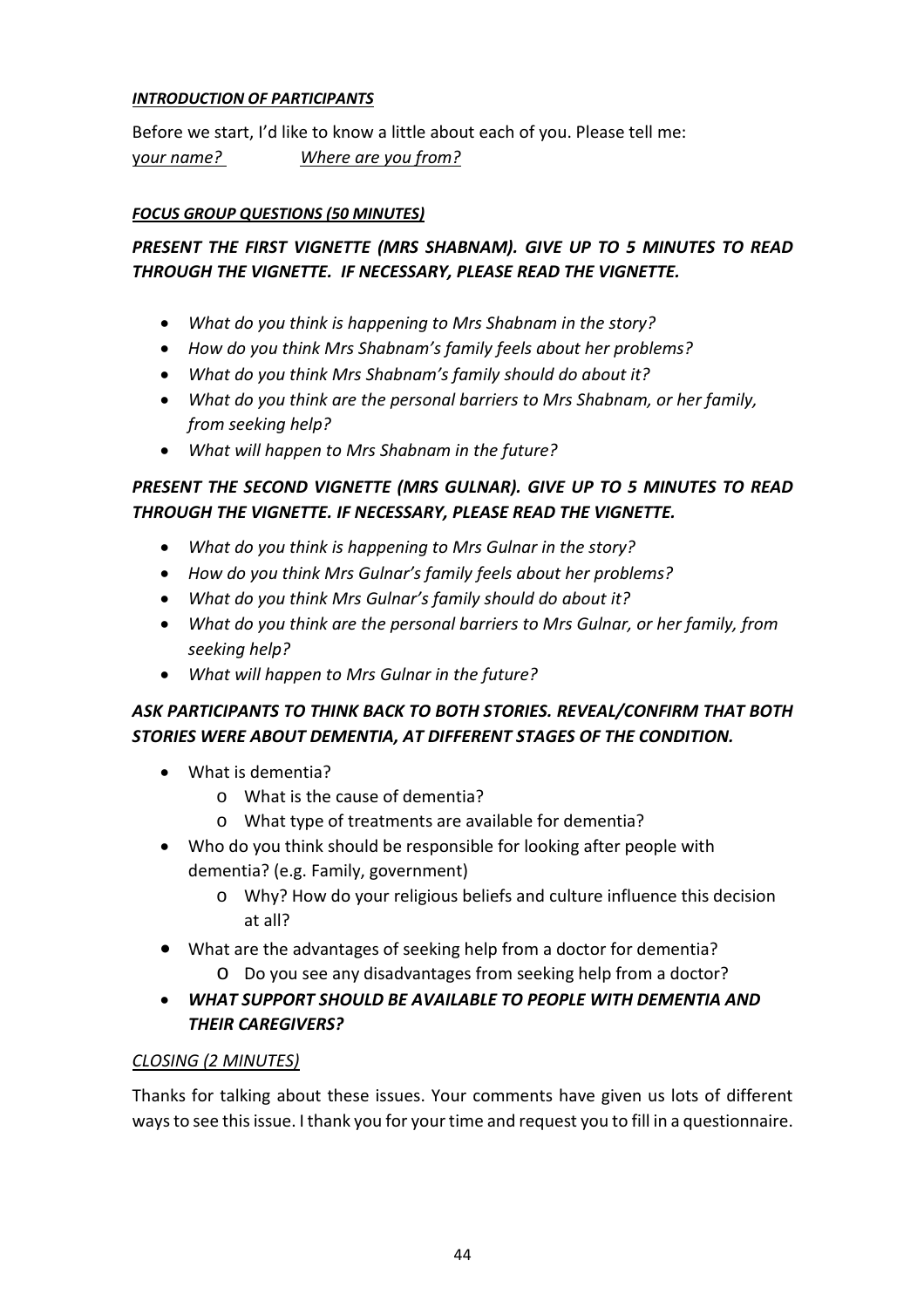***INTRODUCTION OF PARTICIPANTS***

Before we start, I'd like to know a little about each of you. Please tell me:
*your name?* *Where are you from?*

***FOCUS GROUP QUESTIONS (50 MINUTES)***

***PRESENT THE FIRST VIGNETTE (MRS SHABNAM). GIVE UP TO 5 MINUTES TO READ THROUGH THE VIGNETTE. IF NECESSARY, PLEASE READ THE VIGNETTE.***

- *What do you think is happening to Mrs Shabnam in the story?*
- *How do you think Mrs Shabnam's family feels about her problems?*
- *What do you think Mrs Shabnam's family should do about it?*
- *What do you think are the personal barriers to Mrs Shabnam, or her family, from seeking help?*
- *What will happen to Mrs Shabnam in the future?*

***PRESENT THE SECOND VIGNETTE (MRS GULNAR). GIVE UP TO 5 MINUTES TO READ THROUGH THE VIGNETTE. IF NECESSARY, PLEASE READ THE VIGNETTE.***

- *What do you think is happening to Mrs Gulnar in the story?*
- *How do you think Mrs Gulnar's family feels about her problems?*
- *What do you think Mrs Gulnar's family should do about it?*
- *What do you think are the personal barriers to Mrs Gulnar, or her family, from seeking help?*
- *What will happen to Mrs Gulnar in the future?*

***ASK PARTICIPANTS TO THINK BACK TO BOTH STORIES. REVEAL/CONFIRM THAT BOTH STORIES WERE ABOUT DEMENTIA, AT DIFFERENT STAGES OF THE CONDITION.***

- What is dementia?
    - What is the cause of dementia?
    - What type of treatments are available for dementia?
- Who do you think should be responsible for looking after people with dementia? (e.g. Family, government)
    - Why? How do your religious beliefs and culture influence this decision at all?
- What are the advantages of seeking help from a doctor for dementia?
    - Do you see any disadvantages from seeking help from a doctor?
- ***WHAT SUPPORT SHOULD BE AVAILABLE TO PEOPLE WITH DEMENTIA AND THEIR CAREGIVERS?***

*CLOSING (2 MINUTES)*

Thanks for talking about these issues. Your comments have given us lots of different ways to see this issue. I thank you for your time and request you to fill in a questionnaire.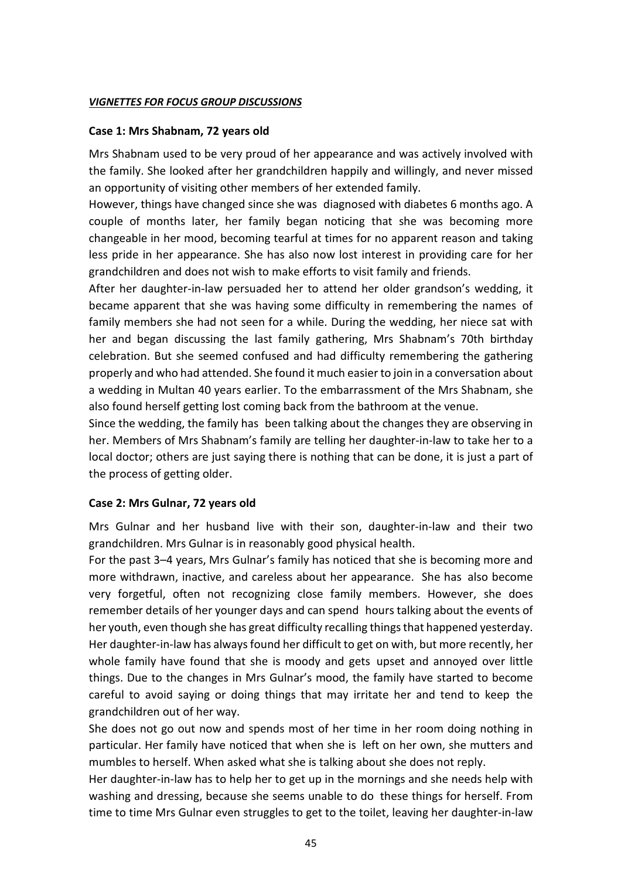***VIGNETTES FOR FOCUS GROUP DISCUSSIONS***

**Case 1: Mrs Shabnam, 72 years old**

Mrs Shabnam used to be very proud of her appearance and was actively involved with the family. She looked after her grandchildren happily and willingly, and never missed an opportunity of visiting other members of her extended family.

However, things have changed since she was diagnosed with diabetes 6 months ago. A couple of months later, her family began noticing that she was becoming more changeable in her mood, becoming tearful at times for no apparent reason and taking less pride in her appearance. She has also now lost interest in providing care for her grandchildren and does not wish to make efforts to visit family and friends.

After her daughter-in-law persuaded her to attend her older grandson's wedding, it became apparent that she was having some difficulty in remembering the names of family members she had not seen for a while. During the wedding, her niece sat with her and began discussing the last family gathering, Mrs Shabnam's 70th birthday celebration. But she seemed confused and had difficulty remembering the gathering properly and who had attended. She found it much easier to join in a conversation about a wedding in Multan 40 years earlier. To the embarrassment of the Mrs Shabnam, she also found herself getting lost coming back from the bathroom at the venue.

Since the wedding, the family has been talking about the changes they are observing in her. Members of Mrs Shabnam's family are telling her daughter-in-law to take her to a local doctor; others are just saying there is nothing that can be done, it is just a part of the process of getting older.

**Case 2: Mrs Gulnar, 72 years old**

Mrs Gulnar and her husband live with their son, daughter-in-law and their two grandchildren. Mrs Gulnar is in reasonably good physical health.

For the past 3–4 years, Mrs Gulnar's family has noticed that she is becoming more and more withdrawn, inactive, and careless about her appearance. She has also become very forgetful, often not recognizing close family members. However, she does remember details of her younger days and can spend hours talking about the events of her youth, even though she has great difficulty recalling things that happened yesterday. Her daughter-in-law has always found her difficult to get on with, but more recently, her whole family have found that she is moody and gets upset and annoyed over little things. Due to the changes in Mrs Gulnar's mood, the family have started to become careful to avoid saying or doing things that may irritate her and tend to keep the grandchildren out of her way.

She does not go out now and spends most of her time in her room doing nothing in particular. Her family have noticed that when she is left on her own, she mutters and mumbles to herself. When asked what she is talking about she does not reply.

Her daughter-in-law has to help her to get up in the mornings and she needs help with washing and dressing, because she seems unable to do these things for herself. From time to time Mrs Gulnar even struggles to get to the toilet, leaving her daughter-in-law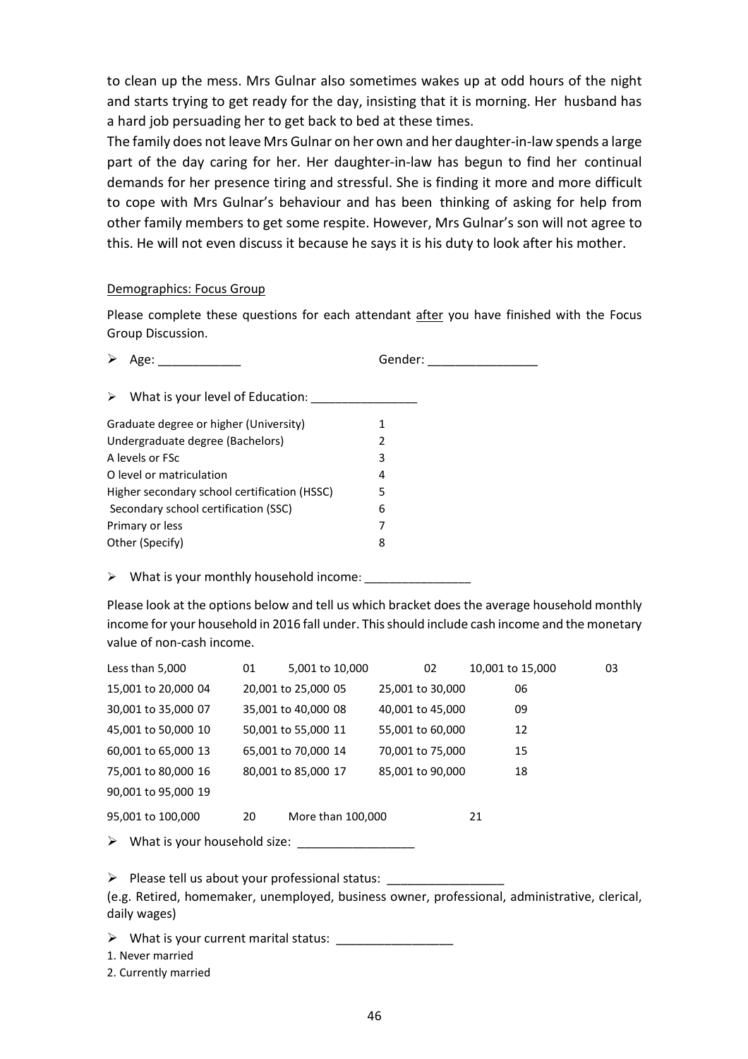to clean up the mess. Mrs Gulnar also sometimes wakes up at odd hours of the night and starts trying to get ready for the day, insisting that it is morning. Her husband has a hard job persuading her to get back to bed at these times.

The family does not leave Mrs Gulnar on her own and her daughter-in-law spends a large part of the day caring for her. Her daughter-in-law has begun to find her continual demands for her presence tiring and stressful. She is finding it more and more difficult to cope with Mrs Gulnar's behaviour and has been thinking of asking for help from other family members to get some respite. However, Mrs Gulnar's son will not agree to this. He will not even discuss it because he says it is his duty to look after his mother.

Demographics: Focus Group

Please complete these questions for each attendant after you have finished with the Focus Group Discussion.

- Age: ____________ Gender: ________________

- What is your level of Education: ________________

| | |
|---|---|
| Graduate degree or higher (University) | 1 |
| Undergraduate degree (Bachelors) | 2 |
| A levels or FSc | 3 |
| O level or matriculation | 4 |
| Higher secondary school certification (HSSC) | 5 |
| Secondary school certification (SSC) | 6 |
| Primary or less | 7 |
| Other (Specify) | 8 |

- What is your monthly household income: ________________

Please look at the options below and tell us which bracket does the average household monthly income for your household in 2016 fall under. This should include cash income and the monetary value of non-cash income.

| | | | | | |
|---|---|---|---|---|---|
| Less than 5,000 | 01 | 5,001 to 10,000 | 02 | 10,001 to 15,000 | 03 |
| 15,001 to 20,000 | 04 | 20,001 to 25,000 | 05 | 25,001 to 30,000 | 06 |
| 30,001 to 35,000 | 07 | 35,001 to 40,000 | 08 | 40,001 to 45,000 | 09 |
| 45,001 to 50,000 | 10 | 50,001 to 55,000 | 11 | 55,001 to 60,000 | 12 |
| 60,001 to 65,000 | 13 | 65,001 to 70,000 | 14 | 70,001 to 75,000 | 15 |
| 75,001 to 80,000 | 16 | 80,001 to 85,000 | 17 | 85,001 to 90,000 | 18 |
| 90,001 to 95,000 | 19 | | | | |
| 95,001 to 100,000 | 20 | More than 100,000 | 21 | | |

- What is your household size: __________________

- Please tell us about your professional status: __________________
(e.g. Retired, homemaker, unemployed, business owner, professional, administrative, clerical, daily wages)

- What is your current marital status: __________________

1. Never married
2. Currently married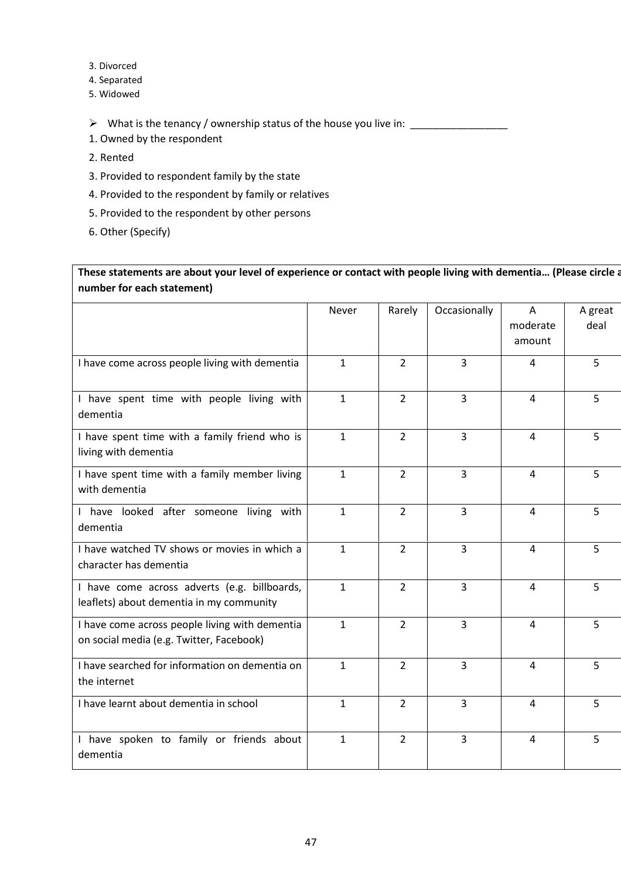3. Divorced
4. Separated
5. Widowed

- What is the tenancy / ownership status of the house you live in: _________________

1. Owned by the respondent
2. Rented
3. Provided to respondent family by the state
4. Provided to the respondent by family or relatives
5. Provided to the respondent by other persons
6. Other (Specify)

**These statements are about your level of experience or contact with people living with dementia… (Please circle a number for each statement)**

| | Never | Rarely | Occasionally | A moderate amount | A great deal |
|---|---|---|---|---|---|
| I have come across people living with dementia | 1 | 2 | 3 | 4 | 5 |
| I have spent time with people living with dementia | 1 | 2 | 3 | 4 | 5 |
| I have spent time with a family friend who is living with dementia | 1 | 2 | 3 | 4 | 5 |
| I have spent time with a family member living with dementia | 1 | 2 | 3 | 4 | 5 |
| I have looked after someone living with dementia | 1 | 2 | 3 | 4 | 5 |
| I have watched TV shows or movies in which a character has dementia | 1 | 2 | 3 | 4 | 5 |
| I have come across adverts (e.g. billboards, leaflets) about dementia in my community | 1 | 2 | 3 | 4 | 5 |
| I have come across people living with dementia on social media (e.g. Twitter, Facebook) | 1 | 2 | 3 | 4 | 5 |
| I have searched for information on dementia on the internet | 1 | 2 | 3 | 4 | 5 |
| I have learnt about dementia in school | 1 | 2 | 3 | 4 | 5 |
| I have spoken to family or friends about dementia | 1 | 2 | 3 | 4 | 5 |